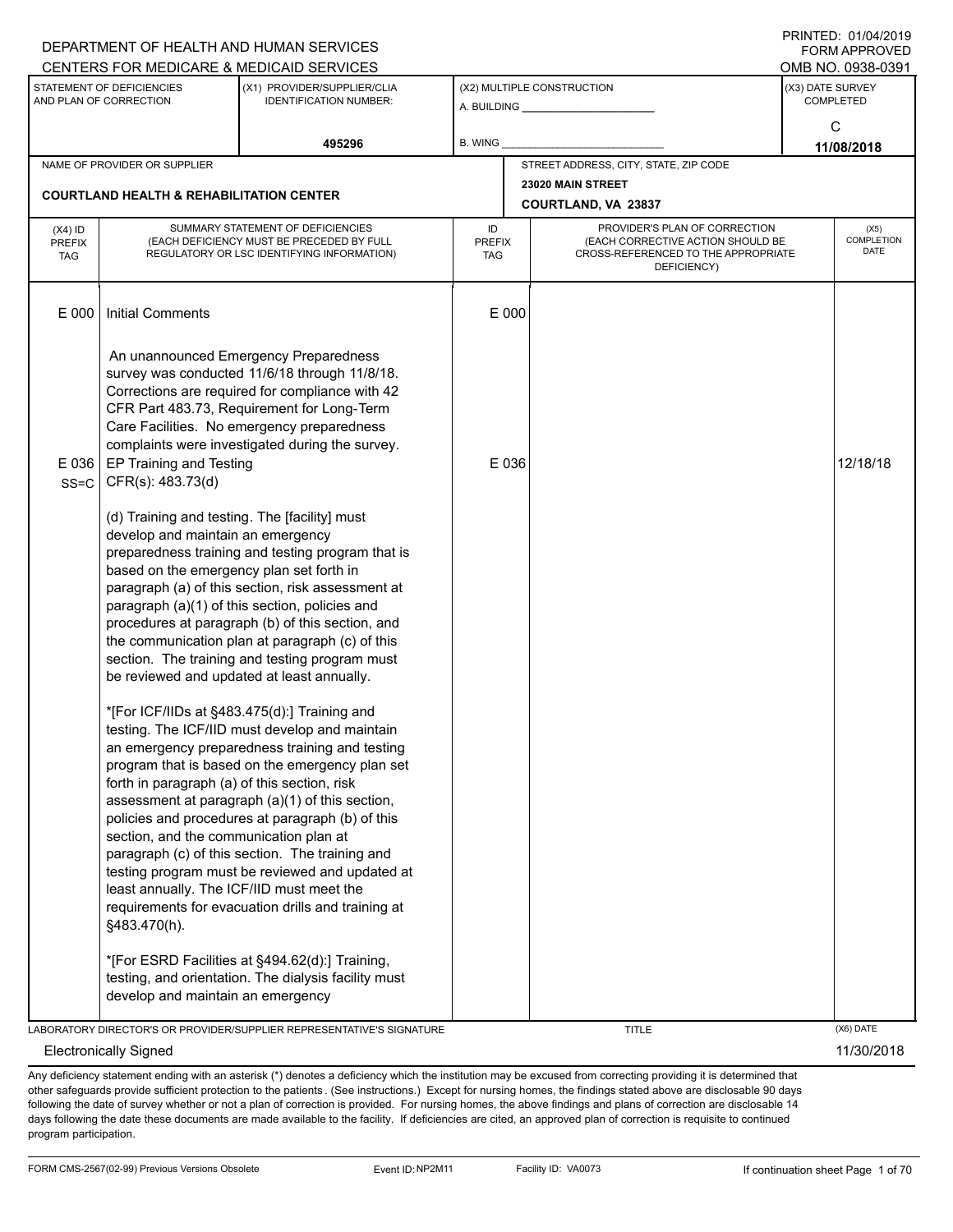DEPARTMENT OF HEALTH AND HUMAN SERVICES
CENTERS FOR MEDICARE & MEDICAID SERVICES

PRINTED: 01/04/2019
FORM APPROVED
OMB NO. 0938-0391

| STATEMENT OF DEFICIENCIES AND PLAN OF CORRECTION | (X1) PROVIDER/SUPPLIER/CLIA IDENTIFICATION NUMBER: | (X2) MULTIPLE CONSTRUCTION | (X3) DATE SURVEY COMPLETED |
|---|---|---|---|
| | 495296 | A. BUILDING ______ B. WING ______ | C 11/08/2018 |

| NAME OF PROVIDER OR SUPPLIER | STREET ADDRESS, CITY, STATE, ZIP CODE |
|---|---|
| COURTLAND HEALTH & REHABILITATION CENTER | 23020 MAIN STREET COURTLAND, VA 23837 |

| (X4) ID PREFIX TAG | SUMMARY STATEMENT OF DEFICIENCIES (EACH DEFICIENCY MUST BE PRECEDED BY FULL REGULATORY OR LSC IDENTIFYING INFORMATION) | ID PREFIX TAG | PROVIDER'S PLAN OF CORRECTION (EACH CORRECTIVE ACTION SHOULD BE CROSS-REFERENCED TO THE APPROPRIATE DEFICIENCY) | (X5) COMPLETION DATE |
|---|---|---|---|---|
| E 000 | Initial Comments<br><br>An unannounced Emergency Preparedness survey was conducted 11/6/18 through 11/8/18. Corrections are required for compliance with 42 CFR Part 483.73, Requirement for Long-Term Care Facilities. No emergency preparedness complaints were investigated during the survey. | E 000 | | |
| E 036 SS=C | EP Training and Testing<br>CFR(s): 483.73(d)<br><br>(d) Training and testing. The [facility] must develop and maintain an emergency preparedness training and testing program that is based on the emergency plan set forth in paragraph (a) of this section, risk assessment at paragraph (a)(1) of this section, policies and procedures at paragraph (b) of this section, and the communication plan at paragraph (c) of this section. The training and testing program must be reviewed and updated at least annually.<br><br>*[For ICF/IIDs at §483.475(d):] Training and testing. The ICF/IID must develop and maintain an emergency preparedness training and testing program that is based on the emergency plan set forth in paragraph (a) of this section, risk assessment at paragraph (a)(1) of this section, policies and procedures at paragraph (b) of this section, and the communication plan at paragraph (c) of this section. The training and testing program must be reviewed and updated at least annually. The ICF/IID must meet the requirements for evacuation drills and training at §483.470(h).<br><br>*[For ESRD Facilities at §494.62(d):] Training, testing, and orientation. The dialysis facility must develop and maintain an emergency | E 036 | | 12/18/18 |

LABORATORY DIRECTOR'S OR PROVIDER/SUPPLIER REPRESENTATIVE'S SIGNATURE: Electronically Signed
TITLE
(X6) DATE: 11/30/2018

Any deficiency statement ending with an asterisk (*) denotes a deficiency which the institution may be excused from correcting providing it is determined that other safeguards provide sufficient protection to the patients . (See instructions.) Except for nursing homes, the findings stated above are disclosable 90 days following the date of survey whether or not a plan of correction is provided. For nursing homes, the above findings and plans of correction are disclosable 14 days following the date these documents are made available to the facility. If deficiencies are cited, an approved plan of correction is requisite to continued program participation.

FORM CMS-2567(02-99) Previous Versions Obsolete Event ID: NP2M11 Facility ID: VA0073 If continuation sheet Page 1 of 70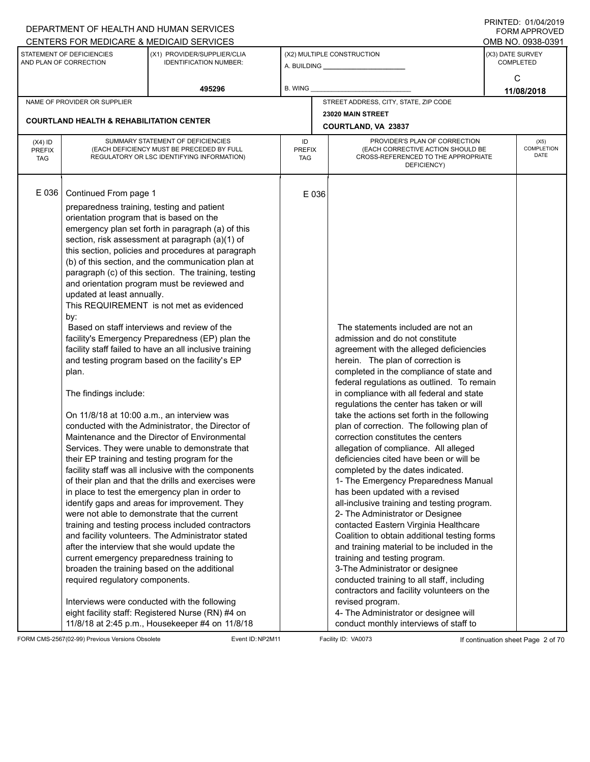DEPARTMENT OF HEALTH AND HUMAN SERVICES
CENTERS FOR MEDICARE & MEDICAID SERVICES

PRINTED: 01/04/2019
FORM APPROVED
OMB NO. 0938-0391

| STATEMENT OF DEFICIENCIES AND PLAN OF CORRECTION | (X1) PROVIDER/SUPPLIER/CLIA IDENTIFICATION NUMBER: | (X2) MULTIPLE CONSTRUCTION | (X3) DATE SURVEY COMPLETED |
|---|---|---|---|
| | 495296 | A. BUILDING ______ B. WING ______ | C 11/08/2018 |

| NAME OF PROVIDER OR SUPPLIER | STREET ADDRESS, CITY, STATE, ZIP CODE |
|---|---|
| COURTLAND HEALTH & REHABILITATION CENTER | 23020 MAIN STREET COURTLAND, VA 23837 |

| (X4) ID PREFIX TAG | SUMMARY STATEMENT OF DEFICIENCIES (EACH DEFICIENCY MUST BE PRECEDED BY FULL REGULATORY OR LSC IDENTIFYING INFORMATION) | ID PREFIX TAG | PROVIDER'S PLAN OF CORRECTION (EACH CORRECTIVE ACTION SHOULD BE CROSS-REFERENCED TO THE APPROPRIATE DEFICIENCY) | (X5) COMPLETION DATE |
|---|---|---|---|---|
| E 036 | Continued From page 1<br>preparedness training, testing and patient orientation program that is based on the emergency plan set forth in paragraph (a) of this section, risk assessment at paragraph (a)(1) of this section, policies and procedures at paragraph (b) of this section, and the communication plan at paragraph (c) of this section. The training, testing and orientation program must be reviewed and updated at least annually.<br>This REQUIREMENT is not met as evidenced by:<br>Based on staff interviews and review of the facility's Emergency Preparedness (EP) plan the facility staff failed to have an all inclusive training and testing program based on the facility's EP plan.<br><br>The findings include:<br><br>On 11/8/18 at 10:00 a.m., an interview was conducted with the Administrator, the Director of Maintenance and the Director of Environmental Services. They were unable to demonstrate that their EP training and testing program for the facility staff was all inclusive with the components of their plan and that the drills and exercises were in place to test the emergency plan in order to identify gaps and areas for improvement. They were not able to demonstrate that the current training and testing process included contractors and facility volunteers. The Administrator stated after the interview that she would update the current emergency preparedness training to broaden the training based on the additional required regulatory components.<br><br>Interviews were conducted with the following eight facility staff: Registered Nurse (RN) #4 on 11/8/18 at 2:45 p.m., Housekeeper #4 on 11/8/18 | E 036 | The statements included are not an admission and do not constitute agreement with the alleged deficiencies herein. The plan of correction is completed in the compliance of state and federal regulations as outlined. To remain in compliance with all federal and state regulations the center has taken or will take the actions set forth in the following plan of correction. The following plan of correction constitutes the centers allegation of compliance. All alleged deficiencies cited have been or will be completed by the dates indicated.<br>1- The Emergency Preparedness Manual has been updated with a revised all-inclusive training and testing program.<br>2- The Administrator or Designee contacted Eastern Virginia Healthcare Coalition to obtain additional testing forms and training material to be included in the training and testing program.<br>3-The Administrator or designee conducted training to all staff, including contractors and facility volunteers on the revised program.<br>4- The Administrator or designee will conduct monthly interviews of staff to | |

FORM CMS-2567(02-99) Previous Versions Obsolete Event ID: NP2M11 Facility ID: VA0073 If continuation sheet Page 2 of 70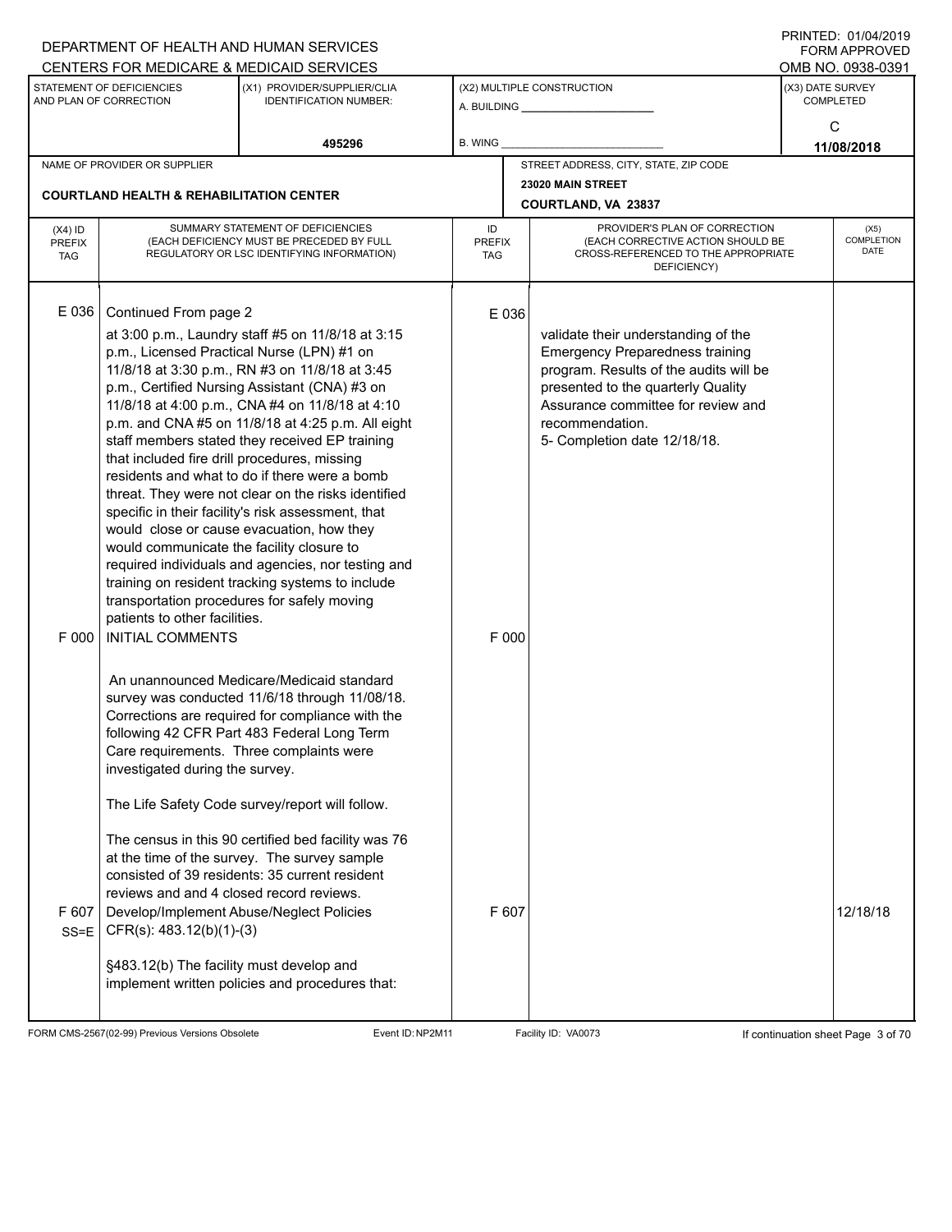DEPARTMENT OF HEALTH AND HUMAN SERVICES
CENTERS FOR MEDICARE & MEDICAID SERVICES

PRINTED: 01/04/2019
FORM APPROVED
OMB NO. 0938-0391

| STATEMENT OF DEFICIENCIES AND PLAN OF CORRECTION | (X1) PROVIDER/SUPPLIER/CLIA IDENTIFICATION NUMBER: | (X2) MULTIPLE CONSTRUCTION | (X3) DATE SURVEY COMPLETED |
|---|---|---|---|
| | 495296 | A. BUILDING ______ B. WING ______ | C 11/08/2018 |

| NAME OF PROVIDER OR SUPPLIER | STREET ADDRESS, CITY, STATE, ZIP CODE |
|---|---|
| COURTLAND HEALTH & REHABILITATION CENTER | 23020 MAIN STREET COURTLAND, VA 23837 |

| (X4) ID PREFIX TAG | SUMMARY STATEMENT OF DEFICIENCIES (EACH DEFICIENCY MUST BE PRECEDED BY FULL REGULATORY OR LSC IDENTIFYING INFORMATION) | ID PREFIX TAG | PROVIDER'S PLAN OF CORRECTION (EACH CORRECTIVE ACTION SHOULD BE CROSS-REFERENCED TO THE APPROPRIATE DEFICIENCY) | (X5) COMPLETION DATE |
|---|---|---|---|---|
| E 036 | Continued From page 2<br>at 3:00 p.m., Laundry staff #5 on 11/8/18 at 3:15 p.m., Licensed Practical Nurse (LPN) #1 on 11/8/18 at 3:30 p.m., RN #3 on 11/8/18 at 3:45 p.m., Certified Nursing Assistant (CNA) #3 on 11/8/18 at 4:00 p.m., CNA #4 on 11/8/18 at 4:10 p.m. and CNA #5 on 11/8/18 at 4:25 p.m. All eight staff members stated they received EP training that included fire drill procedures, missing residents and what to do if there were a bomb threat. They were not clear on the risks identified specific in their facility's risk assessment, that would close or cause evacuation, how they would communicate the facility closure to required individuals and agencies, nor testing and training on resident tracking systems to include transportation procedures for safely moving patients to other facilities. | E 036 | validate their understanding of the Emergency Preparedness training program. Results of the audits will be presented to the quarterly Quality Assurance committee for review and recommendation.<br>5- Completion date 12/18/18. | |
| F 000 | INITIAL COMMENTS<br><br>An unannounced Medicare/Medicaid standard survey was conducted 11/6/18 through 11/08/18. Corrections are required for compliance with the following 42 CFR Part 483 Federal Long Term Care requirements. Three complaints were investigated during the survey.<br><br>The Life Safety Code survey/report will follow.<br><br>The census in this 90 certified bed facility was 76 at the time of the survey. The survey sample consisted of 39 residents: 35 current resident reviews and and 4 closed record reviews. | F 000 | | |
| F 607 SS=E | Develop/Implement Abuse/Neglect Policies CFR(s): 483.12(b)(1)-(3)<br><br>§483.12(b) The facility must develop and implement written policies and procedures that: | F 607 | | 12/18/18 |

FORM CMS-2567(02-99) Previous Versions Obsolete Event ID: NP2M11 Facility ID: VA0073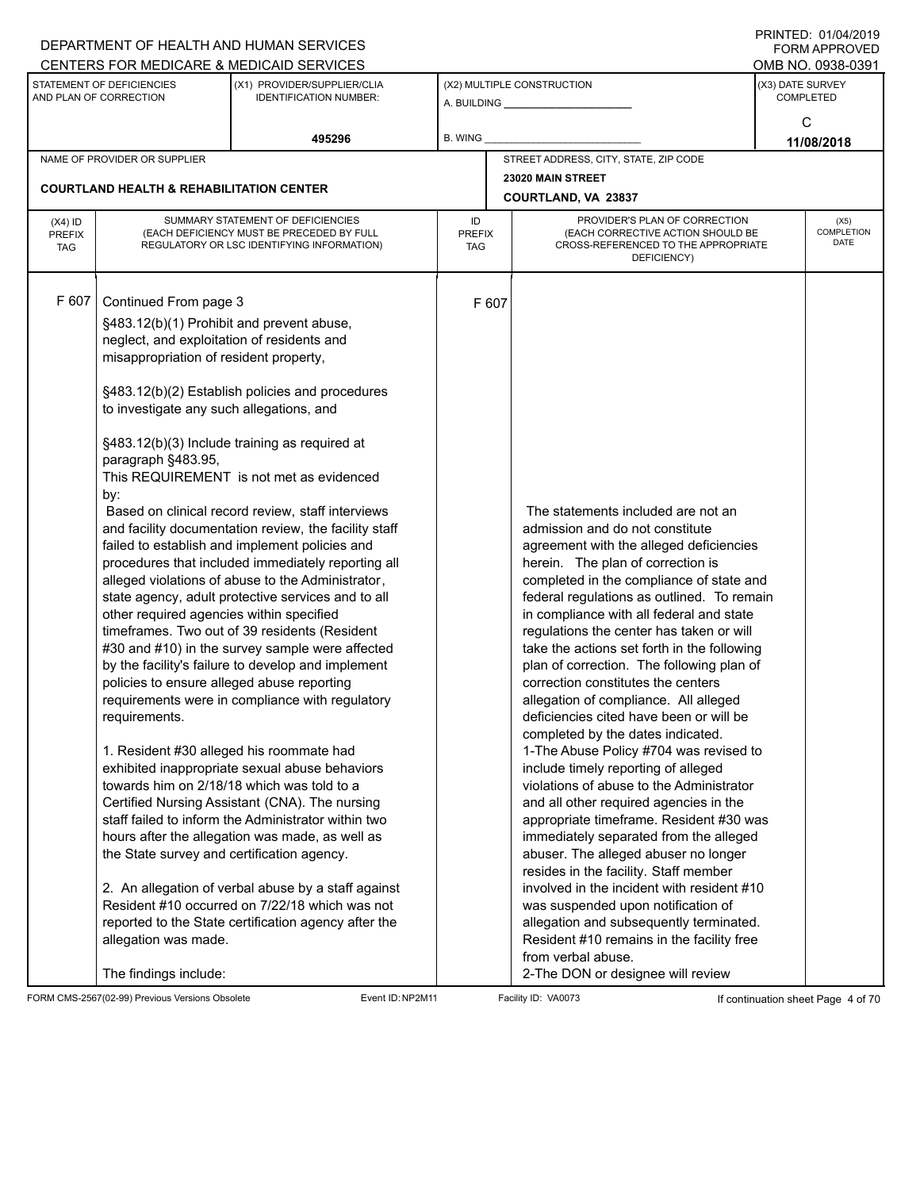DEPARTMENT OF HEALTH AND HUMAN SERVICES
CENTERS FOR MEDICARE & MEDICAID SERVICES

PRINTED: 01/04/2019
FORM APPROVED
OMB NO. 0938-0391

| STATEMENT OF DEFICIENCIES AND PLAN OF CORRECTION | (X1) PROVIDER/SUPPLIER/CLIA IDENTIFICATION NUMBER: | (X2) MULTIPLE CONSTRUCTION | (X3) DATE SURVEY COMPLETED |
|---|---|---|---|
| | 495296 | A. BUILDING ______ B. WING ______ | C 11/08/2018 |

NAME OF PROVIDER OR SUPPLIER: **COURTLAND HEALTH & REHABILITATION CENTER**

STREET ADDRESS, CITY, STATE, ZIP CODE: **23020 MAIN STREET, COURTLAND, VA 23837**

| (X4) ID PREFIX TAG | SUMMARY STATEMENT OF DEFICIENCIES (EACH DEFICIENCY MUST BE PRECEDED BY FULL REGULATORY OR LSC IDENTIFYING INFORMATION) | ID PREFIX TAG | PROVIDER'S PLAN OF CORRECTION (EACH CORRECTIVE ACTION SHOULD BE CROSS-REFERENCED TO THE APPROPRIATE DEFICIENCY) | (X5) COMPLETION DATE |
|---|---|---|---|---|
| F 607 | Continued From page 3<br><br>§483.12(b)(1) Prohibit and prevent abuse, neglect, and exploitation of residents and misappropriation of resident property,<br><br>§483.12(b)(2) Establish policies and procedures to investigate any such allegations, and<br><br>§483.12(b)(3) Include training as required at paragraph §483.95,<br>This REQUIREMENT is not met as evidenced by:<br>Based on clinical record review, staff interviews and facility documentation review, the facility staff failed to establish and implement policies and procedures that included immediately reporting all alleged violations of abuse to the Administrator, state agency, adult protective services and to all other required agencies within specified timeframes. Two out of 39 residents (Resident #30 and #10) in the survey sample were affected by the facility's failure to develop and implement policies to ensure alleged abuse reporting requirements were in compliance with regulatory requirements.<br><br>1. Resident #30 alleged his roommate had exhibited inappropriate sexual abuse behaviors towards him on 2/18/18 which was told to a Certified Nursing Assistant (CNA). The nursing staff failed to inform the Administrator within two hours after the allegation was made, as well as the State survey and certification agency.<br><br>2. An allegation of verbal abuse by a staff against Resident #10 occurred on 7/22/18 which was not reported to the State certification agency after the allegation was made.<br><br>The findings include: | F 607 | The statements included are not an admission and do not constitute agreement with the alleged deficiencies herein. The plan of correction is completed in the compliance of state and federal regulations as outlined. To remain in compliance with all federal and state regulations the center has taken or will take the actions set forth in the following plan of correction. The following plan of correction constitutes the centers allegation of compliance. All alleged deficiencies cited have been or will be completed by the dates indicated.<br>1-The Abuse Policy #704 was revised to include timely reporting of alleged violations of abuse to the Administrator and all other required agencies in the appropriate timeframe. Resident #30 was immediately separated from the alleged abuser. The alleged abuser no longer resides in the facility. Staff member involved in the incident with resident #10 was suspended upon notification of allegation and subsequently terminated. Resident #10 remains in the facility free from verbal abuse.<br>2-The DON or designee will review | |

FORM CMS-2567(02-99) Previous Versions Obsolete Event ID: NP2M11 Facility ID: VA0073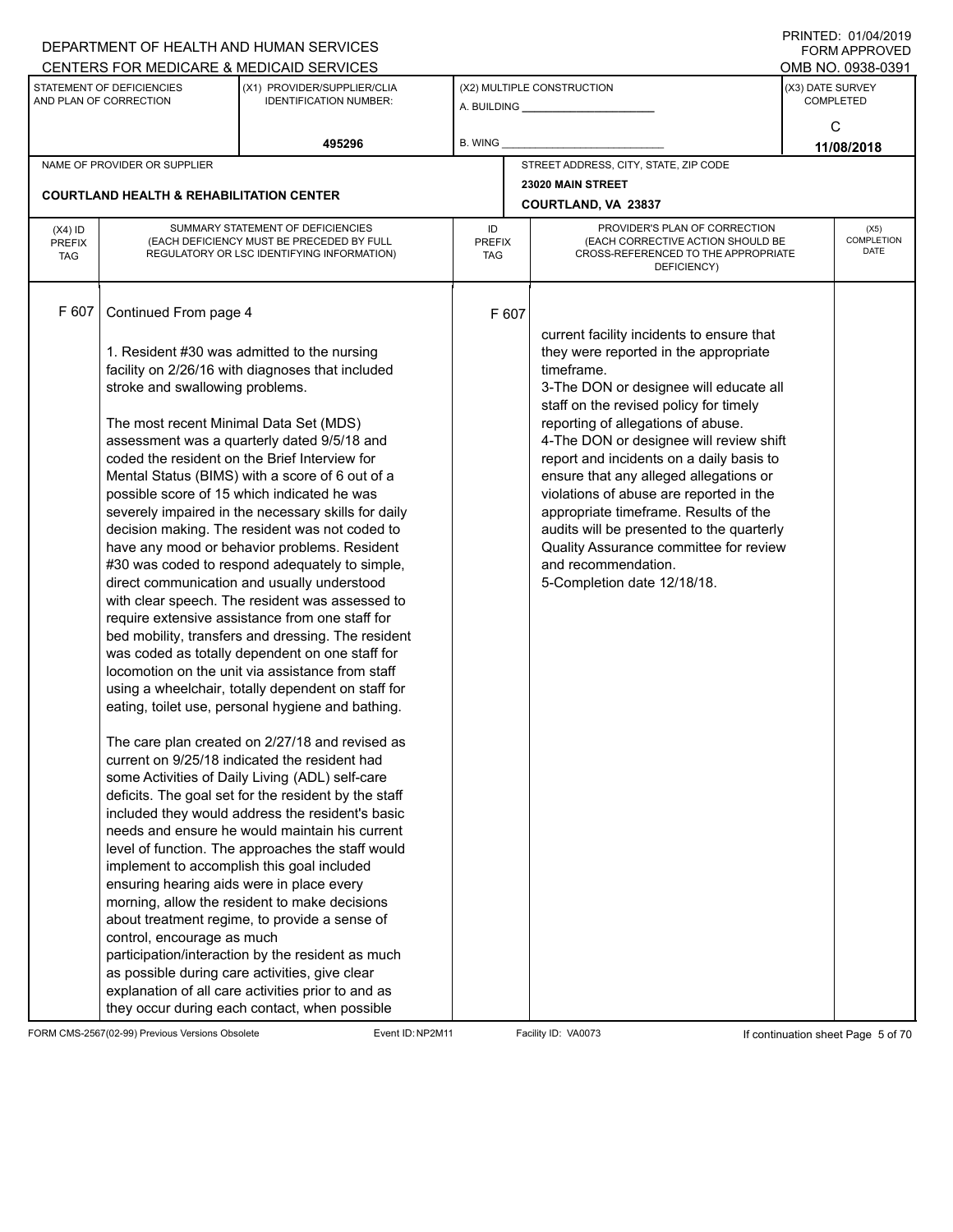DEPARTMENT OF HEALTH AND HUMAN SERVICES
CENTERS FOR MEDICARE & MEDICAID SERVICES

PRINTED: 01/04/2019
FORM APPROVED
OMB NO. 0938-0391

| STATEMENT OF DEFICIENCIES AND PLAN OF CORRECTION | (X1) PROVIDER/SUPPLIER/CLIA IDENTIFICATION NUMBER: | (X2) MULTIPLE CONSTRUCTION | (X3) DATE SURVEY COMPLETED |
|---|---|---|---|
| | 495296 | A. BUILDING ______ B. WING ______ | C 11/08/2018 |

NAME OF PROVIDER OR SUPPLIER: **COURTLAND HEALTH & REHABILITATION CENTER**

STREET ADDRESS, CITY, STATE, ZIP CODE: **23020 MAIN STREET, COURTLAND, VA 23837**

| (X4) ID PREFIX TAG | SUMMARY STATEMENT OF DEFICIENCIES (EACH DEFICIENCY MUST BE PRECEDED BY FULL REGULATORY OR LSC IDENTIFYING INFORMATION) | ID PREFIX TAG | PROVIDER'S PLAN OF CORRECTION (EACH CORRECTIVE ACTION SHOULD BE CROSS-REFERENCED TO THE APPROPRIATE DEFICIENCY) | (X5) COMPLETION DATE |
|---|---|---|---|---|
| F 607 | Continued From page 4<br><br>1. Resident #30 was admitted to the nursing facility on 2/26/16 with diagnoses that included stroke and swallowing problems.<br><br>The most recent Minimal Data Set (MDS) assessment was a quarterly dated 9/5/18 and coded the resident on the Brief Interview for Mental Status (BIMS) with a score of 6 out of a possible score of 15 which indicated he was severely impaired in the necessary skills for daily decision making. The resident was not coded to have any mood or behavior problems. Resident #30 was coded to respond adequately to simple, direct communication and usually understood with clear speech. The resident was assessed to require extensive assistance from one staff for bed mobility, transfers and dressing. The resident was coded as totally dependent on one staff for locomotion on the unit via assistance from staff using a wheelchair, totally dependent on staff for eating, toilet use, personal hygiene and bathing.<br><br>The care plan created on 2/27/18 and revised as current on 9/25/18 indicated the resident had some Activities of Daily Living (ADL) self-care deficits. The goal set for the resident by the staff included they would address the resident's basic needs and ensure he would maintain his current level of function. The approaches the staff would implement to accomplish this goal included ensuring hearing aids were in place every morning, allow the resident to make decisions about treatment regime, to provide a sense of control, encourage as much participation/interaction by the resident as much as possible during care activities, give clear explanation of all care activities prior to and as they occur during each contact, when possible | F 607 | current facility incidents to ensure that they were reported in the appropriate timeframe.<br>3-The DON or designee will educate all staff on the revised policy for timely reporting of allegations of abuse.<br>4-The DON or designee will review shift report and incidents on a daily basis to ensure that any alleged allegations or violations of abuse are reported in the appropriate timeframe. Results of the audits will be presented to the quarterly Quality Assurance committee for review and recommendation.<br>5-Completion date 12/18/18. | |

FORM CMS-2567(02-99) Previous Versions Obsolete | Event ID: NP2M11 | Facility ID: VA0073 | If continuation sheet Page 5 of 70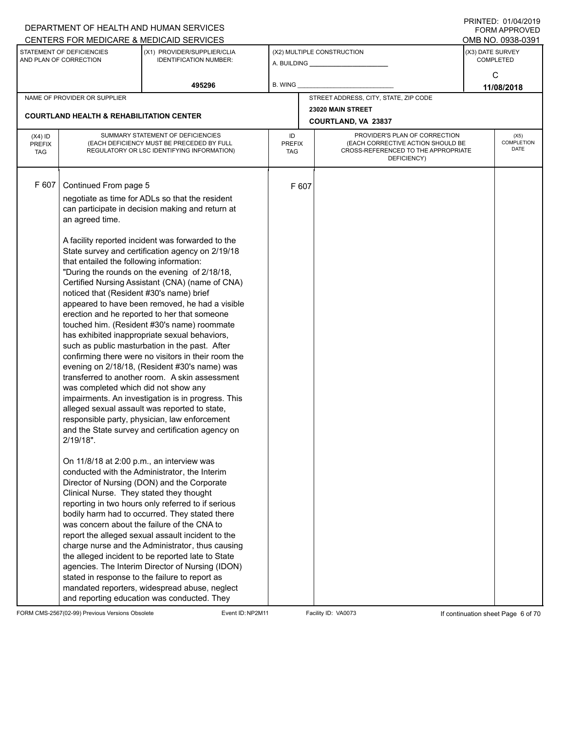DEPARTMENT OF HEALTH AND HUMAN SERVICES
CENTERS FOR MEDICARE & MEDICAID SERVICES

PRINTED: 01/04/2019
FORM APPROVED
OMB NO. 0938-0391

| STATEMENT OF DEFICIENCIES AND PLAN OF CORRECTION | (X1) PROVIDER/SUPPLIER/CLIA IDENTIFICATION NUMBER: | (X2) MULTIPLE CONSTRUCTION | (X3) DATE SURVEY COMPLETED |
|---|---|---|---|
| | 495296 | A. BUILDING ______ B. WING ______ | C 11/08/2018 |

| NAME OF PROVIDER OR SUPPLIER | STREET ADDRESS, CITY, STATE, ZIP CODE |
|---|---|
| COURTLAND HEALTH & REHABILITATION CENTER | 23020 MAIN STREET COURTLAND, VA 23837 |

| (X4) ID PREFIX TAG | SUMMARY STATEMENT OF DEFICIENCIES (EACH DEFICIENCY MUST BE PRECEDED BY FULL REGULATORY OR LSC IDENTIFYING INFORMATION) | ID PREFIX TAG | PROVIDER'S PLAN OF CORRECTION (EACH CORRECTIVE ACTION SHOULD BE CROSS-REFERENCED TO THE APPROPRIATE DEFICIENCY) | (X5) COMPLETION DATE |
|---|---|---|---|---|
| F 607 | Continued From page 5 | F 607 | | |

negotiate as time for ADLs so that the resident can participate in decision making and return at an agreed time.

A facility reported incident was forwarded to the State survey and certification agency on 2/19/18 that entailed the following information:
"During the rounds on the evening of 2/18/18, Certified Nursing Assistant (CNA) (name of CNA) noticed that (Resident #30's name) brief appeared to have been removed, he had a visible erection and he reported to her that someone touched him. (Resident #30's name) roommate has exhibited inappropriate sexual behaviors, such as public masturbation in the past. After confirming there were no visitors in their room the evening on 2/18/18, (Resident #30's name) was transferred to another room. A skin assessment was completed which did not show any impairments. An investigation is in progress. This alleged sexual assault was reported to state, responsible party, physician, law enforcement and the State survey and certification agency on 2/19/18".

On 11/8/18 at 2:00 p.m., an interview was conducted with the Administrator, the Interim Director of Nursing (DON) and the Corporate Clinical Nurse. They stated they thought reporting in two hours only referred to if serious bodily harm had to occurred. They stated there was concern about the failure of the CNA to report the alleged sexual assault incident to the charge nurse and the Administrator, thus causing the alleged incident to be reported late to State agencies. The Interim Director of Nursing (IDON) stated in response to the failure to report as mandated reporters, widespread abuse, neglect and reporting education was conducted. They

FORM CMS-2567(02-99) Previous Versions Obsolete Event ID: NP2M11 Facility ID: VA0073 If continuation sheet Page 6 of 70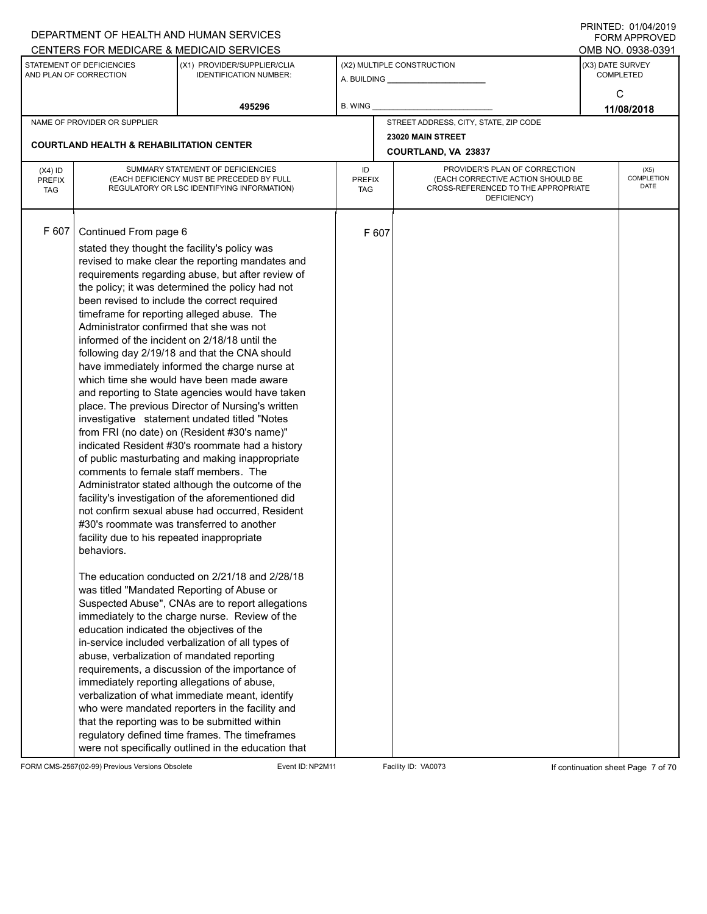DEPARTMENT OF HEALTH AND HUMAN SERVICES
CENTERS FOR MEDICARE & MEDICAID SERVICES

PRINTED: 01/04/2019
FORM APPROVED
OMB NO. 0938-0391

| STATEMENT OF DEFICIENCIES AND PLAN OF CORRECTION | (X1) PROVIDER/SUPPLIER/CLIA IDENTIFICATION NUMBER: | (X2) MULTIPLE CONSTRUCTION | (X3) DATE SURVEY COMPLETED |
|---|---|---|---|
| | 495296 | A. BUILDING ______ B. WING ______ | C 11/08/2018 |

| NAME OF PROVIDER OR SUPPLIER | STREET ADDRESS, CITY, STATE, ZIP CODE |
|---|---|
| COURTLAND HEALTH & REHABILITATION CENTER | 23020 MAIN STREET COURTLAND, VA 23837 |

| (X4) ID PREFIX TAG | SUMMARY STATEMENT OF DEFICIENCIES (EACH DEFICIENCY MUST BE PRECEDED BY FULL REGULATORY OR LSC IDENTIFYING INFORMATION) | ID PREFIX TAG | PROVIDER'S PLAN OF CORRECTION (EACH CORRECTIVE ACTION SHOULD BE CROSS-REFERENCED TO THE APPROPRIATE DEFICIENCY) | (X5) COMPLETION DATE |
|---|---|---|---|---|
| F 607 | Continued From page 6 | F 607 | | |

stated they thought the facility's policy was revised to make clear the reporting mandates and requirements regarding abuse, but after review of the policy; it was determined the policy had not been revised to include the correct required timeframe for reporting alleged abuse. The Administrator confirmed that she was not informed of the incident on 2/18/18 until the following day 2/19/18 and that the CNA should have immediately informed the charge nurse at which time she would have been made aware and reporting to State agencies would have taken place. The previous Director of Nursing's written investigative statement undated titled "Notes from FRI (no date) on (Resident #30's name)" indicated Resident #30's roommate had a history of public masturbating and making inappropriate comments to female staff members. The Administrator stated although the outcome of the facility's investigation of the aforementioned did not confirm sexual abuse had occurred, Resident #30's roommate was transferred to another facility due to his repeated inappropriate behaviors.

The education conducted on 2/21/18 and 2/28/18 was titled "Mandated Reporting of Abuse or Suspected Abuse", CNAs are to report allegations immediately to the charge nurse. Review of the education indicated the objectives of the in-service included verbalization of all types of abuse, verbalization of mandated reporting requirements, a discussion of the importance of immediately reporting allegations of abuse, verbalization of what immediate meant, identify who were mandated reporters in the facility and that the reporting was to be submitted within regulatory defined time frames. The timeframes were not specifically outlined in the education that

FORM CMS-2567(02-99) Previous Versions Obsolete Event ID: NP2M11 Facility ID: VA0073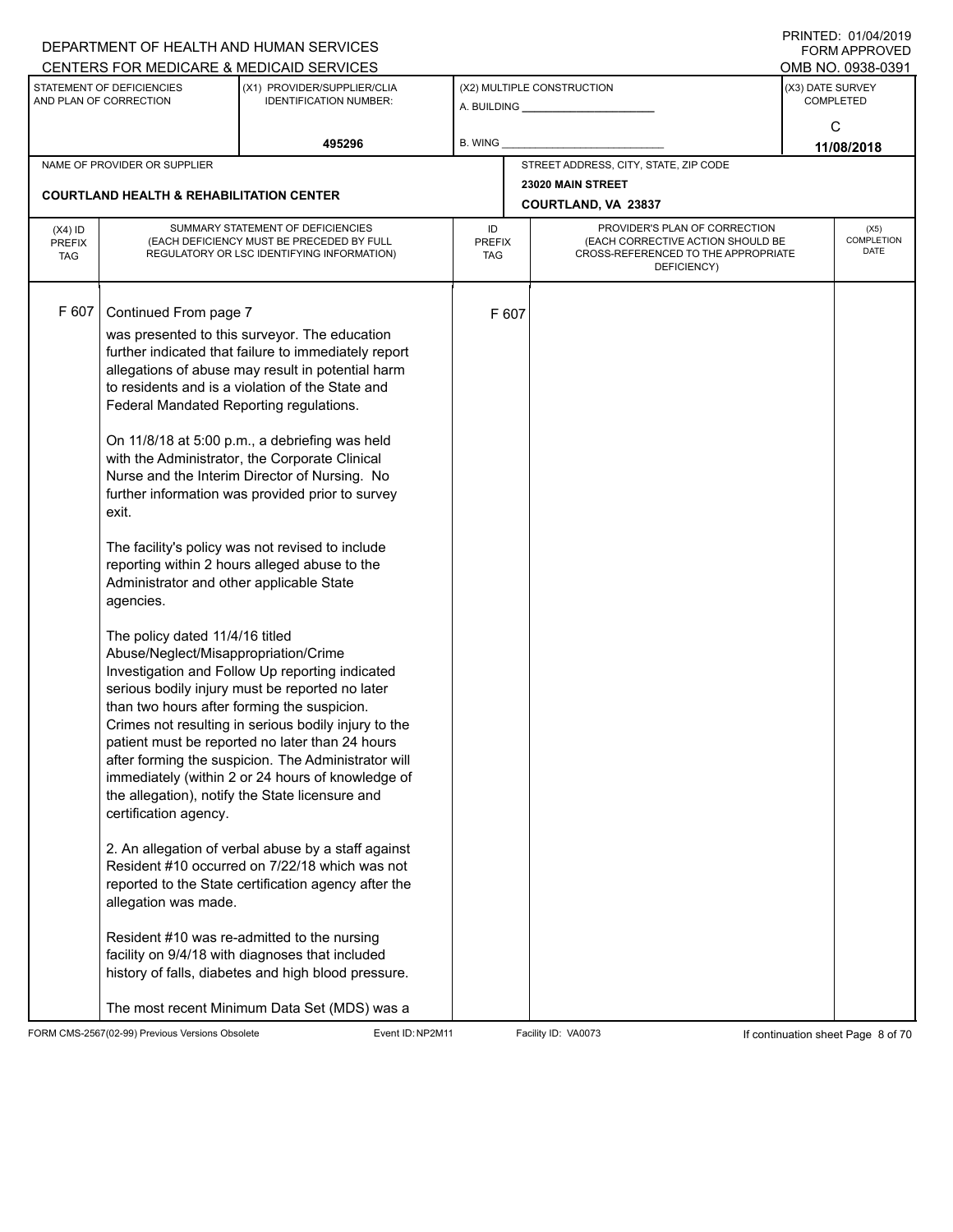DEPARTMENT OF HEALTH AND HUMAN SERVICES
CENTERS FOR MEDICARE & MEDICAID SERVICES

PRINTED: 01/04/2019
FORM APPROVED
OMB NO. 0938-0391

| STATEMENT OF DEFICIENCIES AND PLAN OF CORRECTION | (X1) PROVIDER/SUPPLIER/CLIA IDENTIFICATION NUMBER: | (X2) MULTIPLE CONSTRUCTION | (X3) DATE SURVEY COMPLETED |
|---|---|---|---|
| | 495296 | A. BUILDING ______ B. WING ______ | C 11/08/2018 |

| NAME OF PROVIDER OR SUPPLIER | STREET ADDRESS, CITY, STATE, ZIP CODE |
|---|---|
| COURTLAND HEALTH & REHABILITATION CENTER | 23020 MAIN STREET COURTLAND, VA 23837 |

| (X4) ID PREFIX TAG | SUMMARY STATEMENT OF DEFICIENCIES (EACH DEFICIENCY MUST BE PRECEDED BY FULL REGULATORY OR LSC IDENTIFYING INFORMATION) | ID PREFIX TAG | PROVIDER'S PLAN OF CORRECTION (EACH CORRECTIVE ACTION SHOULD BE CROSS-REFERENCED TO THE APPROPRIATE DEFICIENCY) | (X5) COMPLETION DATE |
|---|---|---|---|---|
| F 607 | Continued From page 7 | F 607 | | |

was presented to this surveyor. The education further indicated that failure to immediately report allegations of abuse may result in potential harm to residents and is a violation of the State and Federal Mandated Reporting regulations.

On 11/8/18 at 5:00 p.m., a debriefing was held with the Administrator, the Corporate Clinical Nurse and the Interim Director of Nursing. No further information was provided prior to survey exit.

The facility's policy was not revised to include reporting within 2 hours alleged abuse to the Administrator and other applicable State agencies.

The policy dated 11/4/16 titled Abuse/Neglect/Misappropriation/Crime Investigation and Follow Up reporting indicated serious bodily injury must be reported no later than two hours after forming the suspicion. Crimes not resulting in serious bodily injury to the patient must be reported no later than 24 hours after forming the suspicion. The Administrator will immediately (within 2 or 24 hours of knowledge of the allegation), notify the State licensure and certification agency.

2. An allegation of verbal abuse by a staff against Resident #10 occurred on 7/22/18 which was not reported to the State certification agency after the allegation was made.

Resident #10 was re-admitted to the nursing facility on 9/4/18 with diagnoses that included history of falls, diabetes and high blood pressure.

The most recent Minimum Data Set (MDS) was a

FORM CMS-2567(02-99) Previous Versions Obsolete    Event ID: NP2M11    Facility ID: VA0073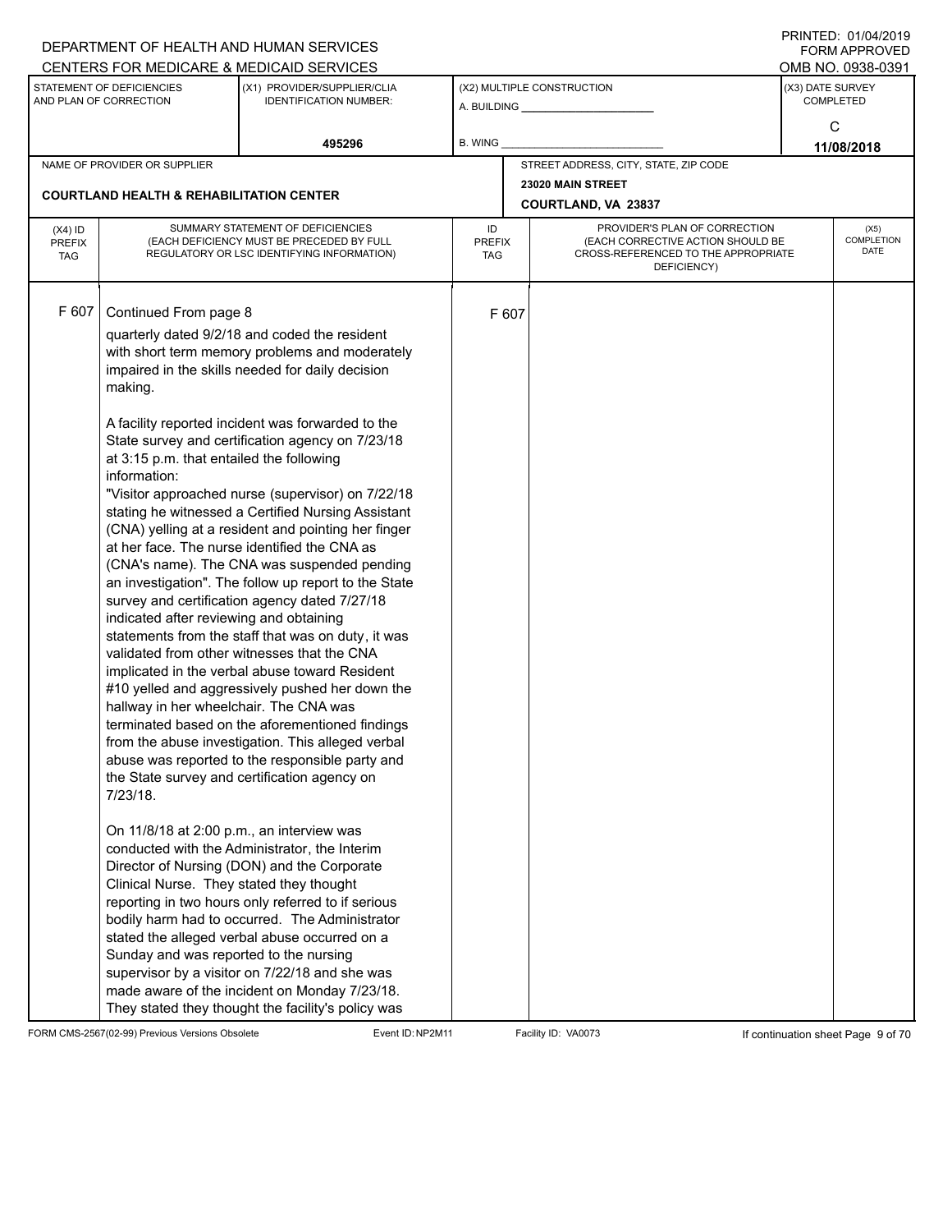DEPARTMENT OF HEALTH AND HUMAN SERVICES
CENTERS FOR MEDICARE & MEDICAID SERVICES

PRINTED: 01/04/2019
FORM APPROVED
OMB NO. 0938-0391

| STATEMENT OF DEFICIENCIES AND PLAN OF CORRECTION | (X1) PROVIDER/SUPPLIER/CLIA IDENTIFICATION NUMBER: | (X2) MULTIPLE CONSTRUCTION | (X3) DATE SURVEY COMPLETED |
|---|---|---|---|
| | 495296 | A. BUILDING ____ B. WING ____ | C 11/08/2018 |

| NAME OF PROVIDER OR SUPPLIER | STREET ADDRESS, CITY, STATE, ZIP CODE |
|---|---|
| COURTLAND HEALTH & REHABILITATION CENTER | 23020 MAIN STREET COURTLAND, VA 23837 |

| (X4) ID PREFIX TAG | SUMMARY STATEMENT OF DEFICIENCIES (EACH DEFICIENCY MUST BE PRECEDED BY FULL REGULATORY OR LSC IDENTIFYING INFORMATION) | ID PREFIX TAG | PROVIDER'S PLAN OF CORRECTION (EACH CORRECTIVE ACTION SHOULD BE CROSS-REFERENCED TO THE APPROPRIATE DEFICIENCY) | (X5) COMPLETION DATE |
|---|---|---|---|---|
| F 607 | Continued From page 8 | F 607 | | |

quarterly dated 9/2/18 and coded the resident with short term memory problems and moderately impaired in the skills needed for daily decision making.

A facility reported incident was forwarded to the State survey and certification agency on 7/23/18 at 3:15 p.m. that entailed the following information:
"Visitor approached nurse (supervisor) on 7/22/18 stating he witnessed a Certified Nursing Assistant (CNA) yelling at a resident and pointing her finger at her face. The nurse identified the CNA as (CNA's name). The CNA was suspended pending an investigation". The follow up report to the State survey and certification agency dated 7/27/18 indicated after reviewing and obtaining statements from the staff that was on duty, it was validated from other witnesses that the CNA implicated in the verbal abuse toward Resident #10 yelled and aggressively pushed her down the hallway in her wheelchair. The CNA was terminated based on the aforementioned findings from the abuse investigation. This alleged verbal abuse was reported to the responsible party and the State survey and certification agency on 7/23/18.

On 11/8/18 at 2:00 p.m., an interview was conducted with the Administrator, the Interim Director of Nursing (DON) and the Corporate Clinical Nurse. They stated they thought reporting in two hours only referred to if serious bodily harm had to occurred. The Administrator stated the alleged verbal abuse occurred on a Sunday and was reported to the nursing supervisor by a visitor on 7/22/18 and she was made aware of the incident on Monday 7/23/18. They stated they thought the facility's policy was

FORM CMS-2567(02-99) Previous Versions Obsolete Event ID: NP2M11 Facility ID: VA0073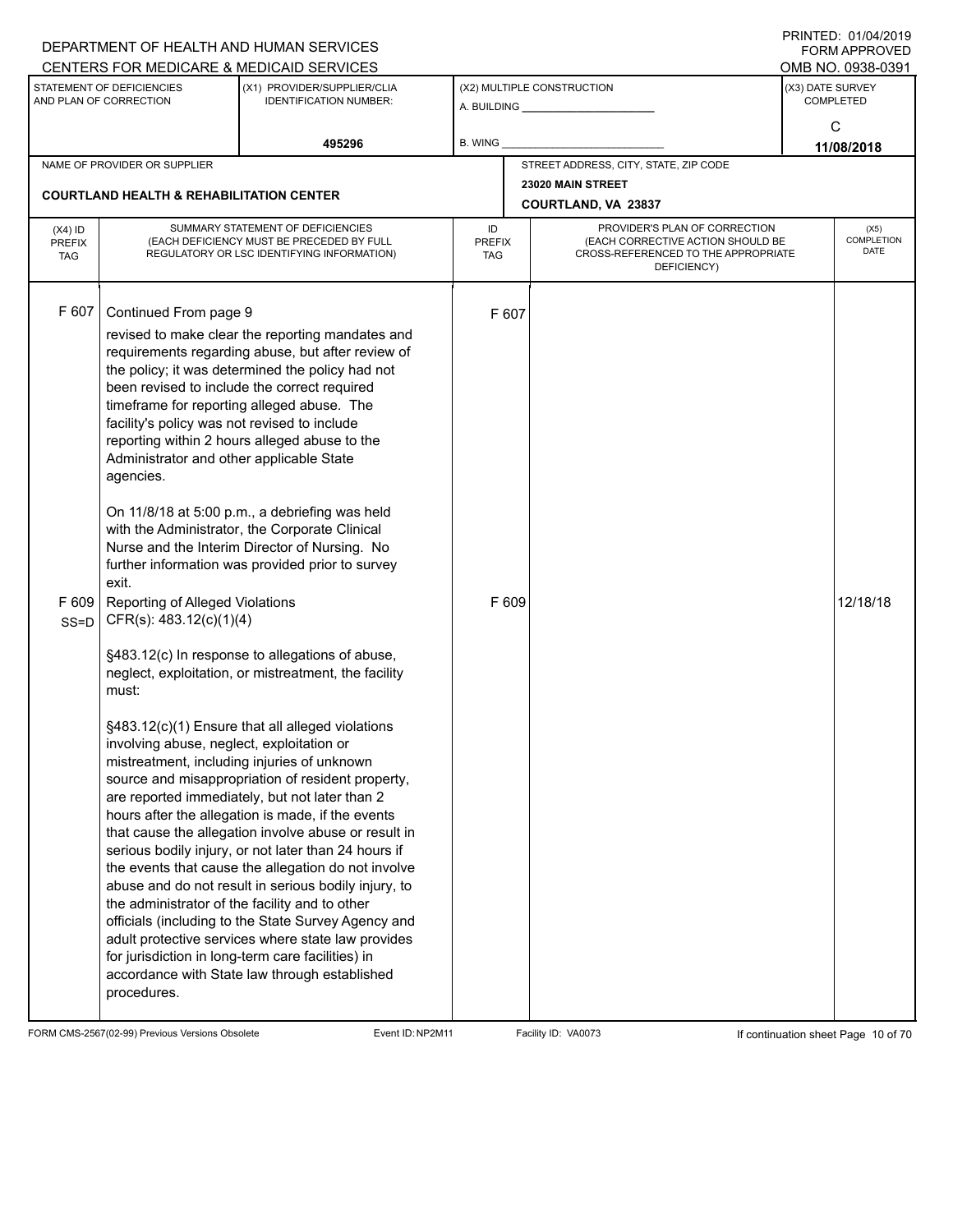DEPARTMENT OF HEALTH AND HUMAN SERVICES
CENTERS FOR MEDICARE & MEDICAID SERVICES

PRINTED: 01/04/2019
FORM APPROVED
OMB NO. 0938-0391

| STATEMENT OF DEFICIENCIES AND PLAN OF CORRECTION | (X1) PROVIDER/SUPPLIER/CLIA IDENTIFICATION NUMBER: | (X2) MULTIPLE CONSTRUCTION | (X3) DATE SURVEY COMPLETED |
|---|---|---|---|
| | 495296 | A. BUILDING ______ B. WING ______ | C 11/08/2018 |

| NAME OF PROVIDER OR SUPPLIER | STREET ADDRESS, CITY, STATE, ZIP CODE |
|---|---|
| COURTLAND HEALTH & REHABILITATION CENTER | 23020 MAIN STREET COURTLAND, VA 23837 |

| (X4) ID PREFIX TAG | SUMMARY STATEMENT OF DEFICIENCIES (EACH DEFICIENCY MUST BE PRECEDED BY FULL REGULATORY OR LSC IDENTIFYING INFORMATION) | ID PREFIX TAG | PROVIDER'S PLAN OF CORRECTION (EACH CORRECTIVE ACTION SHOULD BE CROSS-REFERENCED TO THE APPROPRIATE DEFICIENCY) | (X5) COMPLETION DATE |
|---|---|---|---|---|
| F 607 | Continued From page 9<br><br>revised to make clear the reporting mandates and requirements regarding abuse, but after review of the policy; it was determined the policy had not been revised to include the correct required timeframe for reporting alleged abuse. The facility's policy was not revised to include reporting within 2 hours alleged abuse to the Administrator and other applicable State agencies.<br><br>On 11/8/18 at 5:00 p.m., a debriefing was held with the Administrator, the Corporate Clinical Nurse and the Interim Director of Nursing. No further information was provided prior to survey exit. | F 607 | | |
| F 609 SS=D | Reporting of Alleged Violations<br>CFR(s): 483.12(c)(1)(4)<br><br>§483.12(c) In response to allegations of abuse, neglect, exploitation, or mistreatment, the facility must:<br><br>§483.12(c)(1) Ensure that all alleged violations involving abuse, neglect, exploitation or mistreatment, including injuries of unknown source and misappropriation of resident property, are reported immediately, but not later than 2 hours after the allegation is made, if the events that cause the allegation involve abuse or result in serious bodily injury, or not later than 24 hours if the events that cause the allegation do not involve abuse and do not result in serious bodily injury, to the administrator of the facility and to other officials (including to the State Survey Agency and adult protective services where state law provides for jurisdiction in long-term care facilities) in accordance with State law through established procedures. | F 609 | | 12/18/18 |

FORM CMS-2567(02-99) Previous Versions Obsolete    Event ID: NP2M11    Facility ID: VA0073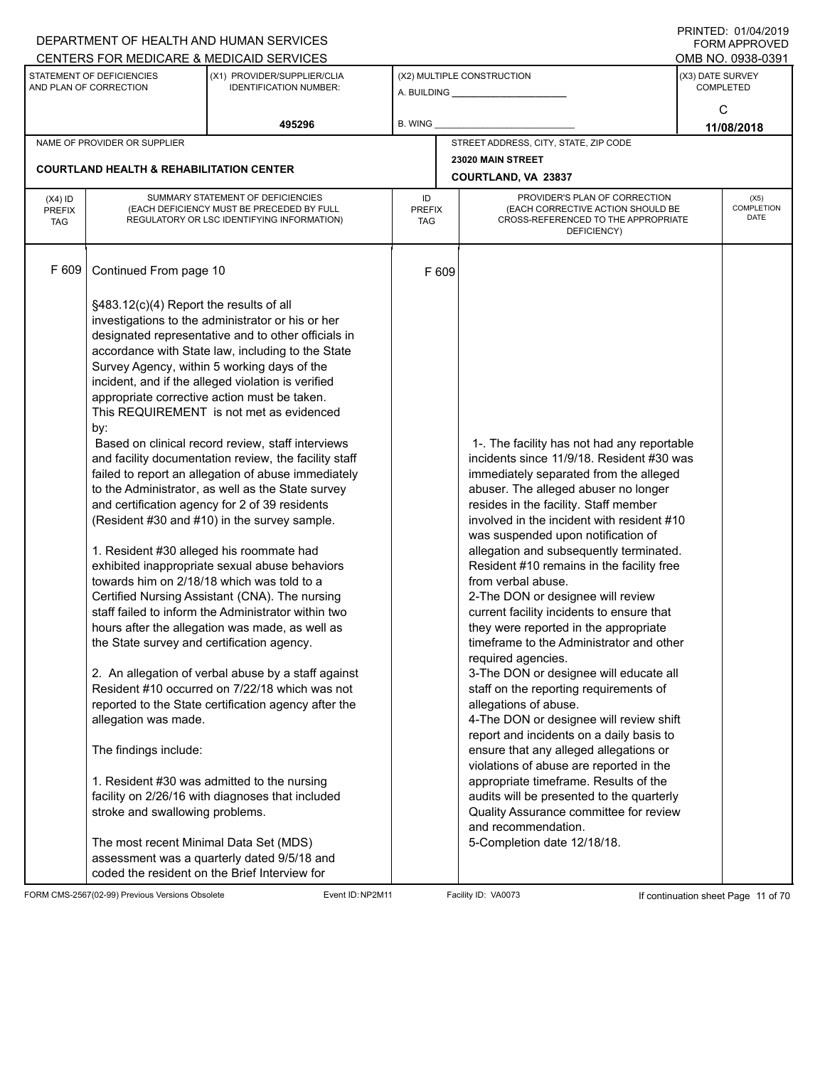DEPARTMENT OF HEALTH AND HUMAN SERVICES
CENTERS FOR MEDICARE & MEDICAID SERVICES

PRINTED: 01/04/2019
FORM APPROVED
OMB NO. 0938-0391

| STATEMENT OF DEFICIENCIES AND PLAN OF CORRECTION | (X1) PROVIDER/SUPPLIER/CLIA IDENTIFICATION NUMBER: | (X2) MULTIPLE CONSTRUCTION | (X3) DATE SURVEY COMPLETED |
|---|---|---|---|
| | 495296 | A. BUILDING ___ B. WING ___ | C 11/08/2018 |

| NAME OF PROVIDER OR SUPPLIER | STREET ADDRESS, CITY, STATE, ZIP CODE |
|---|---|
| COURTLAND HEALTH & REHABILITATION CENTER | 23020 MAIN STREET COURTLAND, VA 23837 |

| (X4) ID PREFIX TAG | SUMMARY STATEMENT OF DEFICIENCIES (EACH DEFICIENCY MUST BE PRECEDED BY FULL REGULATORY OR LSC IDENTIFYING INFORMATION) | ID PREFIX TAG | PROVIDER'S PLAN OF CORRECTION (EACH CORRECTIVE ACTION SHOULD BE CROSS-REFERENCED TO THE APPROPRIATE DEFICIENCY) | (X5) COMPLETION DATE |
|---|---|---|---|---|
| F 609 | Continued From page 10<br><br>§483.12(c)(4) Report the results of all investigations to the administrator or his or her designated representative and to other officials in accordance with State law, including to the State Survey Agency, within 5 working days of the incident, and if the alleged violation is verified appropriate corrective action must be taken.<br>This REQUIREMENT is not met as evidenced by:<br>Based on clinical record review, staff interviews and facility documentation review, the facility staff failed to report an allegation of abuse immediately to the Administrator, as well as the State survey and certification agency for 2 of 39 residents (Resident #30 and #10) in the survey sample.<br><br>1. Resident #30 alleged his roommate had exhibited inappropriate sexual abuse behaviors towards him on 2/18/18 which was told to a Certified Nursing Assistant (CNA). The nursing staff failed to inform the Administrator within two hours after the allegation was made, as well as the State survey and certification agency.<br><br>2. An allegation of verbal abuse by a staff against Resident #10 occurred on 7/22/18 which was not reported to the State certification agency after the allegation was made.<br><br>The findings include:<br><br>1. Resident #30 was admitted to the nursing facility on 2/26/16 with diagnoses that included stroke and swallowing problems.<br><br>The most recent Minimal Data Set (MDS) assessment was a quarterly dated 9/5/18 and coded the resident on the Brief Interview for | F 609 | 1-. The facility has not had any reportable incidents since 11/9/18. Resident #30 was immediately separated from the alleged abuser. The alleged abuser no longer resides in the facility. Staff member involved in the incident with resident #10 was suspended upon notification of allegation and subsequently terminated. Resident #10 remains in the facility free from verbal abuse.<br>2-The DON or designee will review current facility incidents to ensure that they were reported in the appropriate timeframe to the Administrator and other required agencies.<br>3-The DON or designee will educate all staff on the reporting requirements of allegations of abuse.<br>4-The DON or designee will review shift report and incidents on a daily basis to ensure that any alleged allegations or violations of abuse are reported in the appropriate timeframe. Results of the audits will be presented to the quarterly Quality Assurance committee for review and recommendation.<br>5-Completion date 12/18/18. | |

FORM CMS-2567(02-99) Previous Versions Obsolete Event ID: NP2M11 Facility ID: VA0073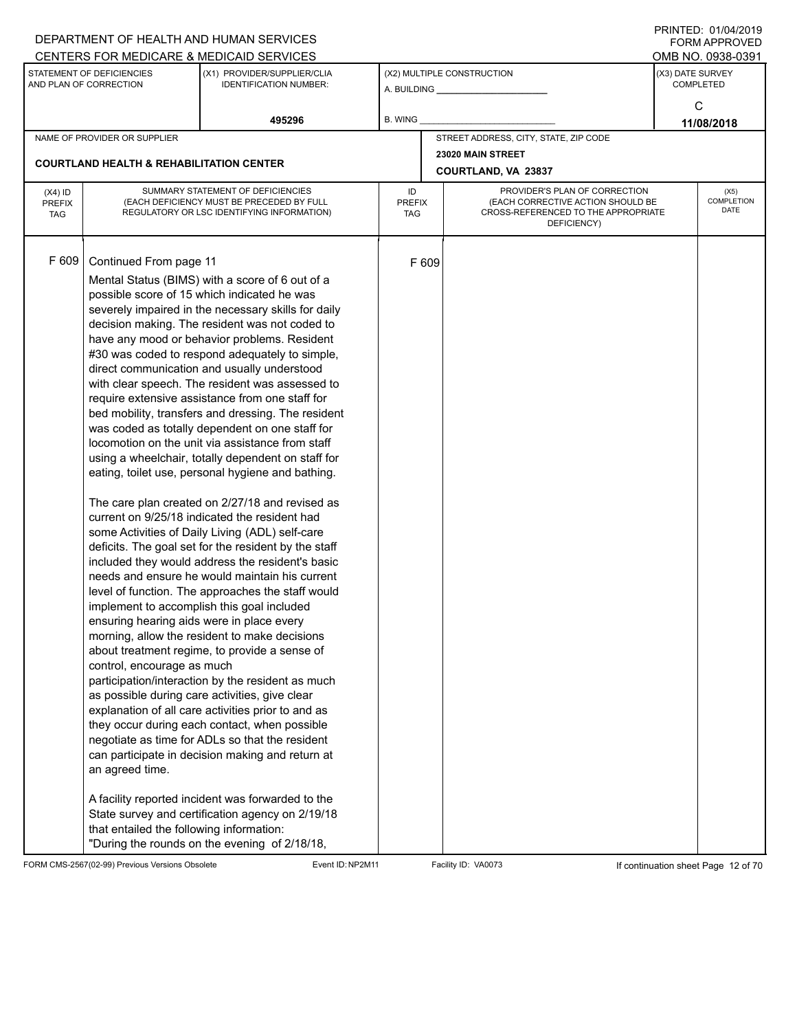DEPARTMENT OF HEALTH AND HUMAN SERVICES
CENTERS FOR MEDICARE & MEDICAID SERVICES

PRINTED: 01/04/2019
FORM APPROVED
OMB NO. 0938-0391

| STATEMENT OF DEFICIENCIES AND PLAN OF CORRECTION | (X1) PROVIDER/SUPPLIER/CLIA IDENTIFICATION NUMBER: | (X2) MULTIPLE CONSTRUCTION | (X3) DATE SURVEY COMPLETED |
|---|---|---|---|
| | 495296 | A. BUILDING ______ B. WING ______ | C 11/08/2018 |

NAME OF PROVIDER OR SUPPLIER: **COURTLAND HEALTH & REHABILITATION CENTER**

STREET ADDRESS, CITY, STATE, ZIP CODE: **23020 MAIN STREET, COURTLAND, VA 23837**

| (X4) ID PREFIX TAG | SUMMARY STATEMENT OF DEFICIENCIES (EACH DEFICIENCY MUST BE PRECEDED BY FULL REGULATORY OR LSC IDENTIFYING INFORMATION) | ID PREFIX TAG | PROVIDER'S PLAN OF CORRECTION (EACH CORRECTIVE ACTION SHOULD BE CROSS-REFERENCED TO THE APPROPRIATE DEFICIENCY) | (X5) COMPLETION DATE |
|---|---|---|---|---|
| F 609 | Continued From page 11 | F 609 | | |

Mental Status (BIMS) with a score of 6 out of a possible score of 15 which indicated he was severely impaired in the necessary skills for daily decision making. The resident was not coded to have any mood or behavior problems. Resident #30 was coded to respond adequately to simple, direct communication and usually understood with clear speech. The resident was assessed to require extensive assistance from one staff for bed mobility, transfers and dressing. The resident was coded as totally dependent on one staff for locomotion on the unit via assistance from staff using a wheelchair, totally dependent on staff for eating, toilet use, personal hygiene and bathing.

The care plan created on 2/27/18 and revised as current on 9/25/18 indicated the resident had some Activities of Daily Living (ADL) self-care deficits. The goal set for the resident by the staff included they would address the resident's basic needs and ensure he would maintain his current level of function. The approaches the staff would implement to accomplish this goal included ensuring hearing aids were in place every morning, allow the resident to make decisions about treatment regime, to provide a sense of control, encourage as much participation/interaction by the resident as much as possible during care activities, give clear explanation of all care activities prior to and as they occur during each contact, when possible negotiate as time for ADLs so that the resident can participate in decision making and return at an agreed time.

A facility reported incident was forwarded to the State survey and certification agency on 2/19/18 that entailed the following information:
"During the rounds on the evening of 2/18/18,

FORM CMS-2567(02-99) Previous Versions Obsolete | Event ID: NP2M11 | Facility ID: VA0073 | If continuation sheet Page 12 of 70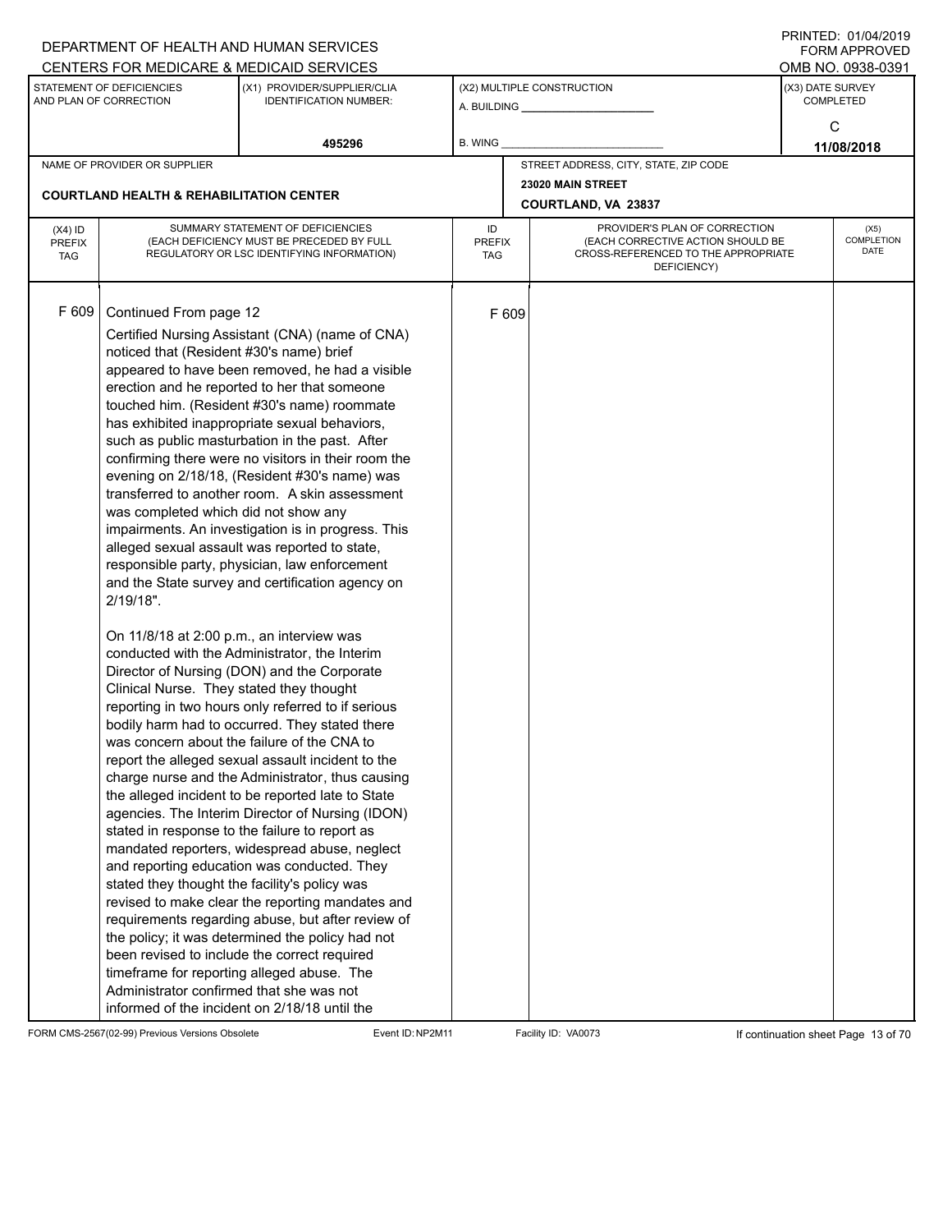DEPARTMENT OF HEALTH AND HUMAN SERVICES
CENTERS FOR MEDICARE & MEDICAID SERVICES

PRINTED: 01/04/2019
FORM APPROVED
OMB NO. 0938-0391

| STATEMENT OF DEFICIENCIES AND PLAN OF CORRECTION | (X1) PROVIDER/SUPPLIER/CLIA IDENTIFICATION NUMBER: | (X2) MULTIPLE CONSTRUCTION | (X3) DATE SURVEY COMPLETED |
|---|---|---|---|
| | 495296 | A. BUILDING ______ B. WING ______ | C 11/08/2018 |

| NAME OF PROVIDER OR SUPPLIER | STREET ADDRESS, CITY, STATE, ZIP CODE |
|---|---|
| COURTLAND HEALTH & REHABILITATION CENTER | 23020 MAIN STREET COURTLAND, VA 23837 |

| (X4) ID PREFIX TAG | SUMMARY STATEMENT OF DEFICIENCIES (EACH DEFICIENCY MUST BE PRECEDED BY FULL REGULATORY OR LSC IDENTIFYING INFORMATION) | ID PREFIX TAG | PROVIDER'S PLAN OF CORRECTION (EACH CORRECTIVE ACTION SHOULD BE CROSS-REFERENCED TO THE APPROPRIATE DEFICIENCY) | (X5) COMPLETION DATE |
|---|---|---|---|---|
| F 609 | Continued From page 12<br>Certified Nursing Assistant (CNA) (name of CNA) noticed that (Resident #30's name) brief appeared to have been removed, he had a visible erection and he reported to her that someone touched him. (Resident #30's name) roommate has exhibited inappropriate sexual behaviors, such as public masturbation in the past. After confirming there were no visitors in their room the evening on 2/18/18, (Resident #30's name) was transferred to another room. A skin assessment was completed which did not show any impairments. An investigation is in progress. This alleged sexual assault was reported to state, responsible party, physician, law enforcement and the State survey and certification agency on 2/19/18".<br><br>On 11/8/18 at 2:00 p.m., an interview was conducted with the Administrator, the Interim Director of Nursing (DON) and the Corporate Clinical Nurse. They stated they thought reporting in two hours only referred to if serious bodily harm had to occurred. They stated there was concern about the failure of the CNA to report the alleged sexual assault incident to the charge nurse and the Administrator, thus causing the alleged incident to be reported late to State agencies. The Interim Director of Nursing (IDON) stated in response to the failure to report as mandated reporters, widespread abuse, neglect and reporting education was conducted. They stated they thought the facility's policy was revised to make clear the reporting mandates and requirements regarding abuse, but after review of the policy; it was determined the policy had not been revised to include the correct required timeframe for reporting alleged abuse. The Administrator confirmed that she was not informed of the incident on 2/18/18 until the | F 609 | | |

FORM CMS-2567(02-99) Previous Versions Obsolete Event ID: NP2M11 Facility ID: VA0073 If continuation sheet Page 13 of 70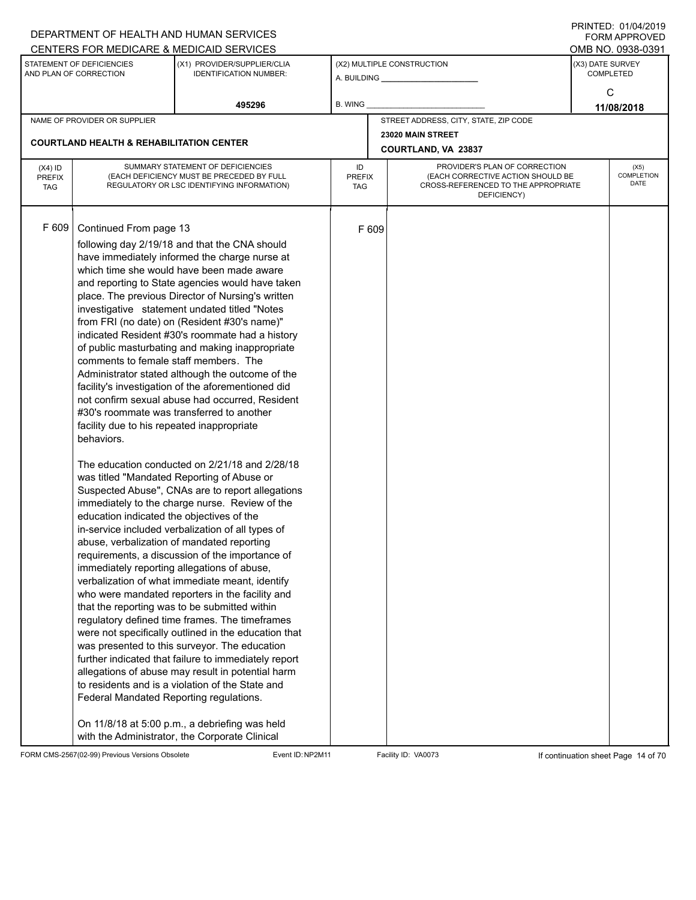DEPARTMENT OF HEALTH AND HUMAN SERVICES
CENTERS FOR MEDICARE & MEDICAID SERVICES

PRINTED: 01/04/2019
FORM APPROVED
OMB NO. 0938-0391

| STATEMENT OF DEFICIENCIES AND PLAN OF CORRECTION | (X1) PROVIDER/SUPPLIER/CLIA IDENTIFICATION NUMBER: | (X2) MULTIPLE CONSTRUCTION | (X3) DATE SURVEY COMPLETED |
|---|---|---|---|
| | 495296 | A. BUILDING ___ B. WING ___ | C 11/08/2018 |

| NAME OF PROVIDER OR SUPPLIER | STREET ADDRESS, CITY, STATE, ZIP CODE |
|---|---|
| COURTLAND HEALTH & REHABILITATION CENTER | 23020 MAIN STREET COURTLAND, VA 23837 |

| (X4) ID PREFIX TAG | SUMMARY STATEMENT OF DEFICIENCIES (EACH DEFICIENCY MUST BE PRECEDED BY FULL REGULATORY OR LSC IDENTIFYING INFORMATION) | ID PREFIX TAG | PROVIDER'S PLAN OF CORRECTION (EACH CORRECTIVE ACTION SHOULD BE CROSS-REFERENCED TO THE APPROPRIATE DEFICIENCY) | (X5) COMPLETION DATE |
|---|---|---|---|---|
| F 609 | Continued From page 13 | F 609 | | |

following day 2/19/18 and that the CNA should have immediately informed the charge nurse at which time she would have been made aware and reporting to State agencies would have taken place. The previous Director of Nursing's written investigative statement undated titled "Notes from FRI (no date) on (Resident #30's name)" indicated Resident #30's roommate had a history of public masturbating and making inappropriate comments to female staff members. The Administrator stated although the outcome of the facility's investigation of the aforementioned did not confirm sexual abuse had occurred, Resident #30's roommate was transferred to another facility due to his repeated inappropriate behaviors.

The education conducted on 2/21/18 and 2/28/18 was titled "Mandated Reporting of Abuse or Suspected Abuse", CNAs are to report allegations immediately to the charge nurse. Review of the education indicated the objectives of the in-service included verbalization of all types of abuse, verbalization of mandated reporting requirements, a discussion of the importance of immediately reporting allegations of abuse, verbalization of what immediate meant, identify who were mandated reporters in the facility and that the reporting was to be submitted within regulatory defined time frames. The timeframes were not specifically outlined in the education that was presented to this surveyor. The education further indicated that failure to immediately report allegations of abuse may result in potential harm to residents and is a violation of the State and Federal Mandated Reporting regulations.

On 11/8/18 at 5:00 p.m., a debriefing was held with the Administrator, the Corporate Clinical

FORM CMS-2567(02-99) Previous Versions Obsolete Event ID: NP2M11 Facility ID: VA0073 If continuation sheet Page 14 of 70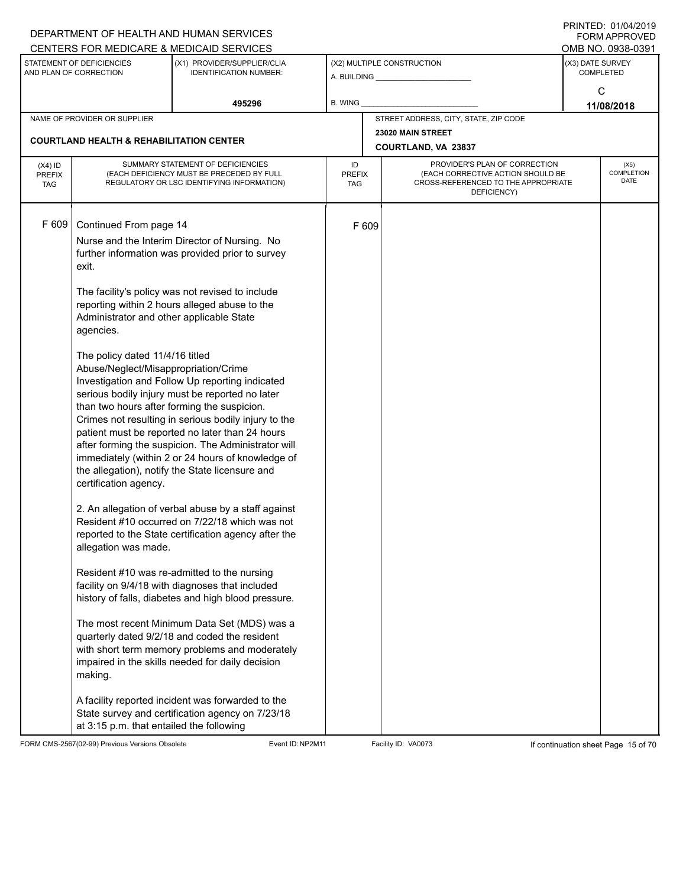DEPARTMENT OF HEALTH AND HUMAN SERVICES
CENTERS FOR MEDICARE & MEDICAID SERVICES

PRINTED: 01/04/2019
FORM APPROVED
OMB NO. 0938-0391

| STATEMENT OF DEFICIENCIES AND PLAN OF CORRECTION | (X1) PROVIDER/SUPPLIER/CLIA IDENTIFICATION NUMBER: | (X2) MULTIPLE CONSTRUCTION | (X3) DATE SURVEY COMPLETED |
|---|---|---|---|
| | 495296 | A. BUILDING ______ B. WING ______ | C 11/08/2018 |

| NAME OF PROVIDER OR SUPPLIER | STREET ADDRESS, CITY, STATE, ZIP CODE |
|---|---|
| COURTLAND HEALTH & REHABILITATION CENTER | 23020 MAIN STREET COURTLAND, VA 23837 |

| (X4) ID PREFIX TAG | SUMMARY STATEMENT OF DEFICIENCIES (EACH DEFICIENCY MUST BE PRECEDED BY FULL REGULATORY OR LSC IDENTIFYING INFORMATION) | ID PREFIX TAG | PROVIDER'S PLAN OF CORRECTION (EACH CORRECTIVE ACTION SHOULD BE CROSS-REFERENCED TO THE APPROPRIATE DEFICIENCY) | (X5) COMPLETION DATE |
|---|---|---|---|---|
| F 609 | Continued From page 14 | F 609 | | |

Nurse and the Interim Director of Nursing. No further information was provided prior to survey exit.

The facility's policy was not revised to include reporting within 2 hours alleged abuse to the Administrator and other applicable State agencies.

The policy dated 11/4/16 titled Abuse/Neglect/Misappropriation/Crime Investigation and Follow Up reporting indicated serious bodily injury must be reported no later than two hours after forming the suspicion. Crimes not resulting in serious bodily injury to the patient must be reported no later than 24 hours after forming the suspicion. The Administrator will immediately (within 2 or 24 hours of knowledge of the allegation), notify the State licensure and certification agency.

2. An allegation of verbal abuse by a staff against Resident #10 occurred on 7/22/18 which was not reported to the State certification agency after the allegation was made.

Resident #10 was re-admitted to the nursing facility on 9/4/18 with diagnoses that included history of falls, diabetes and high blood pressure.

The most recent Minimum Data Set (MDS) was a quarterly dated 9/2/18 and coded the resident with short term memory problems and moderately impaired in the skills needed for daily decision making.

A facility reported incident was forwarded to the State survey and certification agency on 7/23/18 at 3:15 p.m. that entailed the following

FORM CMS-2567(02-99) Previous Versions Obsolete Event ID: NP2M11 Facility ID: VA0073 If continuation sheet Page 15 of 70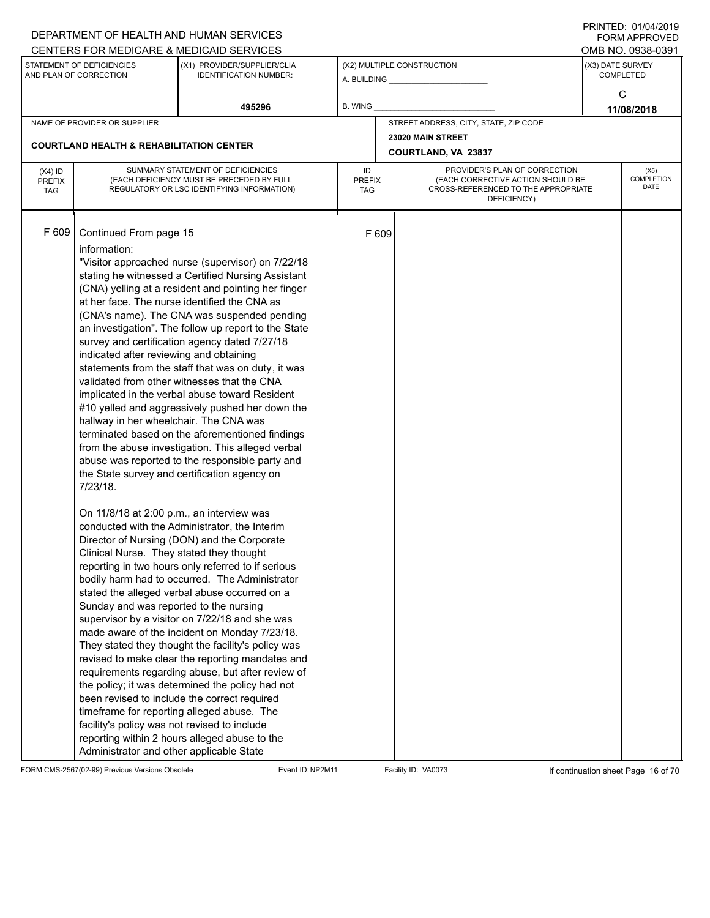DEPARTMENT OF HEALTH AND HUMAN SERVICES
CENTERS FOR MEDICARE & MEDICAID SERVICES

PRINTED: 01/04/2019
FORM APPROVED
OMB NO. 0938-0391

| STATEMENT OF DEFICIENCIES AND PLAN OF CORRECTION | (X1) PROVIDER/SUPPLIER/CLIA IDENTIFICATION NUMBER: | (X2) MULTIPLE CONSTRUCTION | (X3) DATE SURVEY COMPLETED |
|---|---|---|---|
| | 495296 | A. BUILDING ______ B. WING ______ | C 11/08/2018 |

| NAME OF PROVIDER OR SUPPLIER | STREET ADDRESS, CITY, STATE, ZIP CODE |
|---|---|
| COURTLAND HEALTH & REHABILITATION CENTER | 23020 MAIN STREET COURTLAND, VA 23837 |

| (X4) ID PREFIX TAG | SUMMARY STATEMENT OF DEFICIENCIES (EACH DEFICIENCY MUST BE PRECEDED BY FULL REGULATORY OR LSC IDENTIFYING INFORMATION) | ID PREFIX TAG | PROVIDER'S PLAN OF CORRECTION (EACH CORRECTIVE ACTION SHOULD BE CROSS-REFERENCED TO THE APPROPRIATE DEFICIENCY) | (X5) COMPLETION DATE |
|---|---|---|---|---|
| F 609 | Continued From page 15<br>information:<br>"Visitor approached nurse (supervisor) on 7/22/18 stating he witnessed a Certified Nursing Assistant (CNA) yelling at a resident and pointing her finger at her face. The nurse identified the CNA as (CNA's name). The CNA was suspended pending an investigation". The follow up report to the State survey and certification agency dated 7/27/18 indicated after reviewing and obtaining statements from the staff that was on duty, it was validated from other witnesses that the CNA implicated in the verbal abuse toward Resident #10 yelled and aggressively pushed her down the hallway in her wheelchair. The CNA was terminated based on the aforementioned findings from the abuse investigation. This alleged verbal abuse was reported to the responsible party and the State survey and certification agency on 7/23/18.<br><br>On 11/8/18 at 2:00 p.m., an interview was conducted with the Administrator, the Interim Director of Nursing (DON) and the Corporate Clinical Nurse. They stated they thought reporting in two hours only referred to if serious bodily harm had to occurred. The Administrator stated the alleged verbal abuse occurred on a Sunday and was reported to the nursing supervisor by a visitor on 7/22/18 and she was made aware of the incident on Monday 7/23/18. They stated they thought the facility's policy was revised to make clear the reporting mandates and requirements regarding abuse, but after review of the policy; it was determined the policy had not been revised to include the correct required timeframe for reporting alleged abuse. The facility's policy was not revised to include reporting within 2 hours alleged abuse to the Administrator and other applicable State | F 609 | | |

FORM CMS-2567(02-99) Previous Versions Obsolete Event ID: NP2M11 Facility ID: VA0073 If continuation sheet Page 16 of 70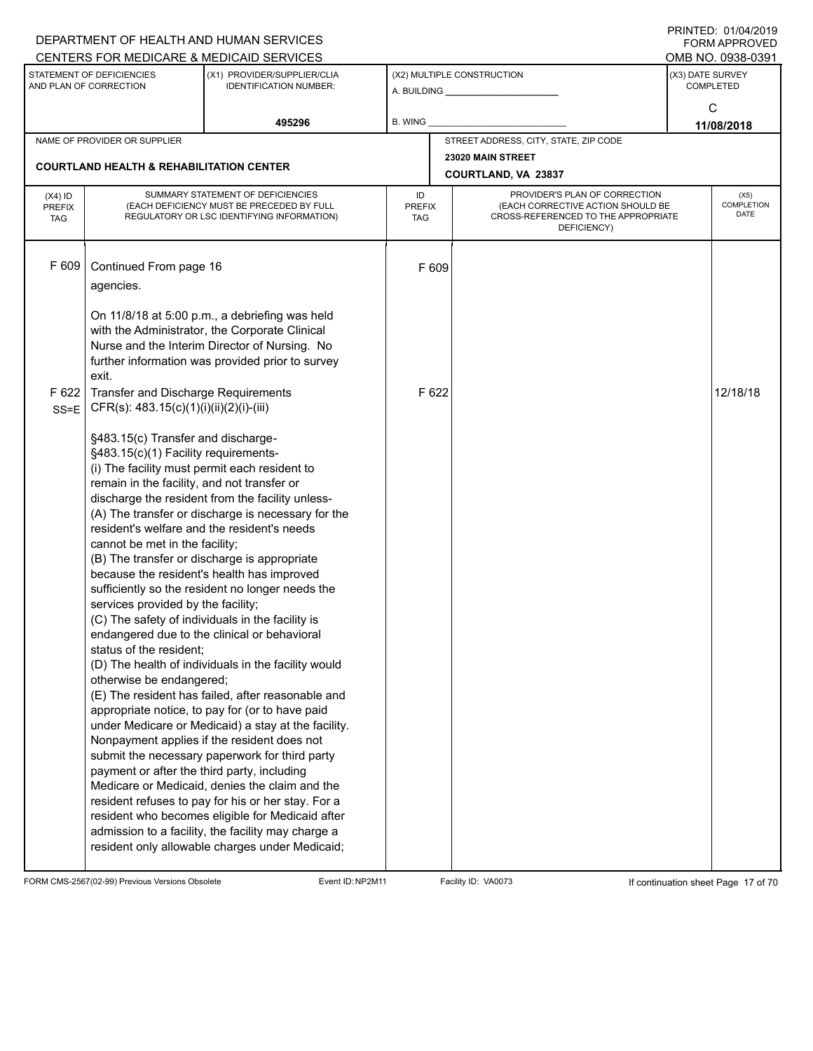DEPARTMENT OF HEALTH AND HUMAN SERVICES
CENTERS FOR MEDICARE & MEDICAID SERVICES

PRINTED: 01/04/2019
FORM APPROVED
OMB NO. 0938-0391

| STATEMENT OF DEFICIENCIES AND PLAN OF CORRECTION | (X1) PROVIDER/SUPPLIER/CLIA IDENTIFICATION NUMBER: | (X2) MULTIPLE CONSTRUCTION | (X3) DATE SURVEY COMPLETED |
|---|---|---|---|
| | 495296 | A. BUILDING ______ B. WING ______ | C 11/08/2018 |

| NAME OF PROVIDER OR SUPPLIER | STREET ADDRESS, CITY, STATE, ZIP CODE |
|---|---|
| COURTLAND HEALTH & REHABILITATION CENTER | 23020 MAIN STREET COURTLAND, VA 23837 |

| (X4) ID PREFIX TAG | SUMMARY STATEMENT OF DEFICIENCIES (EACH DEFICIENCY MUST BE PRECEDED BY FULL REGULATORY OR LSC IDENTIFYING INFORMATION) | ID PREFIX TAG | PROVIDER'S PLAN OF CORRECTION (EACH CORRECTIVE ACTION SHOULD BE CROSS-REFERENCED TO THE APPROPRIATE DEFICIENCY) | (X5) COMPLETION DATE |
|---|---|---|---|---|
| F 609 | Continued From page 16<br>agencies.<br><br>On 11/8/18 at 5:00 p.m., a debriefing was held with the Administrator, the Corporate Clinical Nurse and the Interim Director of Nursing. No further information was provided prior to survey exit. | F 609 | | |
| F 622 SS=E | Transfer and Discharge Requirements<br>CFR(s): 483.15(c)(1)(i)(ii)(2)(i)-(iii)<br><br>§483.15(c) Transfer and discharge-<br>§483.15(c)(1) Facility requirements-<br>(i) The facility must permit each resident to remain in the facility, and not transfer or discharge the resident from the facility unless-<br>(A) The transfer or discharge is necessary for the resident's welfare and the resident's needs cannot be met in the facility;<br>(B) The transfer or discharge is appropriate because the resident's health has improved sufficiently so the resident no longer needs the services provided by the facility;<br>(C) The safety of individuals in the facility is endangered due to the clinical or behavioral status of the resident;<br>(D) The health of individuals in the facility would otherwise be endangered;<br>(E) The resident has failed, after reasonable and appropriate notice, to pay for (or to have paid under Medicare or Medicaid) a stay at the facility. Nonpayment applies if the resident does not submit the necessary paperwork for third party payment or after the third party, including Medicare or Medicaid, denies the claim and the resident refuses to pay for his or her stay. For a resident who becomes eligible for Medicaid after admission to a facility, the facility may charge a resident only allowable charges under Medicaid; | F 622 | | 12/18/18 |

FORM CMS-2567(02-99) Previous Versions Obsolete Event ID: NP2M11 Facility ID: VA0073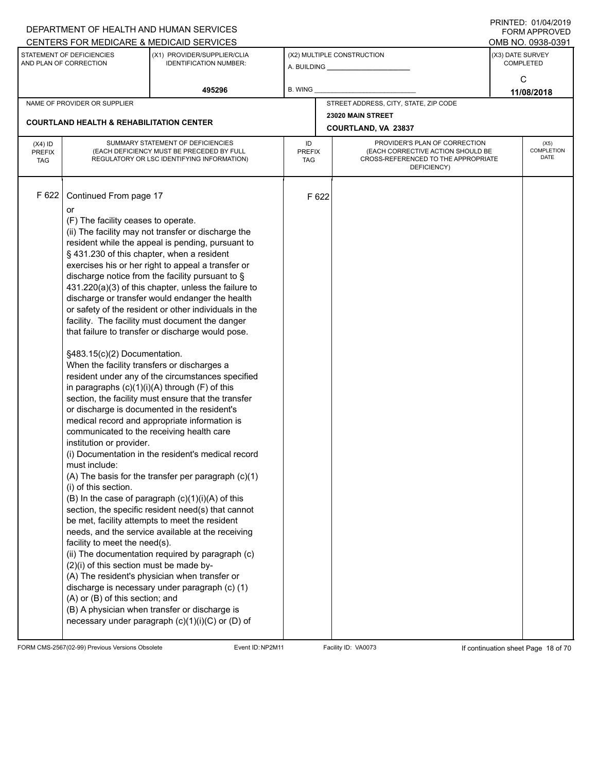DEPARTMENT OF HEALTH AND HUMAN SERVICES
CENTERS FOR MEDICARE & MEDICAID SERVICES

PRINTED: 01/04/2019
FORM APPROVED
OMB NO. 0938-0391

| STATEMENT OF DEFICIENCIES AND PLAN OF CORRECTION | (X1) PROVIDER/SUPPLIER/CLIA IDENTIFICATION NUMBER: | (X2) MULTIPLE CONSTRUCTION | (X3) DATE SURVEY COMPLETED |
|---|---|---|---|
| | 495296 | A. BUILDING ______ B. WING ______ | C 11/08/2018 |

| NAME OF PROVIDER OR SUPPLIER | STREET ADDRESS, CITY, STATE, ZIP CODE |
|---|---|
| COURTLAND HEALTH & REHABILITATION CENTER | 23020 MAIN STREET COURTLAND, VA 23837 |

| (X4) ID PREFIX TAG | SUMMARY STATEMENT OF DEFICIENCIES (EACH DEFICIENCY MUST BE PRECEDED BY FULL REGULATORY OR LSC IDENTIFYING INFORMATION) | ID PREFIX TAG | PROVIDER'S PLAN OF CORRECTION (EACH CORRECTIVE ACTION SHOULD BE CROSS-REFERENCED TO THE APPROPRIATE DEFICIENCY) | (X5) COMPLETION DATE |
|---|---|---|---|---|
| F 622 | Continued From page 17<br>or<br>(F) The facility ceases to operate.<br>(ii) The facility may not transfer or discharge the resident while the appeal is pending, pursuant to § 431.230 of this chapter, when a resident exercises his or her right to appeal a transfer or discharge notice from the facility pursuant to § 431.220(a)(3) of this chapter, unless the failure to discharge or transfer would endanger the health or safety of the resident or other individuals in the facility. The facility must document the danger that failure to transfer or discharge would pose.<br><br>§483.15(c)(2) Documentation.<br>When the facility transfers or discharges a resident under any of the circumstances specified in paragraphs (c)(1)(i)(A) through (F) of this section, the facility must ensure that the transfer or discharge is documented in the resident's medical record and appropriate information is communicated to the receiving health care institution or provider.<br>(i) Documentation in the resident's medical record must include:<br>(A) The basis for the transfer per paragraph (c)(1)(i) of this section.<br>(B) In the case of paragraph (c)(1)(i)(A) of this section, the specific resident need(s) that cannot be met, facility attempts to meet the resident needs, and the service available at the receiving facility to meet the need(s).<br>(ii) The documentation required by paragraph (c)(2)(i) of this section must be made by-<br>(A) The resident's physician when transfer or discharge is necessary under paragraph (c) (1) (A) or (B) of this section; and<br>(B) A physician when transfer or discharge is necessary under paragraph (c)(1)(i)(C) or (D) of | F 622 | | |

FORM CMS-2567(02-99) Previous Versions Obsolete Event ID: NP2M11 Facility ID: VA0073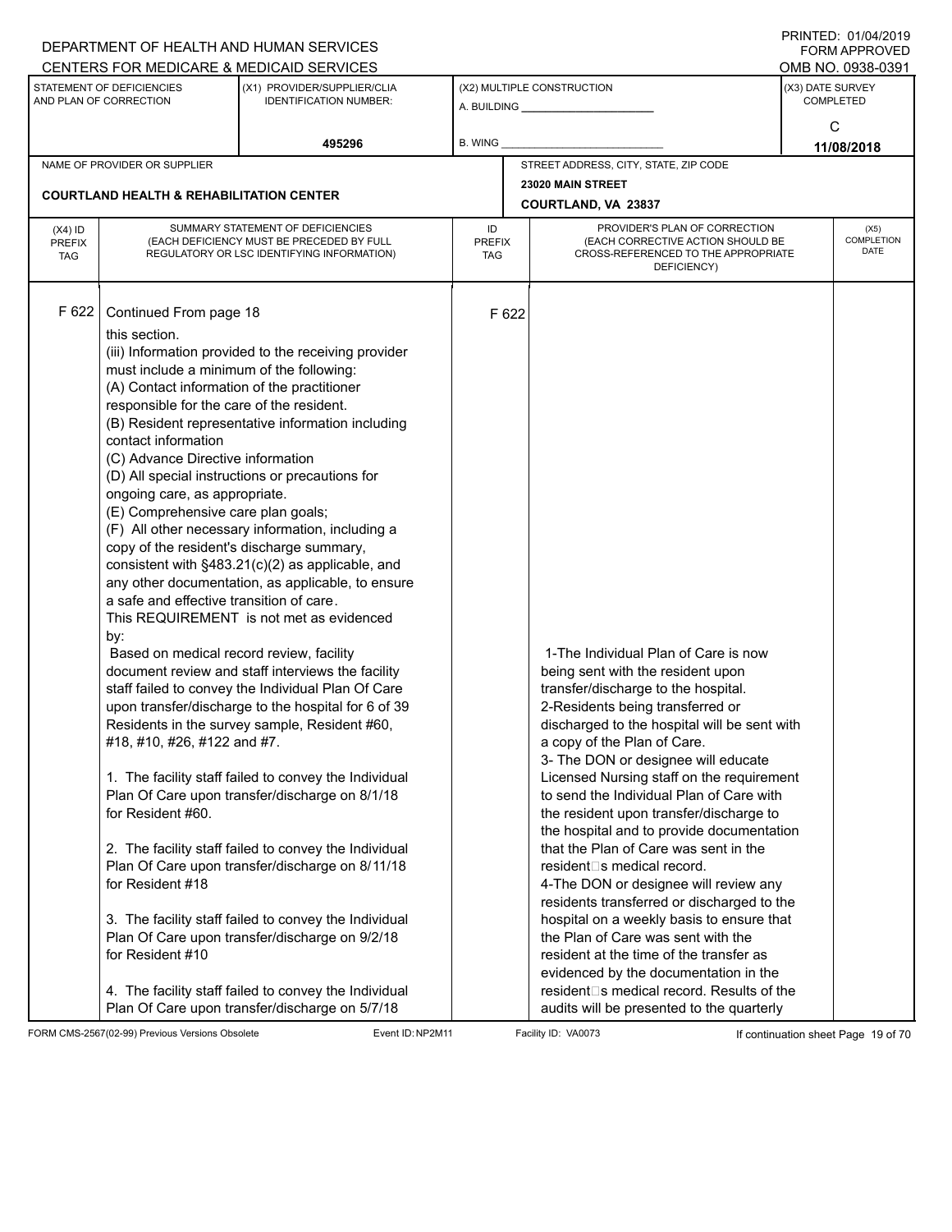DEPARTMENT OF HEALTH AND HUMAN SERVICES
CENTERS FOR MEDICARE & MEDICAID SERVICES

PRINTED: 01/04/2019
FORM APPROVED
OMB NO. 0938-0391

| STATEMENT OF DEFICIENCIES AND PLAN OF CORRECTION | (X1) PROVIDER/SUPPLIER/CLIA IDENTIFICATION NUMBER: | (X2) MULTIPLE CONSTRUCTION | (X3) DATE SURVEY COMPLETED |
|---|---|---|---|
| | 495296 | A. BUILDING ______ B. WING ______ | C 11/08/2018 |

NAME OF PROVIDER OR SUPPLIER: COURTLAND HEALTH & REHABILITATION CENTER

STREET ADDRESS, CITY, STATE, ZIP CODE: 23020 MAIN STREET, COURTLAND, VA 23837

| (X4) ID PREFIX TAG | SUMMARY STATEMENT OF DEFICIENCIES (EACH DEFICIENCY MUST BE PRECEDED BY FULL REGULATORY OR LSC IDENTIFYING INFORMATION) | ID PREFIX TAG | PROVIDER'S PLAN OF CORRECTION (EACH CORRECTIVE ACTION SHOULD BE CROSS-REFERENCED TO THE APPROPRIATE DEFICIENCY) | (X5) COMPLETION DATE |
|---|---|---|---|---|
| F 622 | Continued From page 18<br>this section.<br>(iii) Information provided to the receiving provider must include a minimum of the following:<br>(A) Contact information of the practitioner responsible for the care of the resident.<br>(B) Resident representative information including contact information<br>(C) Advance Directive information<br>(D) All special instructions or precautions for ongoing care, as appropriate.<br>(E) Comprehensive care plan goals;<br>(F) All other necessary information, including a copy of the resident's discharge summary, consistent with §483.21(c)(2) as applicable, and any other documentation, as applicable, to ensure a safe and effective transition of care.<br>This REQUIREMENT is not met as evidenced by:<br>Based on medical record review, facility document review and staff interviews the facility staff failed to convey the Individual Plan Of Care upon transfer/discharge to the hospital for 6 of 39 Residents in the survey sample, Resident #60, #18, #10, #26, #122 and #7.<br><br>1. The facility staff failed to convey the Individual Plan Of Care upon transfer/discharge on 8/1/18 for Resident #60.<br><br>2. The facility staff failed to convey the Individual Plan Of Care upon transfer/discharge on 8/11/18 for Resident #18<br><br>3. The facility staff failed to convey the Individual Plan Of Care upon transfer/discharge on 9/2/18 for Resident #10<br><br>4. The facility staff failed to convey the Individual Plan Of Care upon transfer/discharge on 5/7/18 | F 622 | 1-The Individual Plan of Care is now being sent with the resident upon transfer/discharge to the hospital.<br>2-Residents being transferred or discharged to the hospital will be sent with a copy of the Plan of Care.<br>3- The DON or designee will educate Licensed Nursing staff on the requirement to send the Individual Plan of Care with the resident upon transfer/discharge to the hospital and to provide documentation that the Plan of Care was sent in the resident's medical record.<br>4-The DON or designee will review any residents transferred or discharged to the hospital on a weekly basis to ensure that the Plan of Care was sent with the resident at the time of the transfer as evidenced by the documentation in the resident's medical record. Results of the audits will be presented to the quarterly | |

FORM CMS-2567(02-99) Previous Versions Obsolete Event ID: NP2M11 Facility ID: VA0073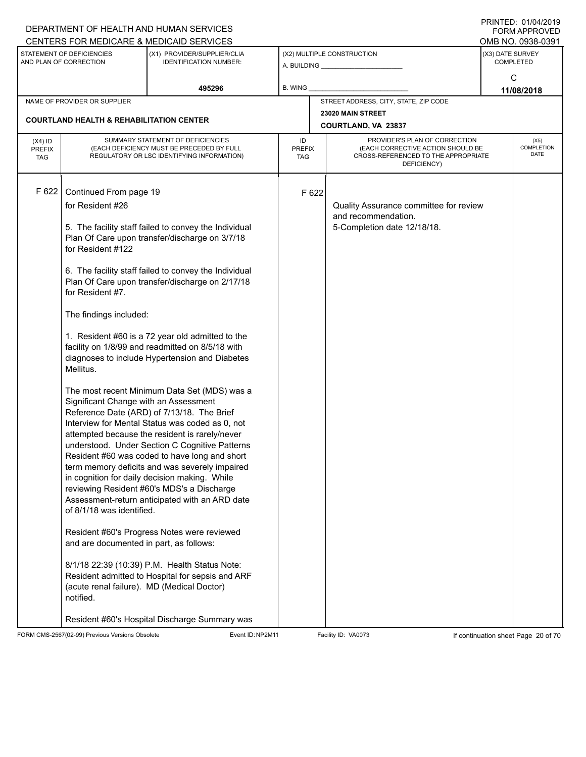DEPARTMENT OF HEALTH AND HUMAN SERVICES
CENTERS FOR MEDICARE & MEDICAID SERVICES

PRINTED: 01/04/2019
FORM APPROVED
OMB NO. 0938-0391

| STATEMENT OF DEFICIENCIES AND PLAN OF CORRECTION | (X1) PROVIDER/SUPPLIER/CLIA IDENTIFICATION NUMBER: | (X2) MULTIPLE CONSTRUCTION | (X3) DATE SURVEY COMPLETED |
|---|---|---|---|
| | 495296 | A. BUILDING ______ B. WING ______ | C 11/08/2018 |

| NAME OF PROVIDER OR SUPPLIER | STREET ADDRESS, CITY, STATE, ZIP CODE |
|---|---|
| COURTLAND HEALTH & REHABILITATION CENTER | 23020 MAIN STREET COURTLAND, VA 23837 |

| (X4) ID PREFIX TAG | SUMMARY STATEMENT OF DEFICIENCIES (EACH DEFICIENCY MUST BE PRECEDED BY FULL REGULATORY OR LSC IDENTIFYING INFORMATION) | ID PREFIX TAG | PROVIDER'S PLAN OF CORRECTION (EACH CORRECTIVE ACTION SHOULD BE CROSS-REFERENCED TO THE APPROPRIATE DEFICIENCY) | (X5) COMPLETION DATE |
|---|---|---|---|---|
| F 622 | Continued From page 19 | F 622 | | |

for Resident #26

5. The facility staff failed to convey the Individual Plan Of Care upon transfer/discharge on 3/7/18 for Resident #122

6. The facility staff failed to convey the Individual Plan Of Care upon transfer/discharge on 2/17/18 for Resident #7.

The findings included:

1. Resident #60 is a 72 year old admitted to the facility on 1/8/99 and readmitted on 8/5/18 with diagnoses to include Hypertension and Diabetes Mellitus.

The most recent Minimum Data Set (MDS) was a Significant Change with an Assessment Reference Date (ARD) of 7/13/18. The Brief Interview for Mental Status was coded as 0, not attempted because the resident is rarely/never understood. Under Section C Cognitive Patterns Resident #60 was coded to have long and short term memory deficits and was severely impaired in cognition for daily decision making. While reviewing Resident #60's MDS's a Discharge Assessment-return anticipated with an ARD date of 8/1/18 was identified.

Resident #60's Progress Notes were reviewed and are documented in part, as follows:

8/1/18 22:39 (10:39) P.M. Health Status Note: Resident admitted to Hospital for sepsis and ARF (acute renal failure). MD (Medical Doctor) notified.

Resident #60's Hospital Discharge Summary was

**Provider's Plan of Correction (F 622):**

Quality Assurance committee for review and recommendation.
5-Completion date 12/18/18.

FORM CMS-2567(02-99) Previous Versions Obsolete | Event ID: NP2M11 | Facility ID: VA0073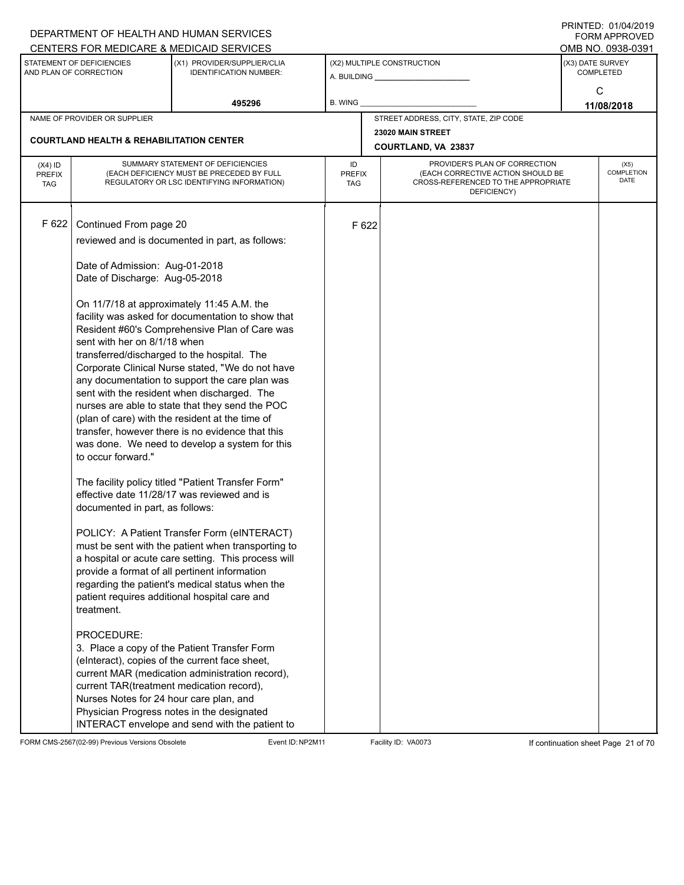DEPARTMENT OF HEALTH AND HUMAN SERVICES
CENTERS FOR MEDICARE & MEDICAID SERVICES

PRINTED: 01/04/2019
FORM APPROVED
OMB NO. 0938-0391

| STATEMENT OF DEFICIENCIES AND PLAN OF CORRECTION | (X1) PROVIDER/SUPPLIER/CLIA IDENTIFICATION NUMBER: | (X2) MULTIPLE CONSTRUCTION | (X3) DATE SURVEY COMPLETED |
|---|---|---|---|
| | 495296 | A. BUILDING ___ B. WING ___ | C 11/08/2018 |

| NAME OF PROVIDER OR SUPPLIER | STREET ADDRESS, CITY, STATE, ZIP CODE |
|---|---|
| COURTLAND HEALTH & REHABILITATION CENTER | 23020 MAIN STREET COURTLAND, VA 23837 |

| (X4) ID PREFIX TAG | SUMMARY STATEMENT OF DEFICIENCIES (EACH DEFICIENCY MUST BE PRECEDED BY FULL REGULATORY OR LSC IDENTIFYING INFORMATION) | ID PREFIX TAG | PROVIDER'S PLAN OF CORRECTION (EACH CORRECTIVE ACTION SHOULD BE CROSS-REFERENCED TO THE APPROPRIATE DEFICIENCY) | (X5) COMPLETION DATE |
|---|---|---|---|---|
| F 622 | Continued From page 20 | F 622 | | |

reviewed and is documented in part, as follows:

Date of Admission: Aug-01-2018
Date of Discharge: Aug-05-2018

On 11/7/18 at approximately 11:45 A.M. the facility was asked for documentation to show that Resident #60's Comprehensive Plan of Care was sent with her on 8/1/18 when transferred/discharged to the hospital. The Corporate Clinical Nurse stated, "We do not have any documentation to support the care plan was sent with the resident when discharged. The nurses are able to state that they send the POC (plan of care) with the resident at the time of transfer, however there is no evidence that this was done. We need to develop a system for this to occur forward."

The facility policy titled "Patient Transfer Form" effective date 11/28/17 was reviewed and is documented in part, as follows:

POLICY: A Patient Transfer Form (eINTERACT) must be sent with the patient when transporting to a hospital or acute care setting. This process will provide a format of all pertinent information regarding the patient's medical status when the patient requires additional hospital care and treatment.

PROCEDURE:
3. Place a copy of the Patient Transfer Form (eInteract), copies of the current face sheet, current MAR (medication administration record), current TAR(treatment medication record), Nurses Notes for 24 hour care plan, and Physician Progress notes in the designated INTERACT envelope and send with the patient to

FORM CMS-2567(02-99) Previous Versions Obsolete Event ID: NP2M11 Facility ID: VA0073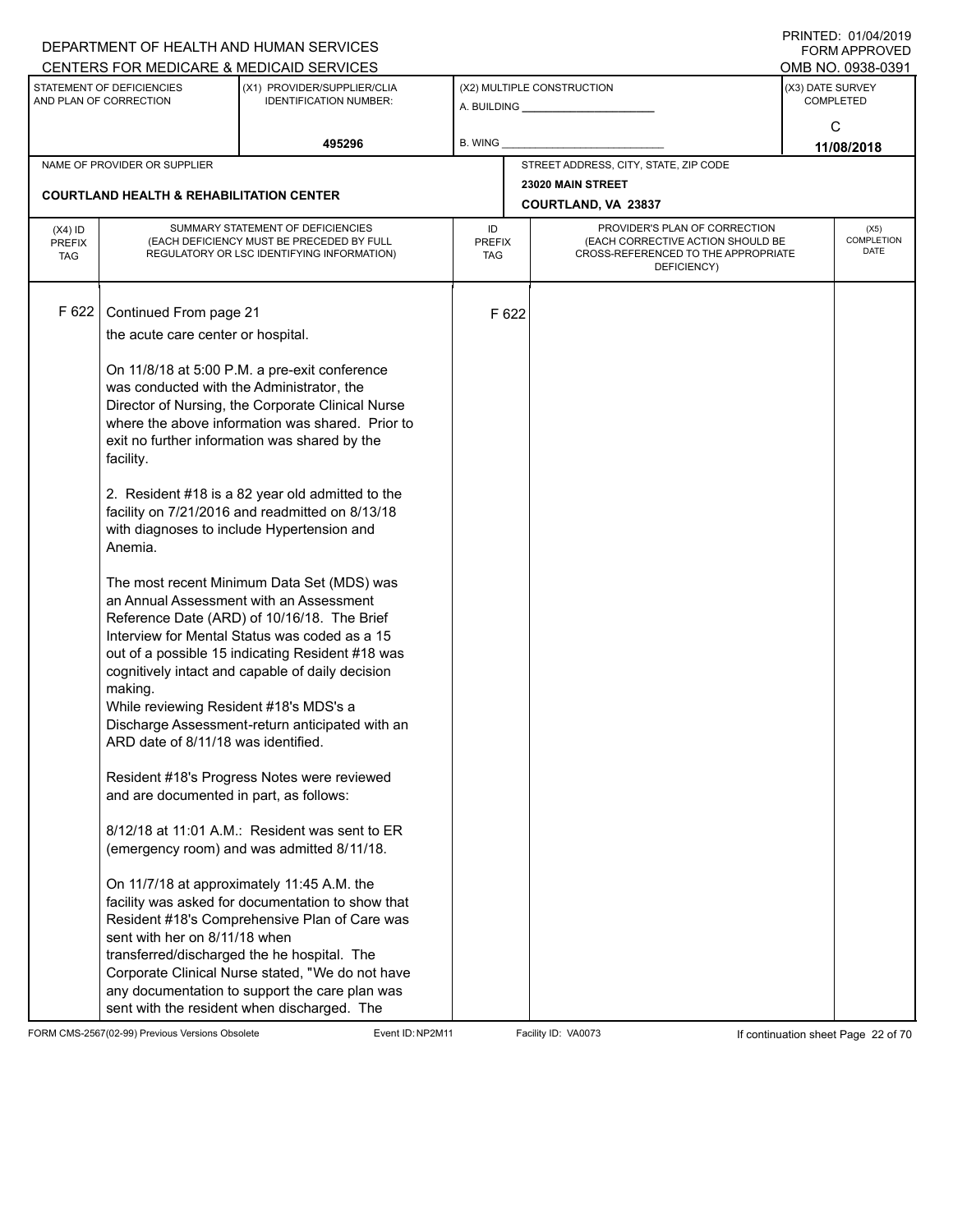DEPARTMENT OF HEALTH AND HUMAN SERVICES
CENTERS FOR MEDICARE & MEDICAID SERVICES

PRINTED: 01/04/2019
FORM APPROVED
OMB NO. 0938-0391

| STATEMENT OF DEFICIENCIES AND PLAN OF CORRECTION | (X1) PROVIDER/SUPPLIER/CLIA IDENTIFICATION NUMBER: | (X2) MULTIPLE CONSTRUCTION | (X3) DATE SURVEY COMPLETED |
|---|---|---|---|
| | 495296 | A. BUILDING ______ B. WING ______ | C 11/08/2018 |

| NAME OF PROVIDER OR SUPPLIER | STREET ADDRESS, CITY, STATE, ZIP CODE |
|---|---|
| COURTLAND HEALTH & REHABILITATION CENTER | 23020 MAIN STREET COURTLAND, VA 23837 |

| (X4) ID PREFIX TAG | SUMMARY STATEMENT OF DEFICIENCIES (EACH DEFICIENCY MUST BE PRECEDED BY FULL REGULATORY OR LSC IDENTIFYING INFORMATION) | ID PREFIX TAG | PROVIDER'S PLAN OF CORRECTION (EACH CORRECTIVE ACTION SHOULD BE CROSS-REFERENCED TO THE APPROPRIATE DEFICIENCY) | (X5) COMPLETION DATE |
|---|---|---|---|---|
| F 622 | Continued From page 21 | F 622 | | |

the acute care center or hospital.

On 11/8/18 at 5:00 P.M. a pre-exit conference was conducted with the Administrator, the Director of Nursing, the Corporate Clinical Nurse where the above information was shared. Prior to exit no further information was shared by the facility.

2. Resident #18 is a 82 year old admitted to the facility on 7/21/2016 and readmitted on 8/13/18 with diagnoses to include Hypertension and Anemia.

The most recent Minimum Data Set (MDS) was an Annual Assessment with an Assessment Reference Date (ARD) of 10/16/18. The Brief Interview for Mental Status was coded as a 15 out of a possible 15 indicating Resident #18 was cognitively intact and capable of daily decision making.
While reviewing Resident #18's MDS's a Discharge Assessment-return anticipated with an ARD date of 8/11/18 was identified.

Resident #18's Progress Notes were reviewed and are documented in part, as follows:

8/12/18 at 11:01 A.M.: Resident was sent to ER (emergency room) and was admitted 8/11/18.

On 11/7/18 at approximately 11:45 A.M. the facility was asked for documentation to show that Resident #18's Comprehensive Plan of Care was sent with her on 8/11/18 when transferred/discharged the he hospital. The Corporate Clinical Nurse stated, "We do not have any documentation to support the care plan was sent with the resident when discharged. The

FORM CMS-2567(02-99) Previous Versions Obsolete Event ID: NP2M11 Facility ID: VA0073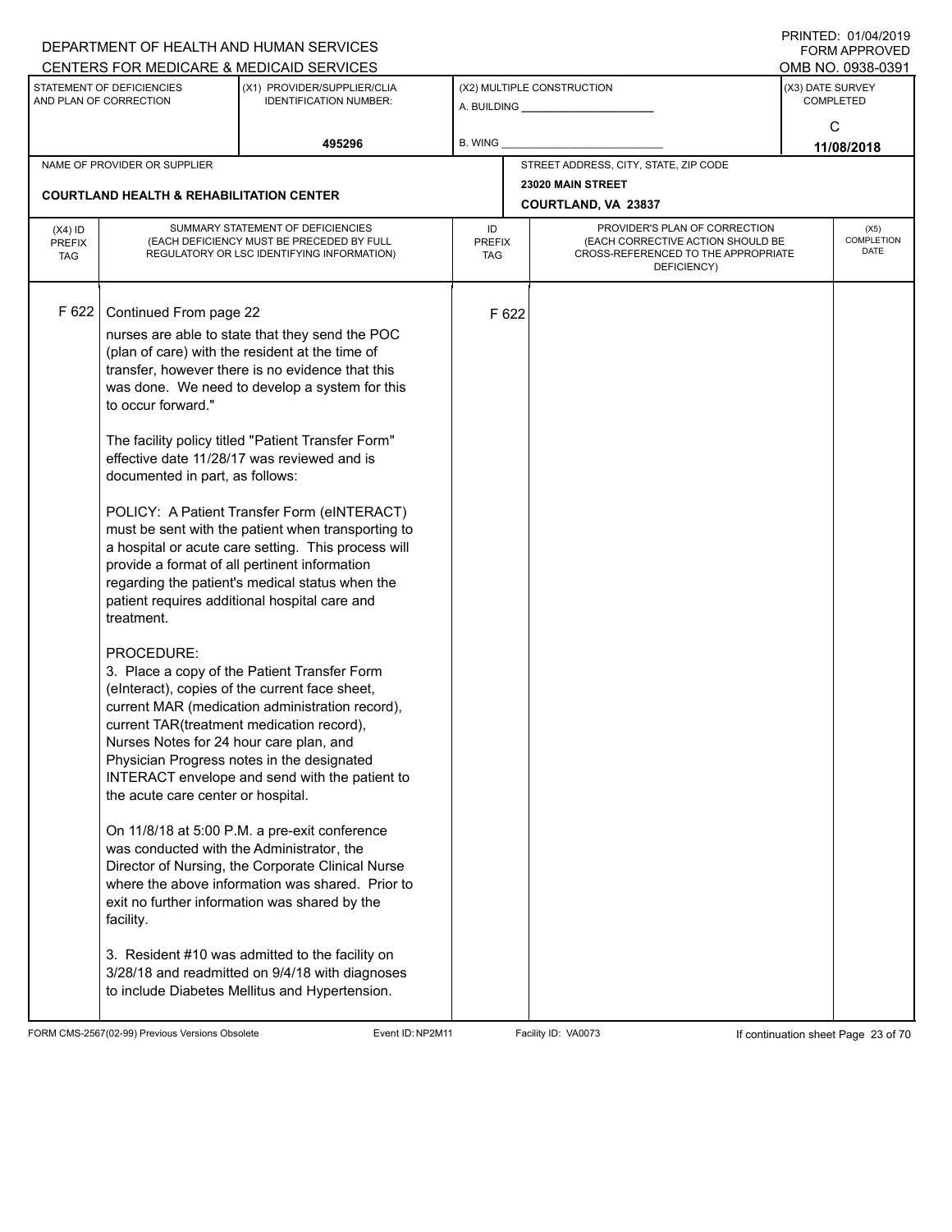DEPARTMENT OF HEALTH AND HUMAN SERVICES
CENTERS FOR MEDICARE & MEDICAID SERVICES

PRINTED: 01/04/2019
FORM APPROVED
OMB NO. 0938-0391

| STATEMENT OF DEFICIENCIES AND PLAN OF CORRECTION | (X1) PROVIDER/SUPPLIER/CLIA IDENTIFICATION NUMBER: | (X2) MULTIPLE CONSTRUCTION | (X3) DATE SURVEY COMPLETED |
|---|---|---|---|
| | 495296 | A. BUILDING ______ B. WING ______ | C 11/08/2018 |

NAME OF PROVIDER OR SUPPLIER: COURTLAND HEALTH & REHABILITATION CENTER

STREET ADDRESS, CITY, STATE, ZIP CODE: 23020 MAIN STREET, COURTLAND, VA 23837

| (X4) ID PREFIX TAG | SUMMARY STATEMENT OF DEFICIENCIES (EACH DEFICIENCY MUST BE PRECEDED BY FULL REGULATORY OR LSC IDENTIFYING INFORMATION) | ID PREFIX TAG | PROVIDER'S PLAN OF CORRECTION (EACH CORRECTIVE ACTION SHOULD BE CROSS-REFERENCED TO THE APPROPRIATE DEFICIENCY) | (X5) COMPLETION DATE |
|---|---|---|---|---|
| F 622 | Continued From page 22 | F 622 | | |

nurses are able to state that they send the POC (plan of care) with the resident at the time of transfer, however there is no evidence that this was done. We need to develop a system for this to occur forward."

The facility policy titled "Patient Transfer Form" effective date 11/28/17 was reviewed and is documented in part, as follows:

POLICY: A Patient Transfer Form (eINTERACT) must be sent with the patient when transporting to a hospital or acute care setting. This process will provide a format of all pertinent information regarding the patient's medical status when the patient requires additional hospital care and treatment.

PROCEDURE:
3. Place a copy of the Patient Transfer Form (eInteract), copies of the current face sheet, current MAR (medication administration record), current TAR(treatment medication record), Nurses Notes for 24 hour care plan, and Physician Progress notes in the designated INTERACT envelope and send with the patient to the acute care center or hospital.

On 11/8/18 at 5:00 P.M. a pre-exit conference was conducted with the Administrator, the Director of Nursing, the Corporate Clinical Nurse where the above information was shared. Prior to exit no further information was shared by the facility.

3. Resident #10 was admitted to the facility on 3/28/18 and readmitted on 9/4/18 with diagnoses to include Diabetes Mellitus and Hypertension.

FORM CMS-2567(02-99) Previous Versions Obsolete Event ID: NP2M11 Facility ID: VA0073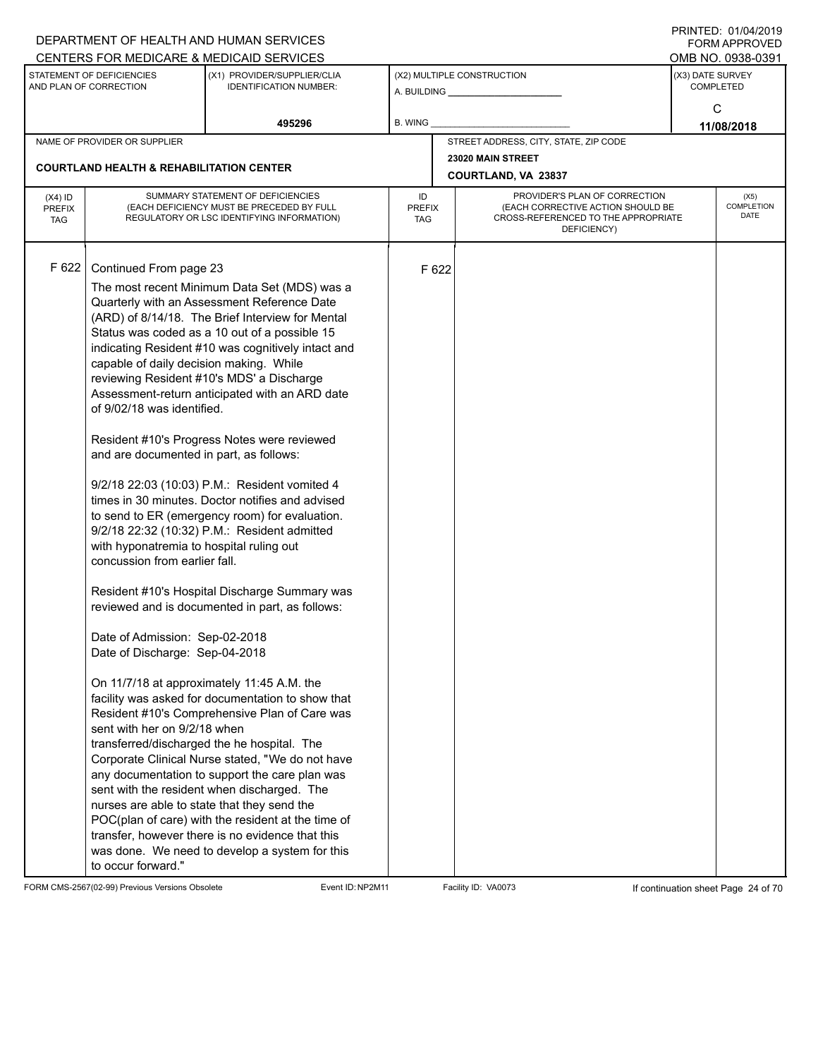DEPARTMENT OF HEALTH AND HUMAN SERVICES
CENTERS FOR MEDICARE & MEDICAID SERVICES

PRINTED: 01/04/2019
FORM APPROVED
OMB NO. 0938-0391

| STATEMENT OF DEFICIENCIES AND PLAN OF CORRECTION | (X1) PROVIDER/SUPPLIER/CLIA IDENTIFICATION NUMBER: | (X2) MULTIPLE CONSTRUCTION | (X3) DATE SURVEY COMPLETED |
|---|---|---|---|
| | 495296 | A. BUILDING ______ B. WING ______ | C 11/08/2018 |

| NAME OF PROVIDER OR SUPPLIER | STREET ADDRESS, CITY, STATE, ZIP CODE |
|---|---|
| COURTLAND HEALTH & REHABILITATION CENTER | 23020 MAIN STREET COURTLAND, VA 23837 |

| (X4) ID PREFIX TAG | SUMMARY STATEMENT OF DEFICIENCIES (EACH DEFICIENCY MUST BE PRECEDED BY FULL REGULATORY OR LSC IDENTIFYING INFORMATION) | ID PREFIX TAG | PROVIDER'S PLAN OF CORRECTION (EACH CORRECTIVE ACTION SHOULD BE CROSS-REFERENCED TO THE APPROPRIATE DEFICIENCY) | (X5) COMPLETION DATE |
|---|---|---|---|---|
| F 622 | Continued From page 23 | F 622 | | |

The most recent Minimum Data Set (MDS) was a Quarterly with an Assessment Reference Date (ARD) of 8/14/18. The Brief Interview for Mental Status was coded as a 10 out of a possible 15 indicating Resident #10 was cognitively intact and capable of daily decision making. While reviewing Resident #10's MDS' a Discharge Assessment-return anticipated with an ARD date of 9/02/18 was identified.

Resident #10's Progress Notes were reviewed and are documented in part, as follows:

9/2/18 22:03 (10:03) P.M.: Resident vomited 4 times in 30 minutes. Doctor notifies and advised to send to ER (emergency room) for evaluation.
9/2/18 22:32 (10:32) P.M.: Resident admitted with hyponatremia to hospital ruling out concussion from earlier fall.

Resident #10's Hospital Discharge Summary was reviewed and is documented in part, as follows:

Date of Admission: Sep-02-2018
Date of Discharge: Sep-04-2018

On 11/7/18 at approximately 11:45 A.M. the facility was asked for documentation to show that Resident #10's Comprehensive Plan of Care was sent with her on 9/2/18 when transferred/discharged the he hospital. The Corporate Clinical Nurse stated, "We do not have any documentation to support the care plan was sent with the resident when discharged. The nurses are able to state that they send the POC(plan of care) with the resident at the time of transfer, however there is no evidence that this was done. We need to develop a system for this to occur forward."

FORM CMS-2567(02-99) Previous Versions Obsolete Event ID: NP2M11 Facility ID: VA0073 If continuation sheet Page 24 of 70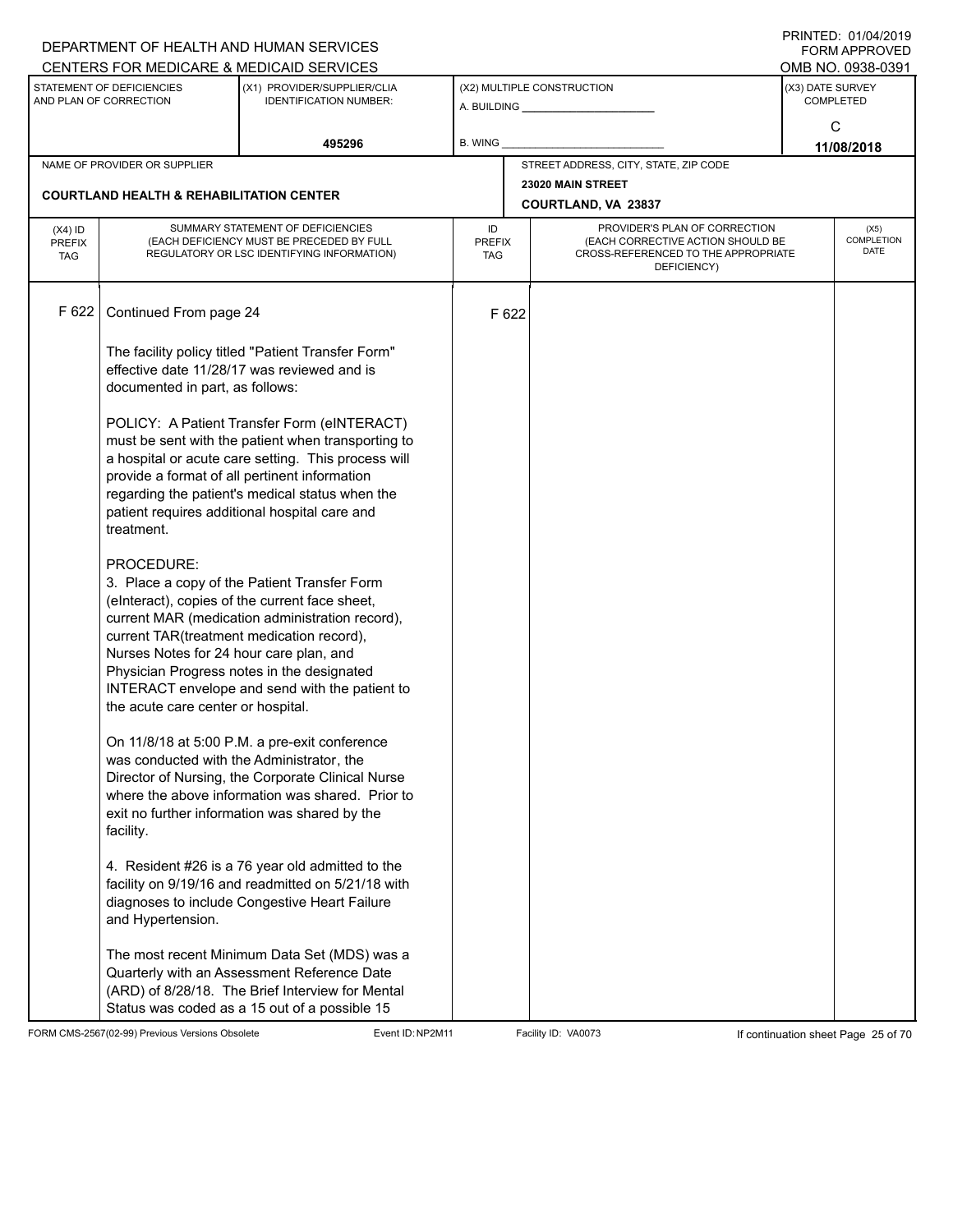DEPARTMENT OF HEALTH AND HUMAN SERVICES
CENTERS FOR MEDICARE & MEDICAID SERVICES

PRINTED: 01/04/2019
FORM APPROVED
OMB NO. 0938-0391

| STATEMENT OF DEFICIENCIES AND PLAN OF CORRECTION | (X1) PROVIDER/SUPPLIER/CLIA IDENTIFICATION NUMBER: | (X2) MULTIPLE CONSTRUCTION | (X3) DATE SURVEY COMPLETED |
|---|---|---|---|
| | 495296 | A. BUILDING ______ B. WING ______ | C 11/08/2018 |

| NAME OF PROVIDER OR SUPPLIER | STREET ADDRESS, CITY, STATE, ZIP CODE |
|---|---|
| COURTLAND HEALTH & REHABILITATION CENTER | 23020 MAIN STREET COURTLAND, VA 23837 |

| (X4) ID PREFIX TAG | SUMMARY STATEMENT OF DEFICIENCIES (EACH DEFICIENCY MUST BE PRECEDED BY FULL REGULATORY OR LSC IDENTIFYING INFORMATION) | ID PREFIX TAG | PROVIDER'S PLAN OF CORRECTION (EACH CORRECTIVE ACTION SHOULD BE CROSS-REFERENCED TO THE APPROPRIATE DEFICIENCY) | (X5) COMPLETION DATE |
|---|---|---|---|---|
| F 622 | Continued From page 24 | F 622 | | |

The facility policy titled "Patient Transfer Form" effective date 11/28/17 was reviewed and is documented in part, as follows:

POLICY: A Patient Transfer Form (eINTERACT) must be sent with the patient when transporting to a hospital or acute care setting. This process will provide a format of all pertinent information regarding the patient's medical status when the patient requires additional hospital care and treatment.

PROCEDURE:
3. Place a copy of the Patient Transfer Form (eInteract), copies of the current face sheet, current MAR (medication administration record), current TAR(treatment medication record), Nurses Notes for 24 hour care plan, and Physician Progress notes in the designated INTERACT envelope and send with the patient to the acute care center or hospital.

On 11/8/18 at 5:00 P.M. a pre-exit conference was conducted with the Administrator, the Director of Nursing, the Corporate Clinical Nurse where the above information was shared. Prior to exit no further information was shared by the facility.

4. Resident #26 is a 76 year old admitted to the facility on 9/19/16 and readmitted on 5/21/18 with diagnoses to include Congestive Heart Failure and Hypertension.

The most recent Minimum Data Set (MDS) was a Quarterly with an Assessment Reference Date (ARD) of 8/28/18. The Brief Interview for Mental Status was coded as a 15 out of a possible 15

FORM CMS-2567(02-99) Previous Versions Obsolete Event ID: NP2M11 Facility ID: VA0073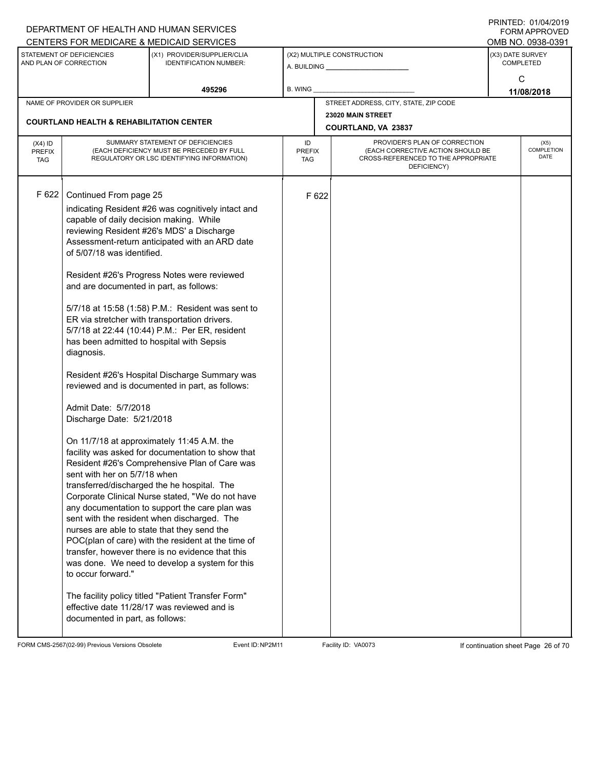DEPARTMENT OF HEALTH AND HUMAN SERVICES
CENTERS FOR MEDICARE & MEDICAID SERVICES

PRINTED: 01/04/2019
FORM APPROVED
OMB NO. 0938-0391

| STATEMENT OF DEFICIENCIES AND PLAN OF CORRECTION | (X1) PROVIDER/SUPPLIER/CLIA IDENTIFICATION NUMBER: | (X2) MULTIPLE CONSTRUCTION | (X3) DATE SURVEY COMPLETED |
|---|---|---|---|
| | 495296 | A. BUILDING ___ B. WING ___ | C 11/08/2018 |

| NAME OF PROVIDER OR SUPPLIER | STREET ADDRESS, CITY, STATE, ZIP CODE |
|---|---|
| COURTLAND HEALTH & REHABILITATION CENTER | 23020 MAIN STREET COURTLAND, VA 23837 |

| (X4) ID PREFIX TAG | SUMMARY STATEMENT OF DEFICIENCIES (EACH DEFICIENCY MUST BE PRECEDED BY FULL REGULATORY OR LSC IDENTIFYING INFORMATION) | ID PREFIX TAG | PROVIDER'S PLAN OF CORRECTION (EACH CORRECTIVE ACTION SHOULD BE CROSS-REFERENCED TO THE APPROPRIATE DEFICIENCY) | (X5) COMPLETION DATE |
|---|---|---|---|---|
| F 622 | Continued From page 25 | F 622 | | |

indicating Resident #26 was cognitively intact and capable of daily decision making. While reviewing Resident #26's MDS' a Discharge Assessment-return anticipated with an ARD date of 5/07/18 was identified.

Resident #26's Progress Notes were reviewed and are documented in part, as follows:

5/7/18 at 15:58 (1:58) P.M.: Resident was sent to ER via stretcher with transportation drivers.
5/7/18 at 22:44 (10:44) P.M.: Per ER, resident has been admitted to hospital with Sepsis diagnosis.

Resident #26's Hospital Discharge Summary was reviewed and is documented in part, as follows:

Admit Date: 5/7/2018
Discharge Date: 5/21/2018

On 11/7/18 at approximately 11:45 A.M. the facility was asked for documentation to show that Resident #26's Comprehensive Plan of Care was sent with her on 5/7/18 when transferred/discharged the he hospital. The Corporate Clinical Nurse stated, "We do not have any documentation to support the care plan was sent with the resident when discharged. The nurses are able to state that they send the POC(plan of care) with the resident at the time of transfer, however there is no evidence that this was done. We need to develop a system for this to occur forward."

The facility policy titled "Patient Transfer Form" effective date 11/28/17 was reviewed and is documented in part, as follows:

FORM CMS-2567(02-99) Previous Versions Obsolete Event ID: NP2M11 Facility ID: VA0073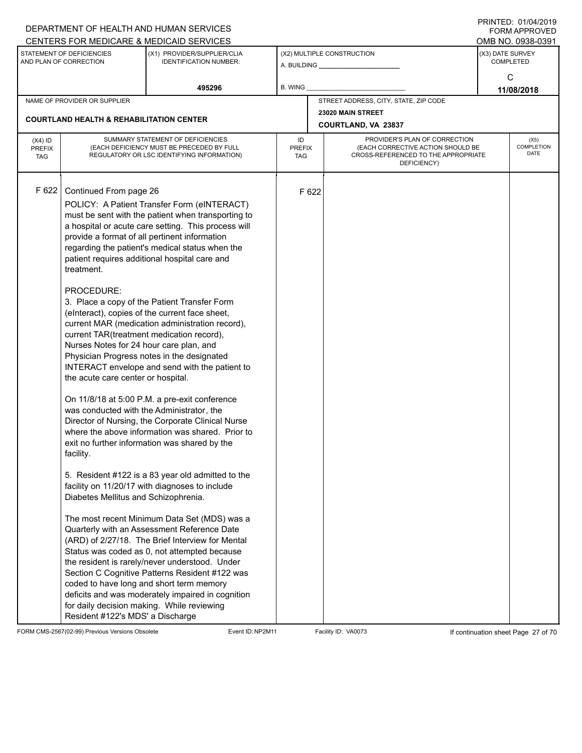DEPARTMENT OF HEALTH AND HUMAN SERVICES
CENTERS FOR MEDICARE & MEDICAID SERVICES

PRINTED: 01/04/2019
FORM APPROVED
OMB NO. 0938-0391

| STATEMENT OF DEFICIENCIES AND PLAN OF CORRECTION | (X1) PROVIDER/SUPPLIER/CLIA IDENTIFICATION NUMBER: | (X2) MULTIPLE CONSTRUCTION | (X3) DATE SURVEY COMPLETED |
|---|---|---|---|
| | 495296 | A. BUILDING ______ B. WING ______ | C 11/08/2018 |

NAME OF PROVIDER OR SUPPLIER: **COURTLAND HEALTH & REHABILITATION CENTER**

STREET ADDRESS, CITY, STATE, ZIP CODE: **23020 MAIN STREET, COURTLAND, VA 23837**

| (X4) ID PREFIX TAG | SUMMARY STATEMENT OF DEFICIENCIES (EACH DEFICIENCY MUST BE PRECEDED BY FULL REGULATORY OR LSC IDENTIFYING INFORMATION) | ID PREFIX TAG | PROVIDER'S PLAN OF CORRECTION (EACH CORRECTIVE ACTION SHOULD BE CROSS-REFERENCED TO THE APPROPRIATE DEFICIENCY) | (X5) COMPLETION DATE |
|---|---|---|---|---|
| F 622 | Continued From page 26 | F 622 | | |

POLICY: A Patient Transfer Form (eINTERACT) must be sent with the patient when transporting to a hospital or acute care setting. This process will provide a format of all pertinent information regarding the patient's medical status when the patient requires additional hospital care and treatment.

PROCEDURE:
3. Place a copy of the Patient Transfer Form (eInteract), copies of the current face sheet, current MAR (medication administration record), current TAR(treatment medication record), Nurses Notes for 24 hour care plan, and Physician Progress notes in the designated INTERACT envelope and send with the patient to the acute care center or hospital.

On 11/8/18 at 5:00 P.M. a pre-exit conference was conducted with the Administrator, the Director of Nursing, the Corporate Clinical Nurse where the above information was shared. Prior to exit no further information was shared by the facility.

5. Resident #122 is a 83 year old admitted to the facility on 11/20/17 with diagnoses to include Diabetes Mellitus and Schizophrenia.

The most recent Minimum Data Set (MDS) was a Quarterly with an Assessment Reference Date (ARD) of 2/27/18. The Brief Interview for Mental Status was coded as 0, not attempted because the resident is rarely/never understood. Under Section C Cognitive Patterns Resident #122 was coded to have long and short term memory deficits and was moderately impaired in cognition for daily decision making. While reviewing Resident #122's MDS' a Discharge

FORM CMS-2567(02-99) Previous Versions Obsolete | Event ID: NP2M11 | Facility ID: VA0073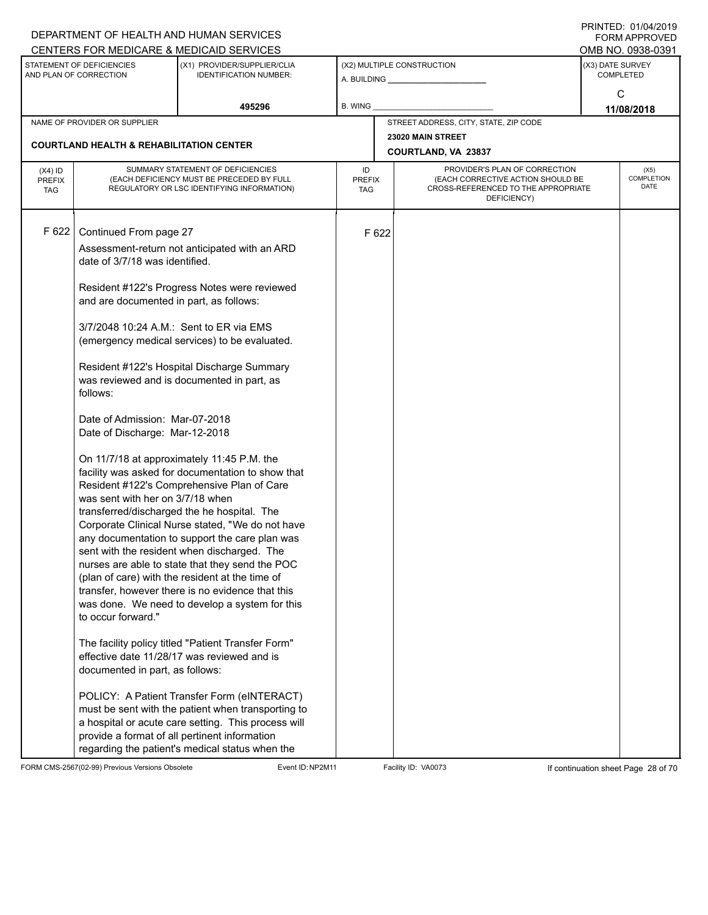DEPARTMENT OF HEALTH AND HUMAN SERVICES
CENTERS FOR MEDICARE & MEDICAID SERVICES

PRINTED: 01/04/2019
FORM APPROVED
OMB NO. 0938-0391

| STATEMENT OF DEFICIENCIES AND PLAN OF CORRECTION | (X1) PROVIDER/SUPPLIER/CLIA IDENTIFICATION NUMBER: | (X2) MULTIPLE CONSTRUCTION | (X3) DATE SURVEY COMPLETED |
|---|---|---|---|
| | 495296 | A. BUILDING ___ B. WING ___ | C 11/08/2018 |

| NAME OF PROVIDER OR SUPPLIER | STREET ADDRESS, CITY, STATE, ZIP CODE |
|---|---|
| COURTLAND HEALTH & REHABILITATION CENTER | 23020 MAIN STREET COURTLAND, VA 23837 |

| (X4) ID PREFIX TAG | SUMMARY STATEMENT OF DEFICIENCIES (EACH DEFICIENCY MUST BE PRECEDED BY FULL REGULATORY OR LSC IDENTIFYING INFORMATION) | ID PREFIX TAG | PROVIDER'S PLAN OF CORRECTION (EACH CORRECTIVE ACTION SHOULD BE CROSS-REFERENCED TO THE APPROPRIATE DEFICIENCY) | (X5) COMPLETION DATE |
|---|---|---|---|---|
| F 622 | Continued From page 27 | F 622 | | |

Assessment-return not anticipated with an ARD date of 3/7/18 was identified.

Resident #122's Progress Notes were reviewed and are documented in part, as follows:

3/7/2048 10:24 A.M.: Sent to ER via EMS (emergency medical services) to be evaluated.

Resident #122's Hospital Discharge Summary was reviewed and is documented in part, as follows:

Date of Admission: Mar-07-2018
Date of Discharge: Mar-12-2018

On 11/7/18 at approximately 11:45 P.M. the facility was asked for documentation to show that Resident #122's Comprehensive Plan of Care was sent with her on 3/7/18 when transferred/discharged the he hospital. The Corporate Clinical Nurse stated, "We do not have any documentation to support the care plan was sent with the resident when discharged. The nurses are able to state that they send the POC (plan of care) with the resident at the time of transfer, however there is no evidence that this was done. We need to develop a system for this to occur forward."

The facility policy titled "Patient Transfer Form" effective date 11/28/17 was reviewed and is documented in part, as follows:

POLICY: A Patient Transfer Form (eINTERACT) must be sent with the patient when transporting to a hospital or acute care setting. This process will provide a format of all pertinent information regarding the patient's medical status when the

FORM CMS-2567(02-99) Previous Versions Obsolete Event ID: NP2M11 Facility ID: VA0073 If continuation sheet Page 28 of 70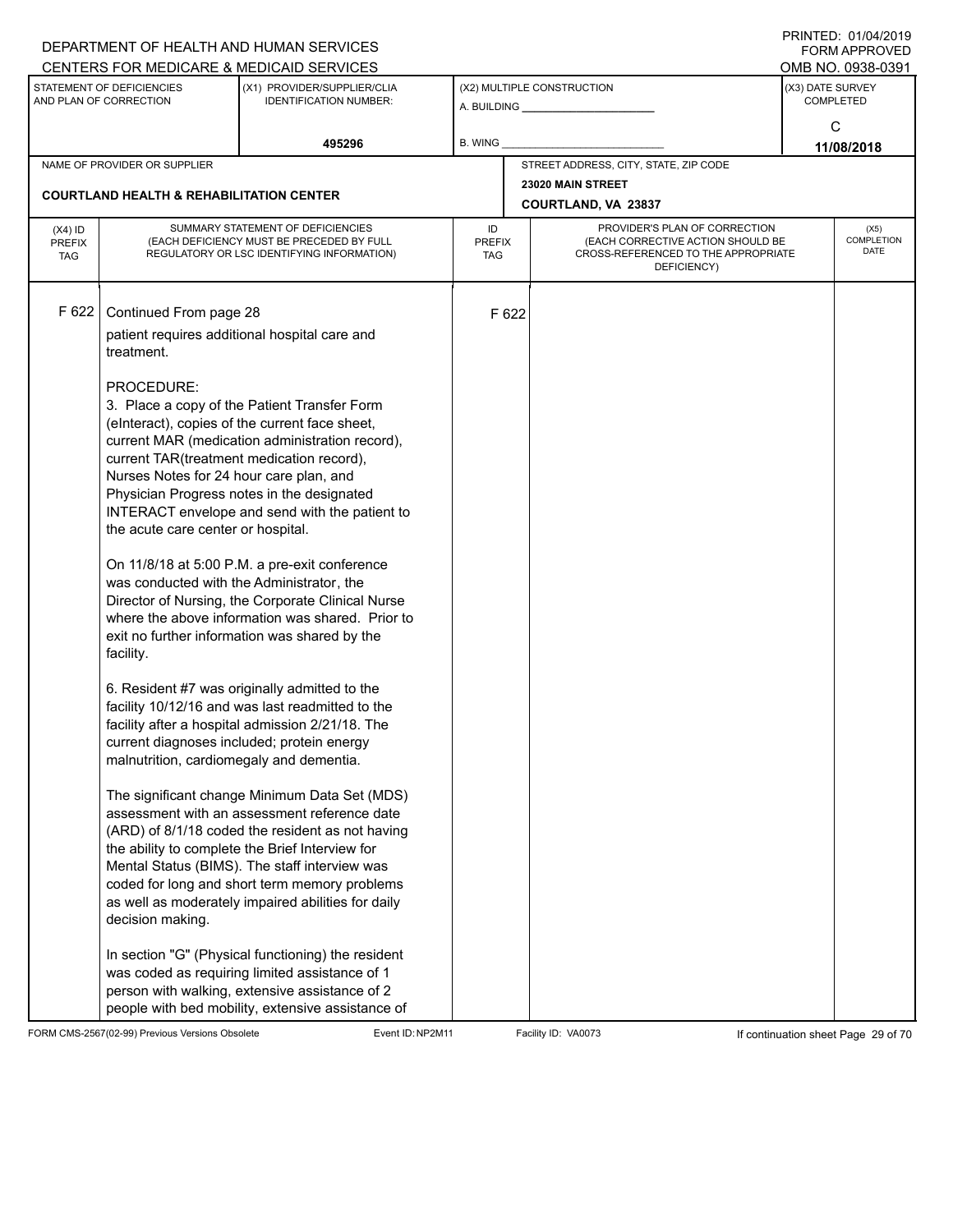DEPARTMENT OF HEALTH AND HUMAN SERVICES
CENTERS FOR MEDICARE & MEDICAID SERVICES

PRINTED: 01/04/2019
FORM APPROVED
OMB NO. 0938-0391

| STATEMENT OF DEFICIENCIES AND PLAN OF CORRECTION | (X1) PROVIDER/SUPPLIER/CLIA IDENTIFICATION NUMBER: | (X2) MULTIPLE CONSTRUCTION | (X3) DATE SURVEY COMPLETED |
|---|---|---|---|
| | 495296 | A. BUILDING ______ B. WING ______ | C 11/08/2018 |

NAME OF PROVIDER OR SUPPLIER: **COURTLAND HEALTH & REHABILITATION CENTER**

STREET ADDRESS, CITY, STATE, ZIP CODE: **23020 MAIN STREET, COURTLAND, VA 23837**

| (X4) ID PREFIX TAG | SUMMARY STATEMENT OF DEFICIENCIES (EACH DEFICIENCY MUST BE PRECEDED BY FULL REGULATORY OR LSC IDENTIFYING INFORMATION) | ID PREFIX TAG | PROVIDER'S PLAN OF CORRECTION (EACH CORRECTIVE ACTION SHOULD BE CROSS-REFERENCED TO THE APPROPRIATE DEFICIENCY) | (X5) COMPLETION DATE |
|---|---|---|---|---|
| F 622 | Continued From page 28 | F 622 | | |

patient requires additional hospital care and treatment.

PROCEDURE:
3. Place a copy of the Patient Transfer Form (eInteract), copies of the current face sheet, current MAR (medication administration record), current TAR(treatment medication record), Nurses Notes for 24 hour care plan, and Physician Progress notes in the designated INTERACT envelope and send with the patient to the acute care center or hospital.

On 11/8/18 at 5:00 P.M. a pre-exit conference was conducted with the Administrator, the Director of Nursing, the Corporate Clinical Nurse where the above information was shared. Prior to exit no further information was shared by the facility.

6. Resident #7 was originally admitted to the facility 10/12/16 and was last readmitted to the facility after a hospital admission 2/21/18. The current diagnoses included; protein energy malnutrition, cardiomegaly and dementia.

The significant change Minimum Data Set (MDS) assessment with an assessment reference date (ARD) of 8/1/18 coded the resident as not having the ability to complete the Brief Interview for Mental Status (BIMS). The staff interview was coded for long and short term memory problems as well as moderately impaired abilities for daily decision making.

In section "G" (Physical functioning) the resident was coded as requiring limited assistance of 1 person with walking, extensive assistance of 2 people with bed mobility, extensive assistance of

FORM CMS-2567(02-99) Previous Versions Obsolete | Event ID: NP2M11 | Facility ID: VA0073 | If continuation sheet Page 29 of 70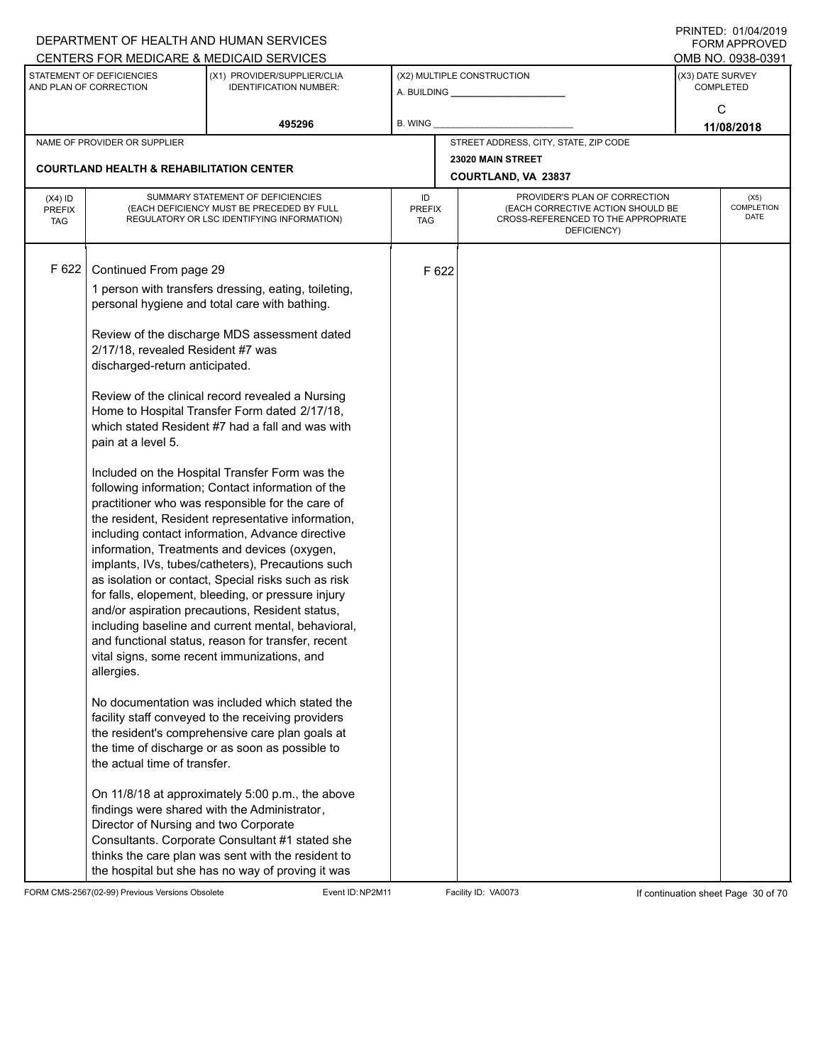DEPARTMENT OF HEALTH AND HUMAN SERVICES
CENTERS FOR MEDICARE & MEDICAID SERVICES

PRINTED: 01/04/2019
FORM APPROVED
OMB NO. 0938-0391

| STATEMENT OF DEFICIENCIES AND PLAN OF CORRECTION | (X1) PROVIDER/SUPPLIER/CLIA IDENTIFICATION NUMBER: | (X2) MULTIPLE CONSTRUCTION | (X3) DATE SURVEY COMPLETED |
|---|---|---|---|
| | 495296 | A. BUILDING ______ B. WING ______ | C 11/08/2018 |

| NAME OF PROVIDER OR SUPPLIER | STREET ADDRESS, CITY, STATE, ZIP CODE |
|---|---|
| COURTLAND HEALTH & REHABILITATION CENTER | 23020 MAIN STREET COURTLAND, VA 23837 |

| (X4) ID PREFIX TAG | SUMMARY STATEMENT OF DEFICIENCIES (EACH DEFICIENCY MUST BE PRECEDED BY FULL REGULATORY OR LSC IDENTIFYING INFORMATION) | ID PREFIX TAG | PROVIDER'S PLAN OF CORRECTION (EACH CORRECTIVE ACTION SHOULD BE CROSS-REFERENCED TO THE APPROPRIATE DEFICIENCY) | (X5) COMPLETION DATE |
|---|---|---|---|---|
| F 622 | Continued From page 29<br><br>1 person with transfers dressing, eating, toileting, personal hygiene and total care with bathing.<br><br>Review of the discharge MDS assessment dated 2/17/18, revealed Resident #7 was discharged-return anticipated.<br><br>Review of the clinical record revealed a Nursing Home to Hospital Transfer Form dated 2/17/18, which stated Resident #7 had a fall and was with pain at a level 5.<br><br>Included on the Hospital Transfer Form was the following information; Contact information of the practitioner who was responsible for the care of the resident, Resident representative information, including contact information, Advance directive information, Treatments and devices (oxygen, implants, IVs, tubes/catheters), Precautions such as isolation or contact, Special risks such as risk for falls, elopement, bleeding, or pressure injury and/or aspiration precautions, Resident status, including baseline and current mental, behavioral, and functional status, reason for transfer, recent vital signs, some recent immunizations, and allergies.<br><br>No documentation was included which stated the facility staff conveyed to the receiving providers the resident's comprehensive care plan goals at the time of discharge or as soon as possible to the actual time of transfer.<br><br>On 11/8/18 at approximately 5:00 p.m., the above findings were shared with the Administrator, Director of Nursing and two Corporate Consultants. Corporate Consultant #1 stated she thinks the care plan was sent with the resident to the hospital but she has no way of proving it was | F 622 | | |

FORM CMS-2567(02-99) Previous Versions Obsolete Event ID: NP2M11 Facility ID: VA0073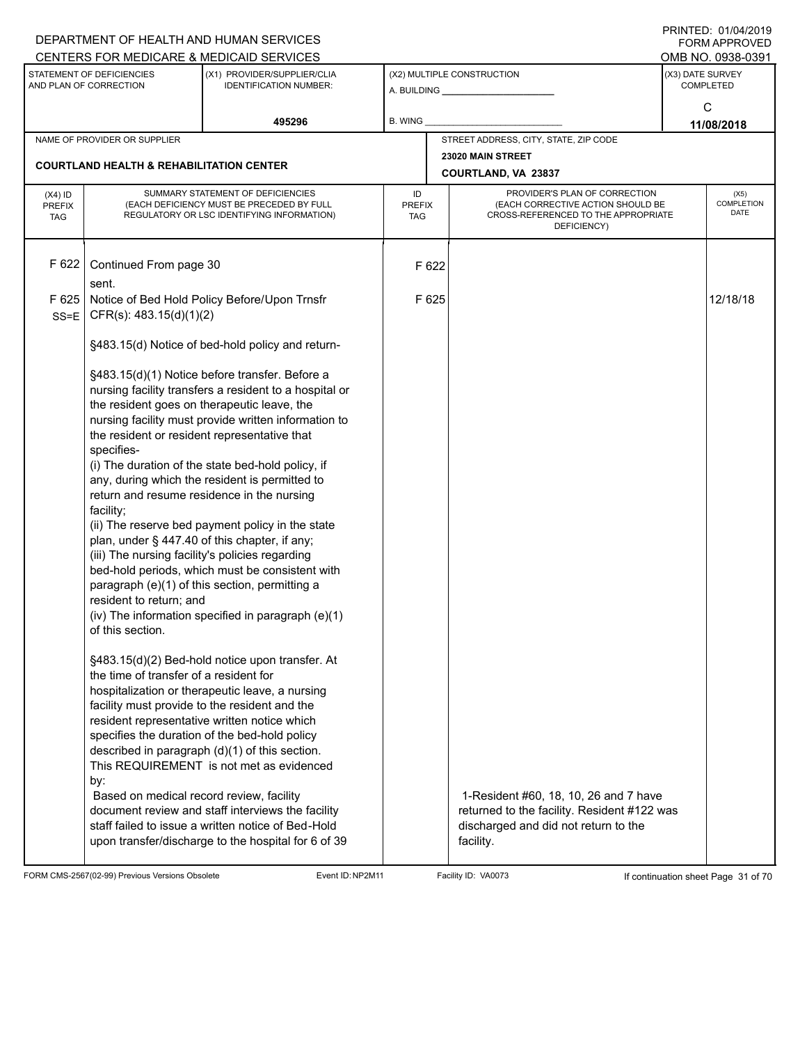DEPARTMENT OF HEALTH AND HUMAN SERVICES
CENTERS FOR MEDICARE & MEDICAID SERVICES

PRINTED: 01/04/2019
FORM APPROVED
OMB NO. 0938-0391

| STATEMENT OF DEFICIENCIES AND PLAN OF CORRECTION | (X1) PROVIDER/SUPPLIER/CLIA IDENTIFICATION NUMBER: | (X2) MULTIPLE CONSTRUCTION | (X3) DATE SURVEY COMPLETED |
|---|---|---|---|
| | 495296 | A. BUILDING ___ B. WING ___ | C 11/08/2018 |

NAME OF PROVIDER OR SUPPLIER: COURTLAND HEALTH & REHABILITATION CENTER

STREET ADDRESS, CITY, STATE, ZIP CODE: 23020 MAIN STREET, COURTLAND, VA 23837

| (X4) ID PREFIX TAG | SUMMARY STATEMENT OF DEFICIENCIES (EACH DEFICIENCY MUST BE PRECEDED BY FULL REGULATORY OR LSC IDENTIFYING INFORMATION) | ID PREFIX TAG | PROVIDER'S PLAN OF CORRECTION (EACH CORRECTIVE ACTION SHOULD BE CROSS-REFERENCED TO THE APPROPRIATE DEFICIENCY) | (X5) COMPLETION DATE |
|---|---|---|---|---|
| F 622 | Continued From page 30<br>sent. | F 622 | | |
| F 625<br>SS=E | Notice of Bed Hold Policy Before/Upon Trnsfr<br>CFR(s): 483.15(d)(1)(2)<br><br>§483.15(d) Notice of bed-hold policy and return-<br><br>§483.15(d)(1) Notice before transfer. Before a nursing facility transfers a resident to a hospital or the resident goes on therapeutic leave, the nursing facility must provide written information to the resident or resident representative that specifies-<br>(i) The duration of the state bed-hold policy, if any, during which the resident is permitted to return and resume residence in the nursing facility;<br>(ii) The reserve bed payment policy in the state plan, under § 447.40 of this chapter, if any;<br>(iii) The nursing facility's policies regarding bed-hold periods, which must be consistent with paragraph (e)(1) of this section, permitting a resident to return; and<br>(iv) The information specified in paragraph (e)(1) of this section.<br><br>§483.15(d)(2) Bed-hold notice upon transfer. At the time of transfer of a resident for hospitalization or therapeutic leave, a nursing facility must provide to the resident and the resident representative written notice which specifies the duration of the bed-hold policy described in paragraph (d)(1) of this section.<br>This REQUIREMENT is not met as evidenced by:<br>Based on medical record review, facility document review and staff interviews the facility staff failed to issue a written notice of Bed-Hold upon transfer/discharge to the hospital for 6 of 39 | F 625 | 1-Resident #60, 18, 10, 26 and 7 have returned to the facility. Resident #122 was discharged and did not return to the facility. | 12/18/18 |

FORM CMS-2567(02-99) Previous Versions Obsolete | Event ID: NP2M11 | Facility ID: VA0073 | If continuation sheet Page 31 of 70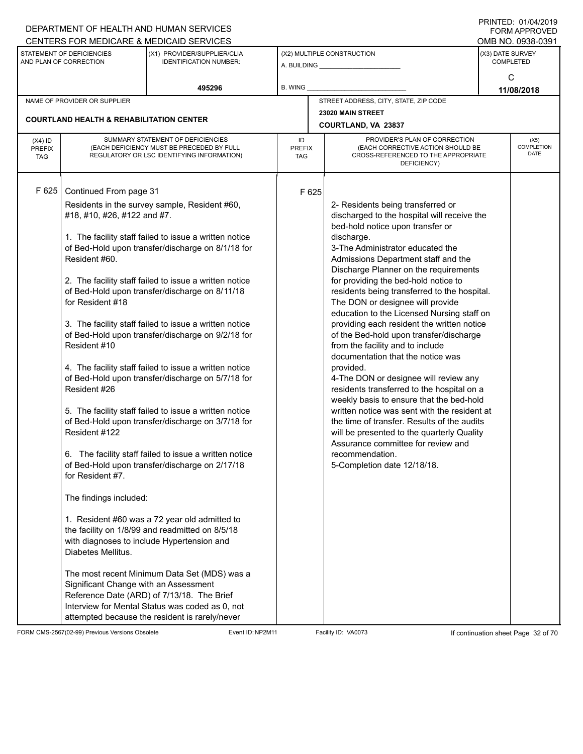DEPARTMENT OF HEALTH AND HUMAN SERVICES
CENTERS FOR MEDICARE & MEDICAID SERVICES

PRINTED: 01/04/2019
FORM APPROVED
OMB NO. 0938-0391

| STATEMENT OF DEFICIENCIES AND PLAN OF CORRECTION | (X1) PROVIDER/SUPPLIER/CLIA IDENTIFICATION NUMBER: | (X2) MULTIPLE CONSTRUCTION | (X3) DATE SURVEY COMPLETED |
|---|---|---|---|
| | 495296 | A. BUILDING ______ B. WING ______ | C 11/08/2018 |

| NAME OF PROVIDER OR SUPPLIER | STREET ADDRESS, CITY, STATE, ZIP CODE |
|---|---|
| COURTLAND HEALTH & REHABILITATION CENTER | 23020 MAIN STREET COURTLAND, VA 23837 |

| (X4) ID PREFIX TAG | SUMMARY STATEMENT OF DEFICIENCIES (EACH DEFICIENCY MUST BE PRECEDED BY FULL REGULATORY OR LSC IDENTIFYING INFORMATION) | ID PREFIX TAG | PROVIDER'S PLAN OF CORRECTION (EACH CORRECTIVE ACTION SHOULD BE CROSS-REFERENCED TO THE APPROPRIATE DEFICIENCY) | (X5) COMPLETION DATE |
|---|---|---|---|---|
| F 625 | Continued From page 31<br>Residents in the survey sample, Resident #60, #18, #10, #26, #122 and #7.<br><br>1. The facility staff failed to issue a written notice of Bed-Hold upon transfer/discharge on 8/1/18 for Resident #60.<br><br>2. The facility staff failed to issue a written notice of Bed-Hold upon transfer/discharge on 8/11/18 for Resident #18<br><br>3. The facility staff failed to issue a written notice of Bed-Hold upon transfer/discharge on 9/2/18 for Resident #10<br><br>4. The facility staff failed to issue a written notice of Bed-Hold upon transfer/discharge on 5/7/18 for Resident #26<br><br>5. The facility staff failed to issue a written notice of Bed-Hold upon transfer/discharge on 3/7/18 for Resident #122<br><br>6. The facility staff failed to issue a written notice of Bed-Hold upon transfer/discharge on 2/17/18 for Resident #7.<br><br>The findings included:<br><br>1. Resident #60 was a 72 year old admitted to the facility on 1/8/99 and readmitted on 8/5/18 with diagnoses to include Hypertension and Diabetes Mellitus.<br><br>The most recent Minimum Data Set (MDS) was a Significant Change with an Assessment Reference Date (ARD) of 7/13/18. The Brief Interview for Mental Status was coded as 0, not attempted because the resident is rarely/never | F 625 | 2- Residents being transferred or discharged to the hospital will receive the bed-hold notice upon transfer or discharge.<br>3-The Administrator educated the Admissions Department staff and the Discharge Planner on the requirements for providing the bed-hold notice to residents being transferred to the hospital. The DON or designee will provide education to the Licensed Nursing staff on providing each resident the written notice of the Bed-hold upon transfer/discharge from the facility and to include documentation that the notice was provided.<br>4-The DON or designee will review any residents transferred to the hospital on a weekly basis to ensure that the bed-hold written notice was sent with the resident at the time of transfer. Results of the audits will be presented to the quarterly Quality Assurance committee for review and recommendation.<br>5-Completion date 12/18/18. | |

FORM CMS-2567(02-99) Previous Versions Obsolete Event ID: NP2M11 Facility ID: VA0073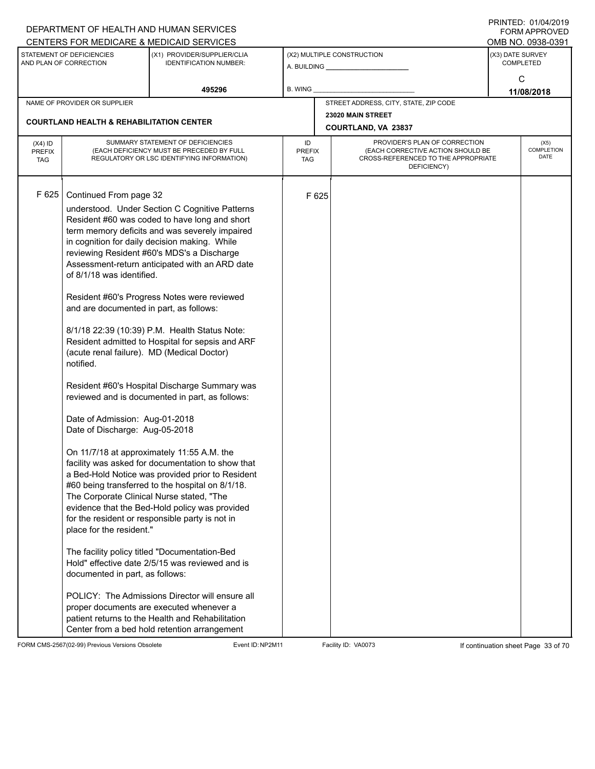DEPARTMENT OF HEALTH AND HUMAN SERVICES
CENTERS FOR MEDICARE & MEDICAID SERVICES

PRINTED: 01/04/2019
FORM APPROVED
OMB NO. 0938-0391

| STATEMENT OF DEFICIENCIES AND PLAN OF CORRECTION | (X1) PROVIDER/SUPPLIER/CLIA IDENTIFICATION NUMBER: | (X2) MULTIPLE CONSTRUCTION | (X3) DATE SURVEY COMPLETED |
|---|---|---|---|
| | 495296 | A. BUILDING _______ B. WING _______ | C 11/08/2018 |

NAME OF PROVIDER OR SUPPLIER: **COURTLAND HEALTH & REHABILITATION CENTER**

STREET ADDRESS, CITY, STATE, ZIP CODE: **23020 MAIN STREET, COURTLAND, VA 23837**

| (X4) ID PREFIX TAG | SUMMARY STATEMENT OF DEFICIENCIES (EACH DEFICIENCY MUST BE PRECEDED BY FULL REGULATORY OR LSC IDENTIFYING INFORMATION) | ID PREFIX TAG | PROVIDER'S PLAN OF CORRECTION (EACH CORRECTIVE ACTION SHOULD BE CROSS-REFERENCED TO THE APPROPRIATE DEFICIENCY) | (X5) COMPLETION DATE |
|---|---|---|---|---|
| F 625 | Continued From page 32 | F 625 | | |

understood. Under Section C Cognitive Patterns Resident #60 was coded to have long and short term memory deficits and was severely impaired in cognition for daily decision making. While reviewing Resident #60's MDS's a Discharge Assessment-return anticipated with an ARD date of 8/1/18 was identified.

Resident #60's Progress Notes were reviewed and are documented in part, as follows:

8/1/18 22:39 (10:39) P.M. Health Status Note: Resident admitted to Hospital for sepsis and ARF (acute renal failure). MD (Medical Doctor) notified.

Resident #60's Hospital Discharge Summary was reviewed and is documented in part, as follows:

Date of Admission: Aug-01-2018
Date of Discharge: Aug-05-2018

On 11/7/18 at approximately 11:55 A.M. the facility was asked for documentation to show that a Bed-Hold Notice was provided prior to Resident #60 being transferred to the hospital on 8/1/18. The Corporate Clinical Nurse stated, "The evidence that the Bed-Hold policy was provided for the resident or responsible party is not in place for the resident."

The facility policy titled "Documentation-Bed Hold" effective date 2/5/15 was reviewed and is documented in part, as follows:

POLICY: The Admissions Director will ensure all proper documents are executed whenever a patient returns to the Health and Rehabilitation Center from a bed hold retention arrangement

FORM CMS-2567(02-99) Previous Versions Obsolete | Event ID: NP2M11 | Facility ID: VA0073 | If continuation sheet Page 33 of 70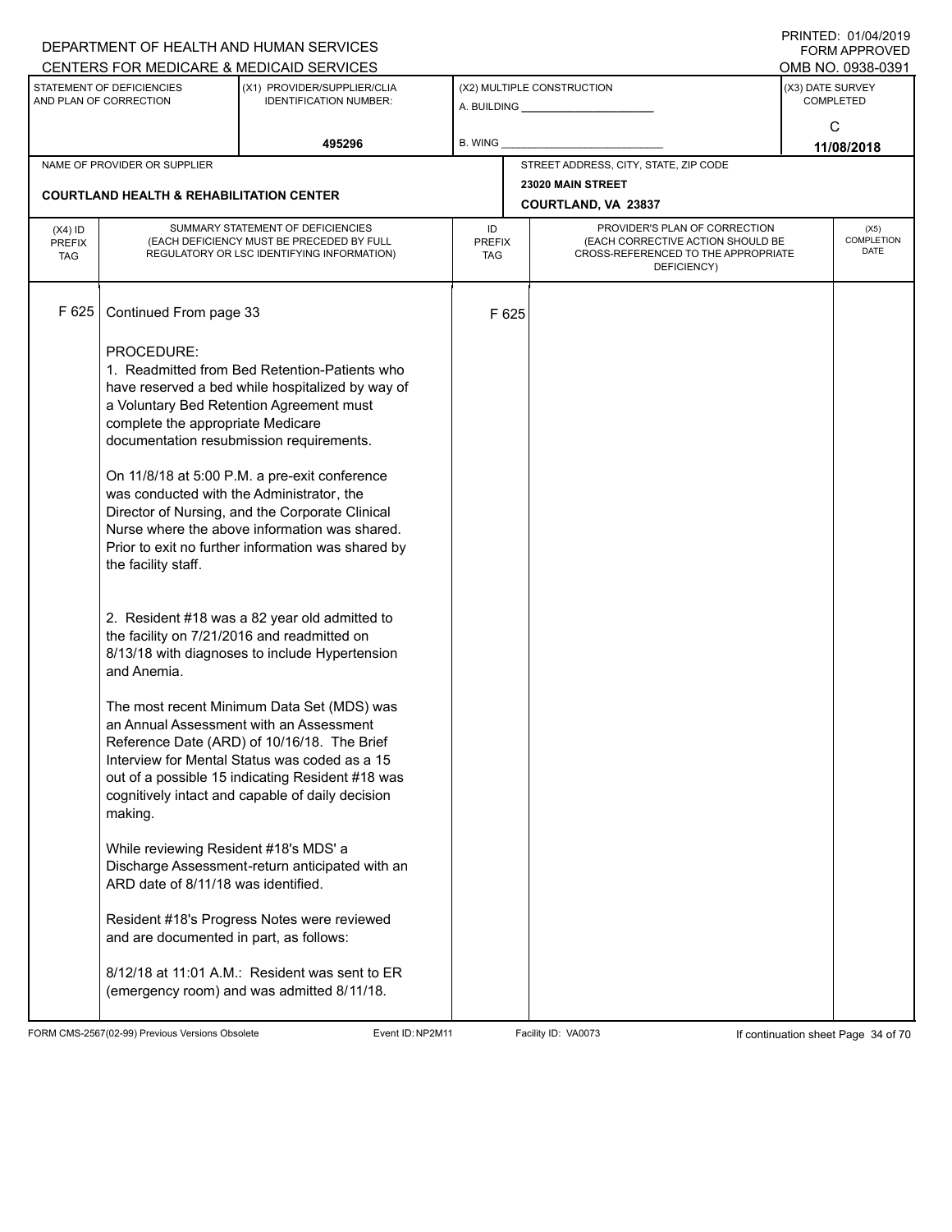DEPARTMENT OF HEALTH AND HUMAN SERVICES
CENTERS FOR MEDICARE & MEDICAID SERVICES

PRINTED: 01/04/2019
FORM APPROVED
OMB NO. 0938-0391

| STATEMENT OF DEFICIENCIES AND PLAN OF CORRECTION | (X1) PROVIDER/SUPPLIER/CLIA IDENTIFICATION NUMBER: | (X2) MULTIPLE CONSTRUCTION | (X3) DATE SURVEY COMPLETED |
|---|---|---|---|
| | 495296 | A. BUILDING ______ B. WING ______ | C 11/08/2018 |

NAME OF PROVIDER OR SUPPLIER: **COURTLAND HEALTH & REHABILITATION CENTER**

STREET ADDRESS, CITY, STATE, ZIP CODE: 23020 MAIN STREET, COURTLAND, VA 23837

| (X4) ID PREFIX TAG | SUMMARY STATEMENT OF DEFICIENCIES (EACH DEFICIENCY MUST BE PRECEDED BY FULL REGULATORY OR LSC IDENTIFYING INFORMATION) | ID PREFIX TAG | PROVIDER'S PLAN OF CORRECTION (EACH CORRECTIVE ACTION SHOULD BE CROSS-REFERENCED TO THE APPROPRIATE DEFICIENCY) | (X5) COMPLETION DATE |
|---|---|---|---|---|
| F 625 | Continued From page 33 | F 625 | | |

PROCEDURE:
1. Readmitted from Bed Retention-Patients who have reserved a bed while hospitalized by way of a Voluntary Bed Retention Agreement must complete the appropriate Medicare documentation resubmission requirements.

On 11/8/18 at 5:00 P.M. a pre-exit conference was conducted with the Administrator, the Director of Nursing, and the Corporate Clinical Nurse where the above information was shared. Prior to exit no further information was shared by the facility staff.

2. Resident #18 was a 82 year old admitted to the facility on 7/21/2016 and readmitted on 8/13/18 with diagnoses to include Hypertension and Anemia.

The most recent Minimum Data Set (MDS) was an Annual Assessment with an Assessment Reference Date (ARD) of 10/16/18. The Brief Interview for Mental Status was coded as a 15 out of a possible 15 indicating Resident #18 was cognitively intact and capable of daily decision making.

While reviewing Resident #18's MDS' a Discharge Assessment-return anticipated with an ARD date of 8/11/18 was identified.

Resident #18's Progress Notes were reviewed and are documented in part, as follows:

8/12/18 at 11:01 A.M.: Resident was sent to ER (emergency room) and was admitted 8/11/18.

FORM CMS-2567(02-99) Previous Versions Obsolete Event ID: NP2M11 Facility ID: VA0073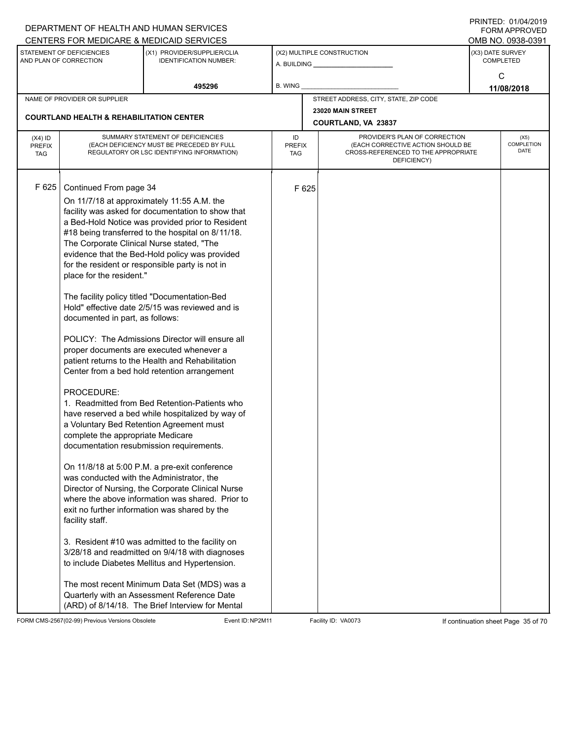DEPARTMENT OF HEALTH AND HUMAN SERVICES
CENTERS FOR MEDICARE & MEDICAID SERVICES

PRINTED: 01/04/2019
FORM APPROVED
OMB NO. 0938-0391

| STATEMENT OF DEFICIENCIES AND PLAN OF CORRECTION | (X1) PROVIDER/SUPPLIER/CLIA IDENTIFICATION NUMBER: | (X2) MULTIPLE CONSTRUCTION | (X3) DATE SURVEY COMPLETED |
|---|---|---|---|
| | 495296 | A. BUILDING ______ B. WING ______ | C 11/08/2018 |

| NAME OF PROVIDER OR SUPPLIER | STREET ADDRESS, CITY, STATE, ZIP CODE |
|---|---|
| COURTLAND HEALTH & REHABILITATION CENTER | 23020 MAIN STREET COURTLAND, VA 23837 |

| (X4) ID PREFIX TAG | SUMMARY STATEMENT OF DEFICIENCIES (EACH DEFICIENCY MUST BE PRECEDED BY FULL REGULATORY OR LSC IDENTIFYING INFORMATION) | ID PREFIX TAG | PROVIDER'S PLAN OF CORRECTION (EACH CORRECTIVE ACTION SHOULD BE CROSS-REFERENCED TO THE APPROPRIATE DEFICIENCY) | (X5) COMPLETION DATE |
|---|---|---|---|---|
| F 625 | Continued From page 34 | F 625 | | |

On 11/7/18 at approximately 11:55 A.M. the facility was asked for documentation to show that a Bed-Hold Notice was provided prior to Resident #18 being transferred to the hospital on 8/11/18. The Corporate Clinical Nurse stated, "The evidence that the Bed-Hold policy was provided for the resident or responsible party is not in place for the resident."

The facility policy titled "Documentation-Bed Hold" effective date 2/5/15 was reviewed and is documented in part, as follows:

POLICY: The Admissions Director will ensure all proper documents are executed whenever a patient returns to the Health and Rehabilitation Center from a bed hold retention arrangement

PROCEDURE:
1. Readmitted from Bed Retention-Patients who have reserved a bed while hospitalized by way of a Voluntary Bed Retention Agreement must complete the appropriate Medicare documentation resubmission requirements.

On 11/8/18 at 5:00 P.M. a pre-exit conference was conducted with the Administrator, the Director of Nursing, the Corporate Clinical Nurse where the above information was shared. Prior to exit no further information was shared by the facility staff.

3. Resident #10 was admitted to the facility on 3/28/18 and readmitted on 9/4/18 with diagnoses to include Diabetes Mellitus and Hypertension.

The most recent Minimum Data Set (MDS) was a Quarterly with an Assessment Reference Date (ARD) of 8/14/18. The Brief Interview for Mental

FORM CMS-2567(02-99) Previous Versions Obsolete    Event ID: NP2M11    Facility ID: VA0073    If continuation sheet Page 35 of 70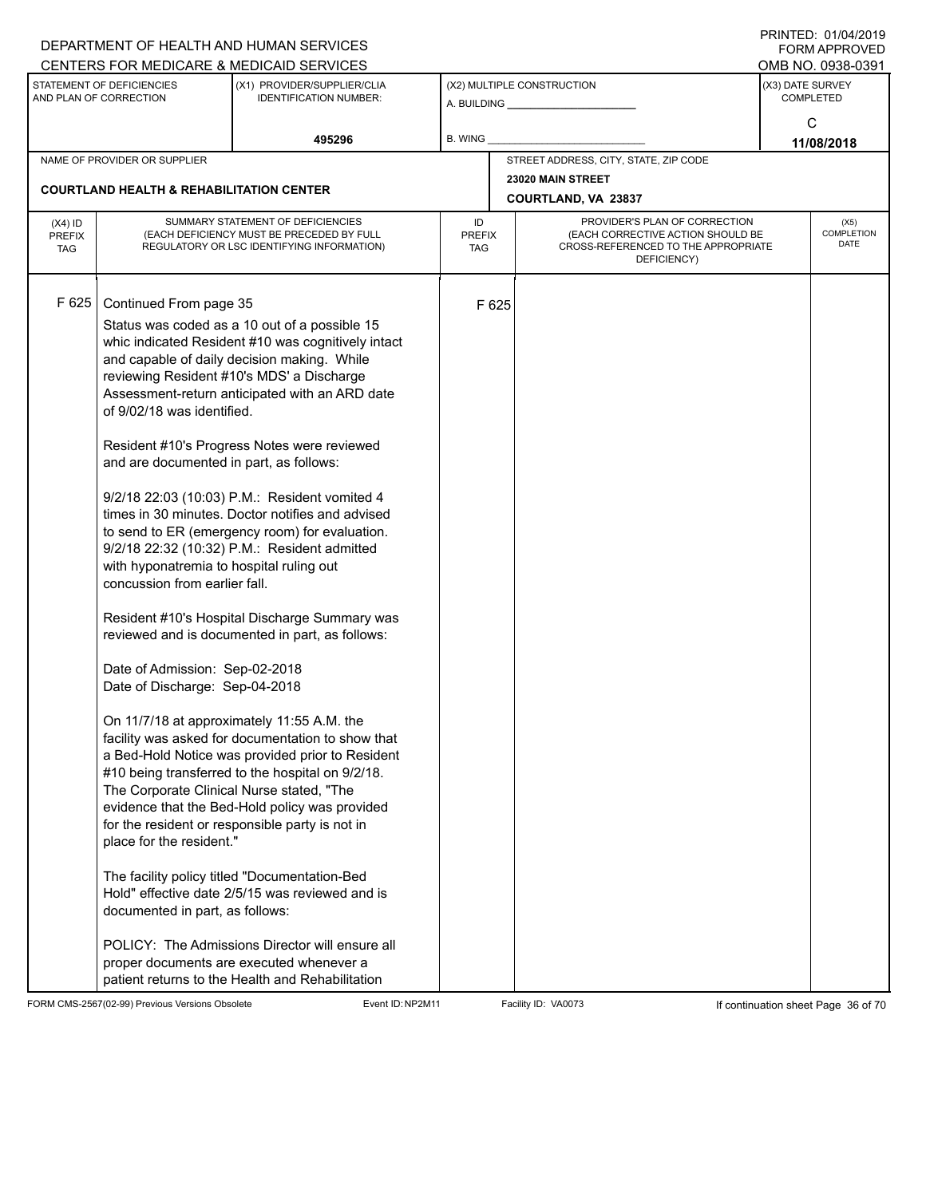DEPARTMENT OF HEALTH AND HUMAN SERVICES
CENTERS FOR MEDICARE & MEDICAID SERVICES

PRINTED: 01/04/2019
FORM APPROVED
OMB NO. 0938-0391

| STATEMENT OF DEFICIENCIES AND PLAN OF CORRECTION | (X1) PROVIDER/SUPPLIER/CLIA IDENTIFICATION NUMBER: | (X2) MULTIPLE CONSTRUCTION | (X3) DATE SURVEY COMPLETED |
|---|---|---|---|
| | 495296 | A. BUILDING ______ B. WING ______ | C 11/08/2018 |

NAME OF PROVIDER OR SUPPLIER: **COURTLAND HEALTH & REHABILITATION CENTER**

STREET ADDRESS, CITY, STATE, ZIP CODE: **23020 MAIN STREET, COURTLAND, VA 23837**

| (X4) ID PREFIX TAG | SUMMARY STATEMENT OF DEFICIENCIES (EACH DEFICIENCY MUST BE PRECEDED BY FULL REGULATORY OR LSC IDENTIFYING INFORMATION) | ID PREFIX TAG | PROVIDER'S PLAN OF CORRECTION (EACH CORRECTIVE ACTION SHOULD BE CROSS-REFERENCED TO THE APPROPRIATE DEFICIENCY) | (X5) COMPLETION DATE |
|---|---|---|---|---|
| F 625 | Continued From page 35 | F 625 | | |

Status was coded as a 10 out of a possible 15 whic indicated Resident #10 was cognitively intact and capable of daily decision making. While reviewing Resident #10's MDS' a Discharge Assessment-return anticipated with an ARD date of 9/02/18 was identified.

Resident #10's Progress Notes were reviewed and are documented in part, as follows:

9/2/18 22:03 (10:03) P.M.: Resident vomited 4 times in 30 minutes. Doctor notifies and advised to send to ER (emergency room) for evaluation.
9/2/18 22:32 (10:32) P.M.: Resident admitted with hyponatremia to hospital ruling out concussion from earlier fall.

Resident #10's Hospital Discharge Summary was reviewed and is documented in part, as follows:

Date of Admission: Sep-02-2018
Date of Discharge: Sep-04-2018

On 11/7/18 at approximately 11:55 A.M. the facility was asked for documentation to show that a Bed-Hold Notice was provided prior to Resident #10 being transferred to the hospital on 9/2/18. The Corporate Clinical Nurse stated, "The evidence that the Bed-Hold policy was provided for the resident or responsible party is not in place for the resident."

The facility policy titled "Documentation-Bed Hold" effective date 2/5/15 was reviewed and is documented in part, as follows:

POLICY: The Admissions Director will ensure all proper documents are executed whenever a patient returns to the Health and Rehabilitation

FORM CMS-2567(02-99) Previous Versions Obsolete Event ID: NP2M11 Facility ID: VA0073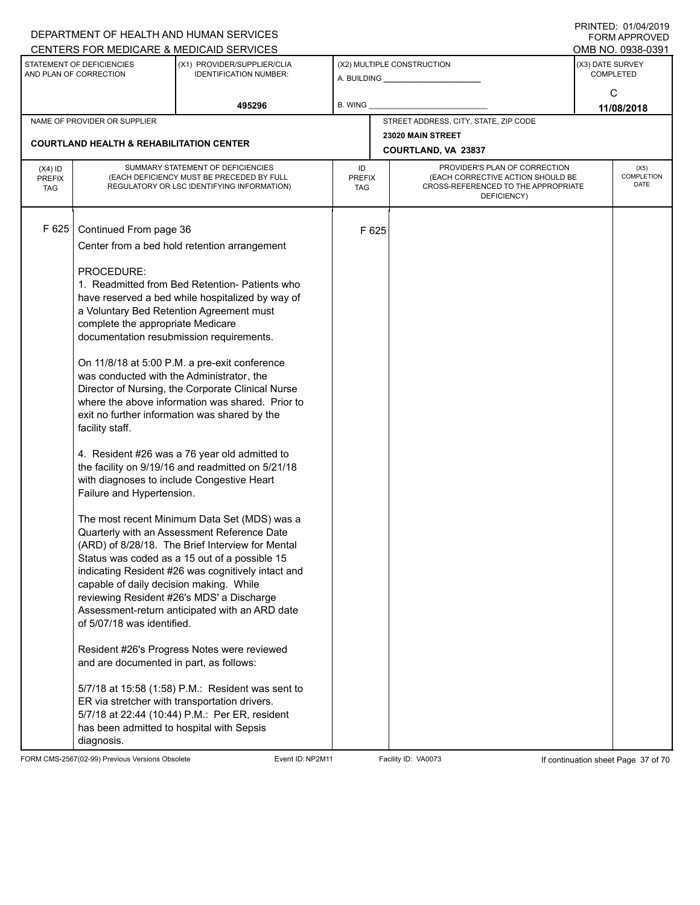F 625 Continued From page 36

Center from a bed hold retention arrangement

PROCEDURE:

1. Readmitted from Bed Retention- Patients who have reserved a bed while hospitalized by way of a Voluntary Bed Retention Agreement must complete the appropriate Medicare documentation resubmission requirements.

On 11/8/18 at 5:00 P.M. a pre-exit conference was conducted with the Administrator, the Director of Nursing, the Corporate Clinical Nurse where the above information was shared. Prior to exit no further information was shared by the facility staff.

4. Resident #26 was a 76 year old admitted to the facility on 9/19/16 and readmitted on 5/21/18 with diagnoses to include Congestive Heart Failure and Hypertension.

The most recent Minimum Data Set (MDS) was a Quarterly with an Assessment Reference Date (ARD) of 8/28/18. The Brief Interview for Mental Status was coded as a 15 out of a possible 15 indicating Resident #26 was cognitively intact and capable of daily decision making. While reviewing Resident #26's MDS' a Discharge Assessment-return anticipated with an ARD date of 5/07/18 was identified.

Resident #26's Progress Notes were reviewed and are documented in part, as follows:

5/7/18 at 15:58 (1:58) P.M.: Resident was sent to ER via stretcher with transportation drivers.
5/7/18 at 22:44 (10:44) P.M.: Per ER, resident has been admitted to hospital with Sepsis diagnosis.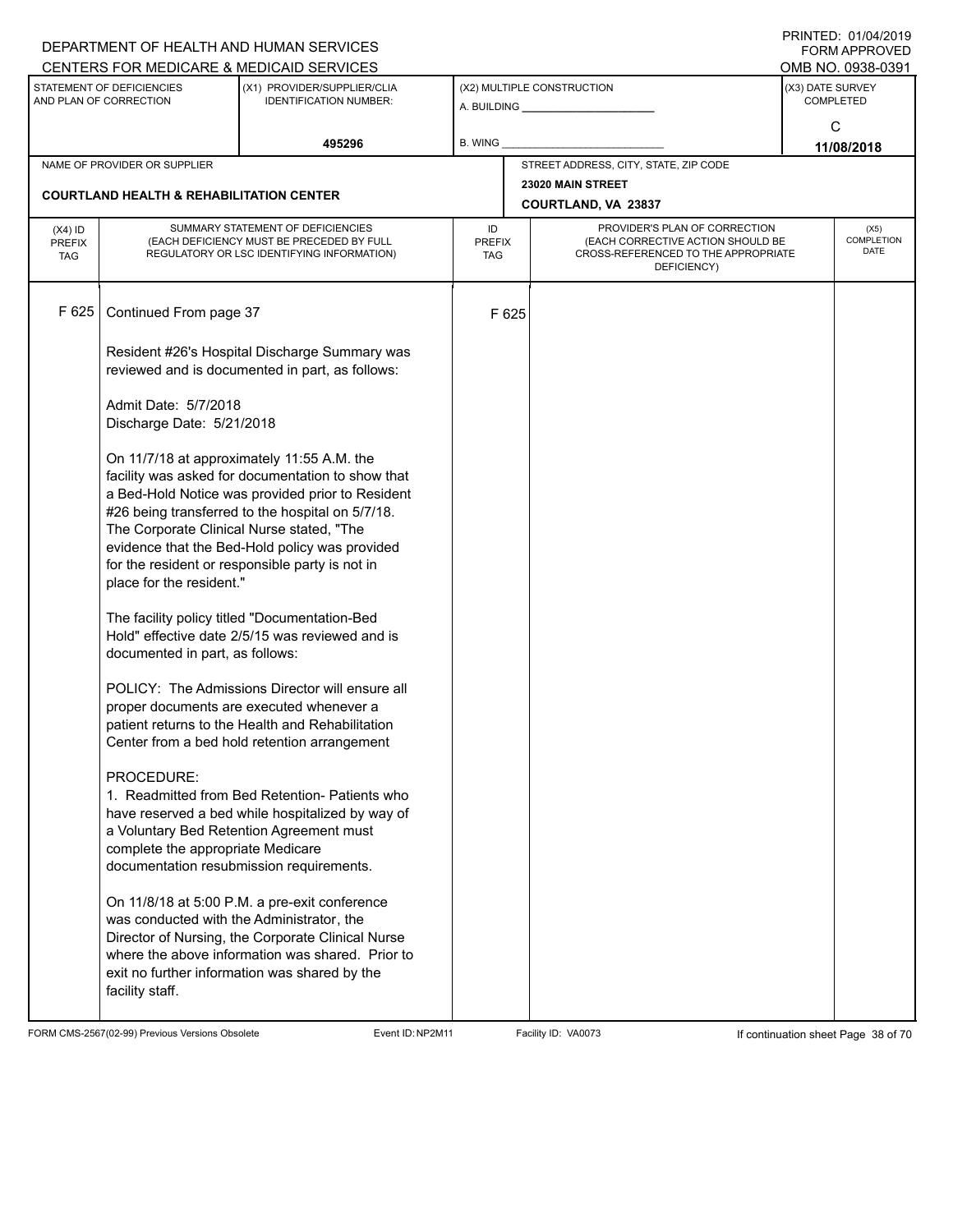DEPARTMENT OF HEALTH AND HUMAN SERVICES
CENTERS FOR MEDICARE & MEDICAID SERVICES

PRINTED: 01/04/2019
FORM APPROVED
OMB NO. 0938-0391

| STATEMENT OF DEFICIENCIES AND PLAN OF CORRECTION | (X1) PROVIDER/SUPPLIER/CLIA IDENTIFICATION NUMBER: | (X2) MULTIPLE CONSTRUCTION | (X3) DATE SURVEY COMPLETED |
|---|---|---|---|
| | 495296 | A. BUILDING ______ B. WING ______ | C 11/08/2018 |

NAME OF PROVIDER OR SUPPLIER: **COURTLAND HEALTH & REHABILITATION CENTER**

STREET ADDRESS, CITY, STATE, ZIP CODE: 23020 MAIN STREET, COURTLAND, VA 23837

| (X4) ID PREFIX TAG | SUMMARY STATEMENT OF DEFICIENCIES (EACH DEFICIENCY MUST BE PRECEDED BY FULL REGULATORY OR LSC IDENTIFYING INFORMATION) | ID PREFIX TAG | PROVIDER'S PLAN OF CORRECTION (EACH CORRECTIVE ACTION SHOULD BE CROSS-REFERENCED TO THE APPROPRIATE DEFICIENCY) | (X5) COMPLETION DATE |
|---|---|---|---|---|
| F 625 | Continued From page 37 | F 625 | | |

Resident #26's Hospital Discharge Summary was reviewed and is documented in part, as follows:

Admit Date: 5/7/2018
Discharge Date: 5/21/2018

On 11/7/18 at approximately 11:55 A.M. the facility was asked for documentation to show that a Bed-Hold Notice was provided prior to Resident #26 being transferred to the hospital on 5/7/18. The Corporate Clinical Nurse stated, "The evidence that the Bed-Hold policy was provided for the resident or responsible party is not in place for the resident."

The facility policy titled "Documentation-Bed Hold" effective date 2/5/15 was reviewed and is documented in part, as follows:

POLICY: The Admissions Director will ensure all proper documents are executed whenever a patient returns to the Health and Rehabilitation Center from a bed hold retention arrangement

PROCEDURE:
1. Readmitted from Bed Retention- Patients who have reserved a bed while hospitalized by way of a Voluntary Bed Retention Agreement must complete the appropriate Medicare documentation resubmission requirements.

On 11/8/18 at 5:00 P.M. a pre-exit conference was conducted with the Administrator, the Director of Nursing, the Corporate Clinical Nurse where the above information was shared. Prior to exit no further information was shared by the facility staff.

FORM CMS-2567(02-99) Previous Versions Obsolete Event ID: NP2M11 Facility ID: VA0073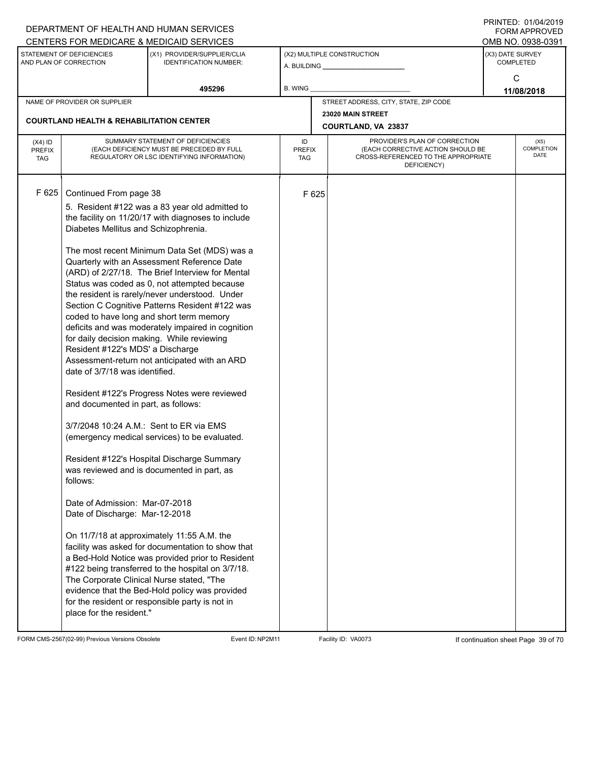DEPARTMENT OF HEALTH AND HUMAN SERVICES
CENTERS FOR MEDICARE & MEDICAID SERVICES

PRINTED: 01/04/2019
FORM APPROVED
OMB NO. 0938-0391

| STATEMENT OF DEFICIENCIES AND PLAN OF CORRECTION | (X1) PROVIDER/SUPPLIER/CLIA IDENTIFICATION NUMBER: | (X2) MULTIPLE CONSTRUCTION | (X3) DATE SURVEY COMPLETED |
|---|---|---|---|
| | 495296 | A. BUILDING ___ B. WING ___ | C 11/08/2018 |

| NAME OF PROVIDER OR SUPPLIER | STREET ADDRESS, CITY, STATE, ZIP CODE |
|---|---|
| COURTLAND HEALTH & REHABILITATION CENTER | 23020 MAIN STREET COURTLAND, VA 23837 |

| (X4) ID PREFIX TAG | SUMMARY STATEMENT OF DEFICIENCIES (EACH DEFICIENCY MUST BE PRECEDED BY FULL REGULATORY OR LSC IDENTIFYING INFORMATION) | ID PREFIX TAG | PROVIDER'S PLAN OF CORRECTION (EACH CORRECTIVE ACTION SHOULD BE CROSS-REFERENCED TO THE APPROPRIATE DEFICIENCY) | (X5) COMPLETION DATE |
|---|---|---|---|---|
| F 625 | Continued From page 38 | F 625 | | |

5. Resident #122 was a 83 year old admitted to the facility on 11/20/17 with diagnoses to include Diabetes Mellitus and Schizophrenia.

The most recent Minimum Data Set (MDS) was a Quarterly with an Assessment Reference Date (ARD) of 2/27/18. The Brief Interview for Mental Status was coded as 0, not attempted because the resident is rarely/never understood. Under Section C Cognitive Patterns Resident #122 was coded to have long and short term memory deficits and was moderately impaired in cognition for daily decision making. While reviewing Resident #122's MDS' a Discharge Assessment-return not anticipated with an ARD date of 3/7/18 was identified.

Resident #122's Progress Notes were reviewed and documented in part, as follows:

3/7/2048 10:24 A.M.: Sent to ER via EMS (emergency medical services) to be evaluated.

Resident #122's Hospital Discharge Summary was reviewed and is documented in part, as follows:

Date of Admission: Mar-07-2018
Date of Discharge: Mar-12-2018

On 11/7/18 at approximately 11:55 A.M. the facility was asked for documentation to show that a Bed-Hold Notice was provided prior to Resident #122 being transferred to the hospital on 3/7/18. The Corporate Clinical Nurse stated, "The evidence that the Bed-Hold policy was provided for the resident or responsible party is not in place for the resident."

FORM CMS-2567(02-99) Previous Versions Obsolete Event ID: NP2M11 Facility ID: VA0073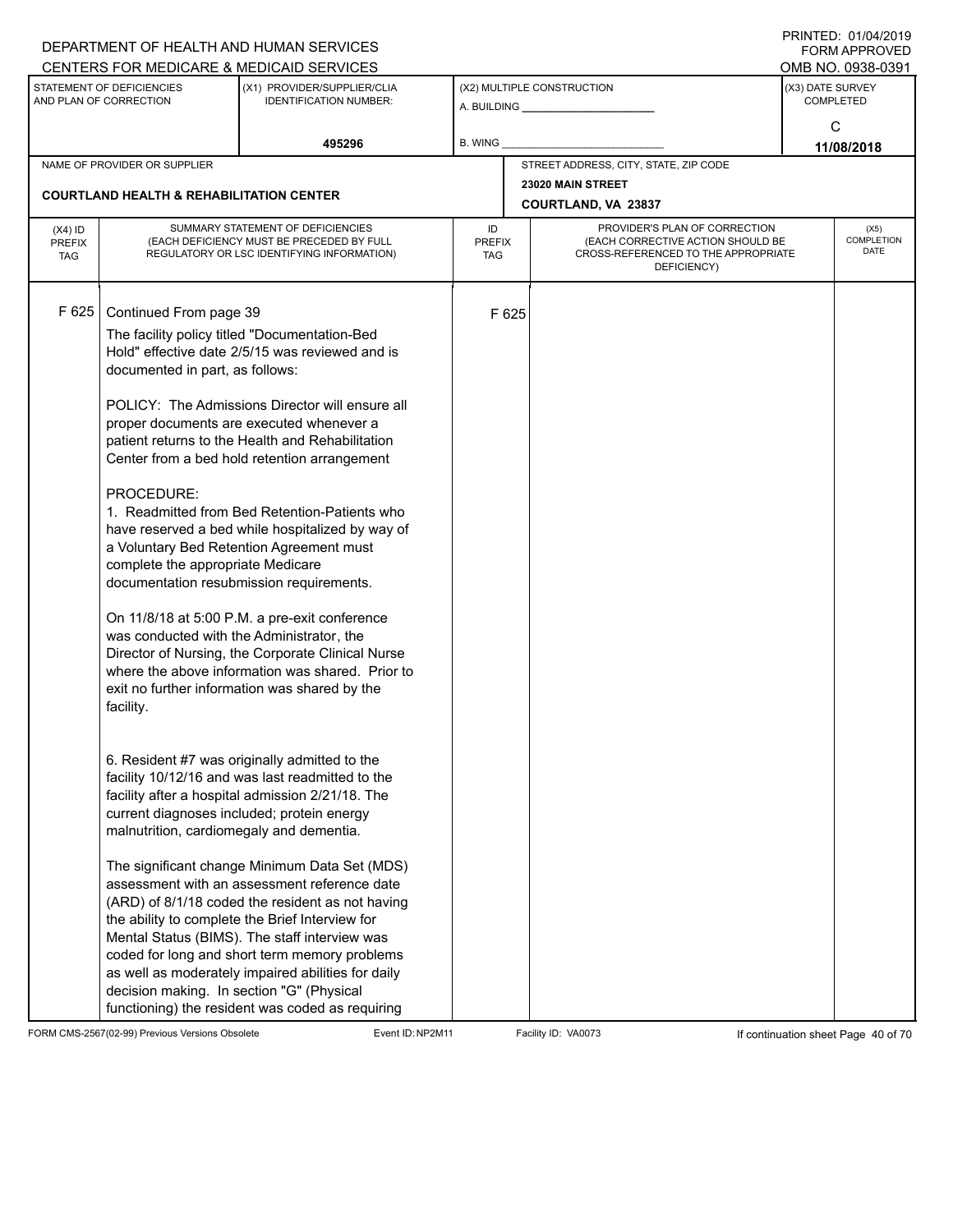DEPARTMENT OF HEALTH AND HUMAN SERVICES
CENTERS FOR MEDICARE & MEDICAID SERVICES

PRINTED: 01/04/2019
FORM APPROVED
OMB NO. 0938-0391

| STATEMENT OF DEFICIENCIES AND PLAN OF CORRECTION | (X1) PROVIDER/SUPPLIER/CLIA IDENTIFICATION NUMBER: | (X2) MULTIPLE CONSTRUCTION | (X3) DATE SURVEY COMPLETED |
|---|---|---|---|
| | 495296 | A. BUILDING ______ B. WING ______ | C 11/08/2018 |

NAME OF PROVIDER OR SUPPLIER: COURTLAND HEALTH & REHABILITATION CENTER

STREET ADDRESS, CITY, STATE, ZIP CODE: 23020 MAIN STREET, COURTLAND, VA 23837

| (X4) ID PREFIX TAG | SUMMARY STATEMENT OF DEFICIENCIES (EACH DEFICIENCY MUST BE PRECEDED BY FULL REGULATORY OR LSC IDENTIFYING INFORMATION) | ID PREFIX TAG | PROVIDER'S PLAN OF CORRECTION (EACH CORRECTIVE ACTION SHOULD BE CROSS-REFERENCED TO THE APPROPRIATE DEFICIENCY) | (X5) COMPLETION DATE |
|---|---|---|---|---|
| F 625 | Continued From page 39 | F 625 | | |

The facility policy titled "Documentation-Bed Hold" effective date 2/5/15 was reviewed and is documented in part, as follows:

POLICY: The Admissions Director will ensure all proper documents are executed whenever a patient returns to the Health and Rehabilitation Center from a bed hold retention arrangement

PROCEDURE:
1. Readmitted from Bed Retention-Patients who have reserved a bed while hospitalized by way of a Voluntary Bed Retention Agreement must complete the appropriate Medicare documentation resubmission requirements.

On 11/8/18 at 5:00 P.M. a pre-exit conference was conducted with the Administrator, the Director of Nursing, the Corporate Clinical Nurse where the above information was shared. Prior to exit no further information was shared by the facility.

6. Resident #7 was originally admitted to the facility 10/12/16 and was last readmitted to the facility after a hospital admission 2/21/18. The current diagnoses included; protein energy malnutrition, cardiomegaly and dementia.

The significant change Minimum Data Set (MDS) assessment with an assessment reference date (ARD) of 8/1/18 coded the resident as not having the ability to complete the Brief Interview for Mental Status (BIMS). The staff interview was coded for long and short term memory problems as well as moderately impaired abilities for daily decision making. In section "G" (Physical functioning) the resident was coded as requiring

FORM CMS-2567(02-99) Previous Versions Obsolete Event ID: NP2M11 Facility ID: VA0073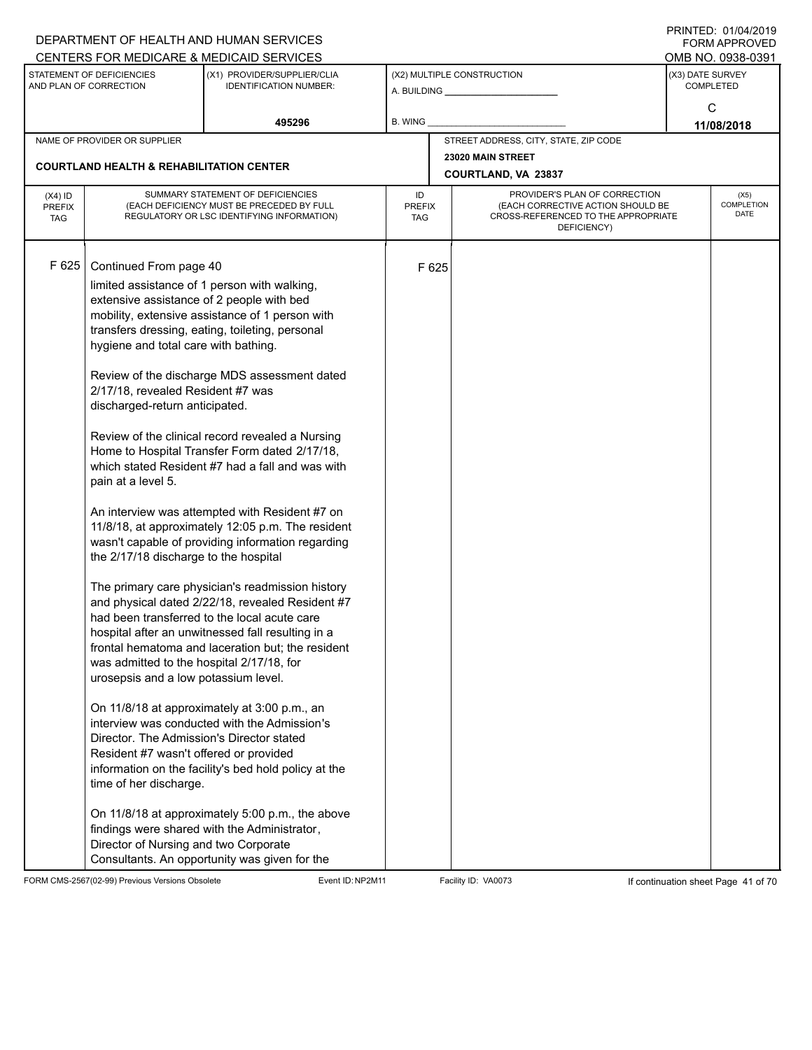DEPARTMENT OF HEALTH AND HUMAN SERVICES
CENTERS FOR MEDICARE & MEDICAID SERVICES

PRINTED: 01/04/2019
FORM APPROVED
OMB NO. 0938-0391

| STATEMENT OF DEFICIENCIES AND PLAN OF CORRECTION | (X1) PROVIDER/SUPPLIER/CLIA IDENTIFICATION NUMBER: | (X2) MULTIPLE CONSTRUCTION | (X3) DATE SURVEY COMPLETED |
|---|---|---|---|
| | 495296 | A. BUILDING<br>B. WING | C<br>11/08/2018 |

NAME OF PROVIDER OR SUPPLIER: **COURTLAND HEALTH & REHABILITATION CENTER**

STREET ADDRESS, CITY, STATE, ZIP CODE: **23020 MAIN STREET, COURTLAND, VA 23837**

| (X4) ID PREFIX TAG | SUMMARY STATEMENT OF DEFICIENCIES (EACH DEFICIENCY MUST BE PRECEDED BY FULL REGULATORY OR LSC IDENTIFYING INFORMATION) | ID PREFIX TAG | PROVIDER'S PLAN OF CORRECTION (EACH CORRECTIVE ACTION SHOULD BE CROSS-REFERENCED TO THE APPROPRIATE DEFICIENCY) | (X5) COMPLETION DATE |
|---|---|---|---|---|
| F 625 | Continued From page 40 | F 625 | | |

limited assistance of 1 person with walking, extensive assistance of 2 people with bed mobility, extensive assistance of 1 person with transfers dressing, eating, toileting, personal hygiene and total care with bathing.

Review of the discharge MDS assessment dated 2/17/18, revealed Resident #7 was discharged-return anticipated.

Review of the clinical record revealed a Nursing Home to Hospital Transfer Form dated 2/17/18, which stated Resident #7 had a fall and was with pain at a level 5.

An interview was attempted with Resident #7 on 11/8/18, at approximately 12:05 p.m. The resident wasn't capable of providing information regarding the 2/17/18 discharge to the hospital

The primary care physician's readmission history and physical dated 2/22/18, revealed Resident #7 had been transferred to the local acute care hospital after an unwitnessed fall resulting in a frontal hematoma and laceration but; the resident was admitted to the hospital 2/17/18, for urosepsis and a low potassium level.

On 11/8/18 at approximately at 3:00 p.m., an interview was conducted with the Admission's Director. The Admission's Director stated Resident #7 wasn't offered or provided information on the facility's bed hold policy at the time of her discharge.

On 11/8/18 at approximately 5:00 p.m., the above findings were shared with the Administrator, Director of Nursing and two Corporate Consultants. An opportunity was given for the

FORM CMS-2567(02-99) Previous Versions Obsolete | Event ID: NP2M11 | Facility ID: VA0073 | If continuation sheet Page 41 of 70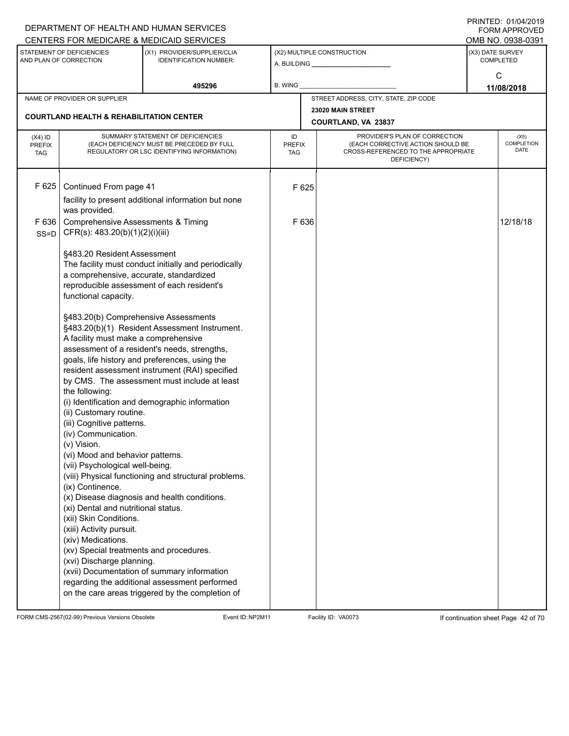DEPARTMENT OF HEALTH AND HUMAN SERVICES
CENTERS FOR MEDICARE & MEDICAID SERVICES

PRINTED: 01/04/2019
FORM APPROVED
OMB NO. 0938-0391

| STATEMENT OF DEFICIENCIES AND PLAN OF CORRECTION | (X1) PROVIDER/SUPPLIER/CLIA IDENTIFICATION NUMBER: | (X2) MULTIPLE CONSTRUCTION | (X3) DATE SURVEY COMPLETED |
|---|---|---|---|
| | 495296 | A. BUILDING ______ B. WING ______ | C 11/08/2018 |

| NAME OF PROVIDER OR SUPPLIER | STREET ADDRESS, CITY, STATE, ZIP CODE |
|---|---|
| COURTLAND HEALTH & REHABILITATION CENTER | 23020 MAIN STREET COURTLAND, VA 23837 |

| (X4) ID PREFIX TAG | SUMMARY STATEMENT OF DEFICIENCIES (EACH DEFICIENCY MUST BE PRECEDED BY FULL REGULATORY OR LSC IDENTIFYING INFORMATION) | ID PREFIX TAG | PROVIDER'S PLAN OF CORRECTION (EACH CORRECTIVE ACTION SHOULD BE CROSS-REFERENCED TO THE APPROPRIATE DEFICIENCY) | (X5) COMPLETION DATE |
|---|---|---|---|---|
| F 625 | Continued From page 41<br>facility to present additional information but none was provided. | F 625 | | |
| F 636 SS=D | Comprehensive Assessments & Timing<br>CFR(s): 483.20(b)(1)(2)(i)(iii)<br><br>§483.20 Resident Assessment<br>The facility must conduct initially and periodically a comprehensive, accurate, standardized reproducible assessment of each resident's functional capacity.<br><br>§483.20(b) Comprehensive Assessments<br>§483.20(b)(1) Resident Assessment Instrument. A facility must make a comprehensive assessment of a resident's needs, strengths, goals, life history and preferences, using the resident assessment instrument (RAI) specified by CMS. The assessment must include at least the following:<br>(i) Identification and demographic information<br>(ii) Customary routine.<br>(iii) Cognitive patterns.<br>(iv) Communication.<br>(v) Vision.<br>(vi) Mood and behavior patterns.<br>(vii) Psychological well-being.<br>(viii) Physical functioning and structural problems.<br>(ix) Continence.<br>(x) Disease diagnosis and health conditions.<br>(xi) Dental and nutritional status.<br>(xii) Skin Conditions.<br>(xiii) Activity pursuit.<br>(xiv) Medications.<br>(xv) Special treatments and procedures.<br>(xvi) Discharge planning.<br>(xvii) Documentation of summary information regarding the additional assessment performed on the care areas triggered by the completion of | F 636 | | 12/18/18 |

FORM CMS-2567(02-99) Previous Versions Obsolete Event ID: NP2M11 Facility ID: VA0073 If continuation sheet Page 42 of 70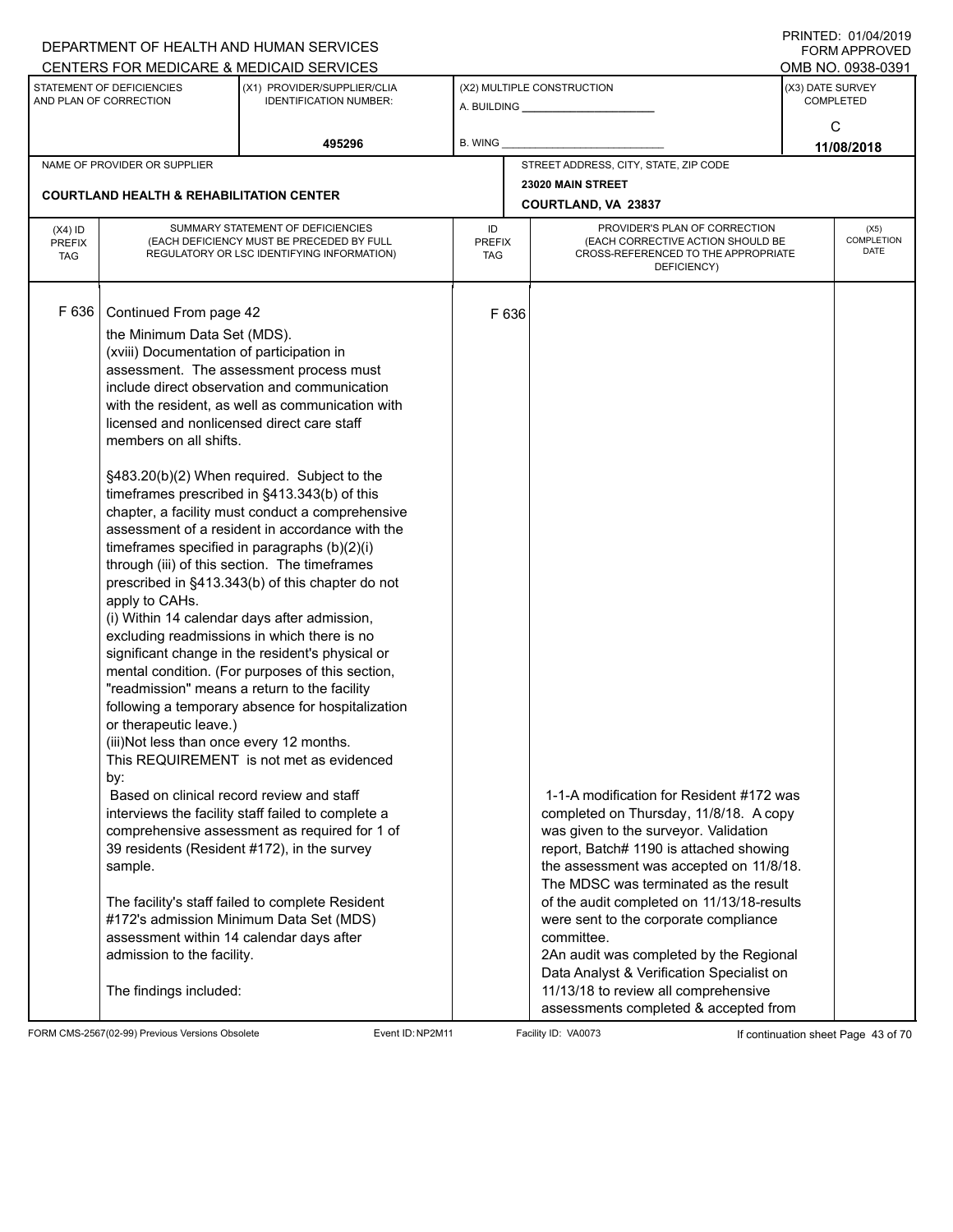DEPARTMENT OF HEALTH AND HUMAN SERVICES
CENTERS FOR MEDICARE & MEDICAID SERVICES

PRINTED: 01/04/2019
FORM APPROVED
OMB NO. 0938-0391

| STATEMENT OF DEFICIENCIES AND PLAN OF CORRECTION | (X1) PROVIDER/SUPPLIER/CLIA IDENTIFICATION NUMBER: | (X2) MULTIPLE CONSTRUCTION | (X3) DATE SURVEY COMPLETED |
|---|---|---|---|
| | 495296 | A. BUILDING ______ B. WING ______ | C 11/08/2018 |

| NAME OF PROVIDER OR SUPPLIER | STREET ADDRESS, CITY, STATE, ZIP CODE |
|---|---|
| COURTLAND HEALTH & REHABILITATION CENTER | 23020 MAIN STREET COURTLAND, VA 23837 |

| (X4) ID PREFIX TAG | SUMMARY STATEMENT OF DEFICIENCIES (EACH DEFICIENCY MUST BE PRECEDED BY FULL REGULATORY OR LSC IDENTIFYING INFORMATION) | ID PREFIX TAG | PROVIDER'S PLAN OF CORRECTION (EACH CORRECTIVE ACTION SHOULD BE CROSS-REFERENCED TO THE APPROPRIATE DEFICIENCY) | (X5) COMPLETION DATE |
|---|---|---|---|---|
| F 636 | Continued From page 42<br>the Minimum Data Set (MDS).<br>(xviii) Documentation of participation in assessment. The assessment process must include direct observation and communication with the resident, as well as communication with licensed and nonlicensed direct care staff members on all shifts.<br><br>§483.20(b)(2) When required. Subject to the timeframes prescribed in §413.343(b) of this chapter, a facility must conduct a comprehensive assessment of a resident in accordance with the timeframes specified in paragraphs (b)(2)(i) through (iii) of this section. The timeframes prescribed in §413.343(b) of this chapter do not apply to CAHs.<br>(i) Within 14 calendar days after admission, excluding readmissions in which there is no significant change in the resident's physical or mental condition. (For purposes of this section, "readmission" means a return to the facility following a temporary absence for hospitalization or therapeutic leave.)<br>(iii)Not less than once every 12 months.<br>This REQUIREMENT is not met as evidenced by:<br>Based on clinical record review and staff interviews the facility staff failed to complete a comprehensive assessment as required for 1 of 39 residents (Resident #172), in the survey sample.<br><br>The facility's staff failed to complete Resident #172's admission Minimum Data Set (MDS) assessment within 14 calendar days after admission to the facility.<br><br>The findings included: | F 636 | 1-1-A modification for Resident #172 was completed on Thursday, 11/8/18. A copy was given to the surveyor. Validation report, Batch# 1190 is attached showing the assessment was accepted on 11/8/18. The MDSC was terminated as the result of the audit completed on 11/13/18-results were sent to the corporate compliance committee.<br>2An audit was completed by the Regional Data Analyst & Verification Specialist on 11/13/18 to review all comprehensive assessments completed & accepted from | |

FORM CMS-2567(02-99) Previous Versions Obsolete Event ID: NP2M11 Facility ID: VA0073 If continuation sheet Page 43 of 70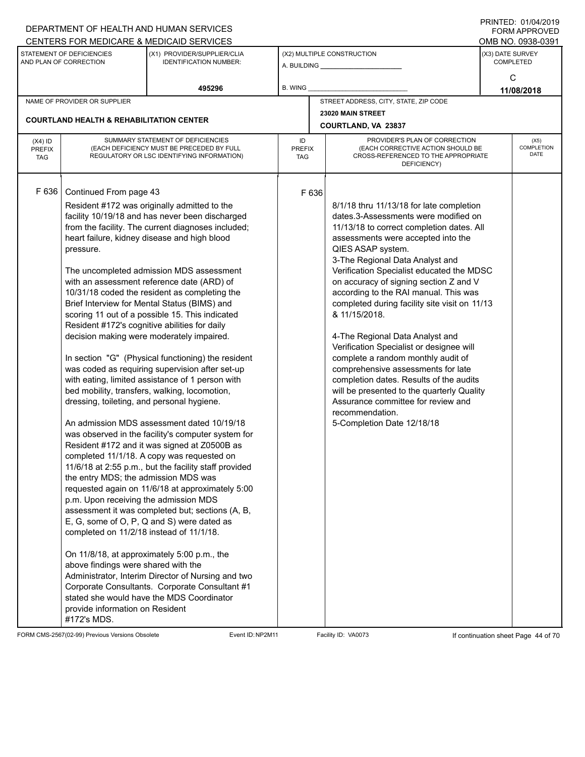DEPARTMENT OF HEALTH AND HUMAN SERVICES
CENTERS FOR MEDICARE & MEDICAID SERVICES

PRINTED: 01/04/2019
FORM APPROVED
OMB NO. 0938-0391

| STATEMENT OF DEFICIENCIES AND PLAN OF CORRECTION | (X1) PROVIDER/SUPPLIER/CLIA IDENTIFICATION NUMBER: | (X2) MULTIPLE CONSTRUCTION | (X3) DATE SURVEY COMPLETED |
|---|---|---|---|
| | 495296 | A. BUILDING ___ B. WING ___ | C 11/08/2018 |

| NAME OF PROVIDER OR SUPPLIER | STREET ADDRESS, CITY, STATE, ZIP CODE |
|---|---|
| COURTLAND HEALTH & REHABILITATION CENTER | 23020 MAIN STREET COURTLAND, VA 23837 |

| (X4) ID PREFIX TAG | SUMMARY STATEMENT OF DEFICIENCIES (EACH DEFICIENCY MUST BE PRECEDED BY FULL REGULATORY OR LSC IDENTIFYING INFORMATION) | ID PREFIX TAG | PROVIDER'S PLAN OF CORRECTION (EACH CORRECTIVE ACTION SHOULD BE CROSS-REFERENCED TO THE APPROPRIATE DEFICIENCY) | (X5) COMPLETION DATE |
|---|---|---|---|---|
| F 636 | Continued From page 43<br><br>Resident #172 was originally admitted to the facility 10/19/18 and has never been discharged from the facility. The current diagnoses included; heart failure, kidney disease and high blood pressure.<br><br>The uncompleted admission MDS assessment with an assessment reference date (ARD) of 10/31/18 coded the resident as completing the Brief Interview for Mental Status (BIMS) and scoring 11 out of a possible 15. This indicated Resident #172's cognitive abilities for daily decision making were moderately impaired.<br><br>In section "G" (Physical functioning) the resident was coded as requiring supervision after set-up with eating, limited assistance of 1 person with bed mobility, transfers, walking, locomotion, dressing, toileting, and personal hygiene.<br><br>An admission MDS assessment dated 10/19/18 was observed in the facility's computer system for Resident #172 and it was signed at Z0500B as completed 11/1/18. A copy was requested on 11/6/18 at 2:55 p.m., but the facility staff provided the entry MDS; the admission MDS was requested again on 11/6/18 at approximately 5:00 p.m. Upon receiving the admission MDS assessment it was completed but; sections (A, B, E, G, some of O, P, Q and S) were dated as completed on 11/2/18 instead of 11/1/18.<br><br>On 11/8/18, at approximately 5:00 p.m., the above findings were shared with the Administrator, Interim Director of Nursing and two Corporate Consultants. Corporate Consultant #1 stated she would have the MDS Coordinator provide information on Resident #172's MDS. | F 636 | 8/1/18 thru 11/13/18 for late completion dates.3-Assessments were modified on 11/13/18 to correct completion dates. All assessments were accepted into the QIES ASAP system.<br>3-The Regional Data Analyst and Verification Specialist educated the MDSC on accuracy of signing section Z and V according to the RAI manual. This was completed during facility site visit on 11/13 & 11/15/2018.<br><br>4-The Regional Data Analyst and Verification Specialist or designee will complete a random monthly audit of comprehensive assessments for late completion dates. Results of the audits will be presented to the quarterly Quality Assurance committee for review and recommendation.<br>5-Completion Date 12/18/18 | |

FORM CMS-2567(02-99) Previous Versions Obsolete Event ID: NP2M11 Facility ID: VA0073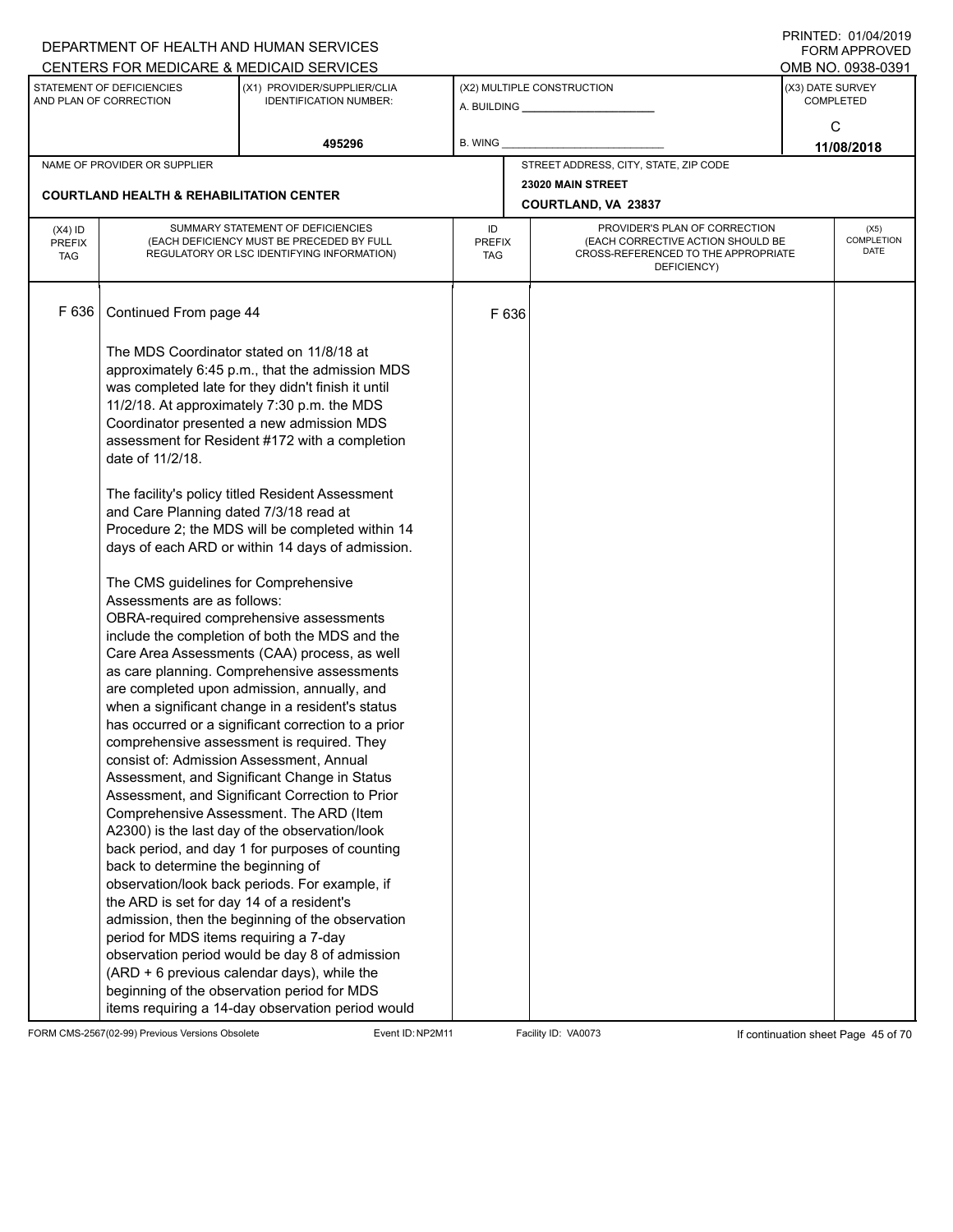DEPARTMENT OF HEALTH AND HUMAN SERVICES
CENTERS FOR MEDICARE & MEDICAID SERVICES

PRINTED: 01/04/2019
FORM APPROVED
OMB NO. 0938-0391

| STATEMENT OF DEFICIENCIES AND PLAN OF CORRECTION | (X1) PROVIDER/SUPPLIER/CLIA IDENTIFICATION NUMBER: | (X2) MULTIPLE CONSTRUCTION | (X3) DATE SURVEY COMPLETED |
|---|---|---|---|
| | 495296 | A. BUILDING ______ B. WING ______ | C 11/08/2018 |

| NAME OF PROVIDER OR SUPPLIER | STREET ADDRESS, CITY, STATE, ZIP CODE |
|---|---|
| COURTLAND HEALTH & REHABILITATION CENTER | 23020 MAIN STREET COURTLAND, VA 23837 |

| (X4) ID PREFIX TAG | SUMMARY STATEMENT OF DEFICIENCIES (EACH DEFICIENCY MUST BE PRECEDED BY FULL REGULATORY OR LSC IDENTIFYING INFORMATION) | ID PREFIX TAG | PROVIDER'S PLAN OF CORRECTION (EACH CORRECTIVE ACTION SHOULD BE CROSS-REFERENCED TO THE APPROPRIATE DEFICIENCY) | (X5) COMPLETION DATE |
|---|---|---|---|---|
| F 636 | Continued From page 44 | F 636 | | |

The MDS Coordinator stated on 11/8/18 at approximately 6:45 p.m., that the admission MDS was completed late for they didn't finish it until 11/2/18. At approximately 7:30 p.m. the MDS Coordinator presented a new admission MDS assessment for Resident #172 with a completion date of 11/2/18.

The facility's policy titled Resident Assessment and Care Planning dated 7/3/18 read at Procedure 2; the MDS will be completed within 14 days of each ARD or within 14 days of admission.

The CMS guidelines for Comprehensive Assessments are as follows:
OBRA-required comprehensive assessments include the completion of both the MDS and the Care Area Assessments (CAA) process, as well as care planning. Comprehensive assessments are completed upon admission, annually, and when a significant change in a resident's status has occurred or a significant correction to a prior comprehensive assessment is required. They consist of: Admission Assessment, Annual Assessment, and Significant Change in Status Assessment, and Significant Correction to Prior Comprehensive Assessment. The ARD (Item A2300) is the last day of the observation/look back period, and day 1 for purposes of counting back to determine the beginning of observation/look back periods. For example, if the ARD is set for day 14 of a resident's admission, then the beginning of the observation period for MDS items requiring a 7-day observation period would be day 8 of admission (ARD + 6 previous calendar days), while the beginning of the observation period for MDS items requiring a 14-day observation period would

FORM CMS-2567(02-99) Previous Versions Obsolete    Event ID: NP2M11    Facility ID: VA0073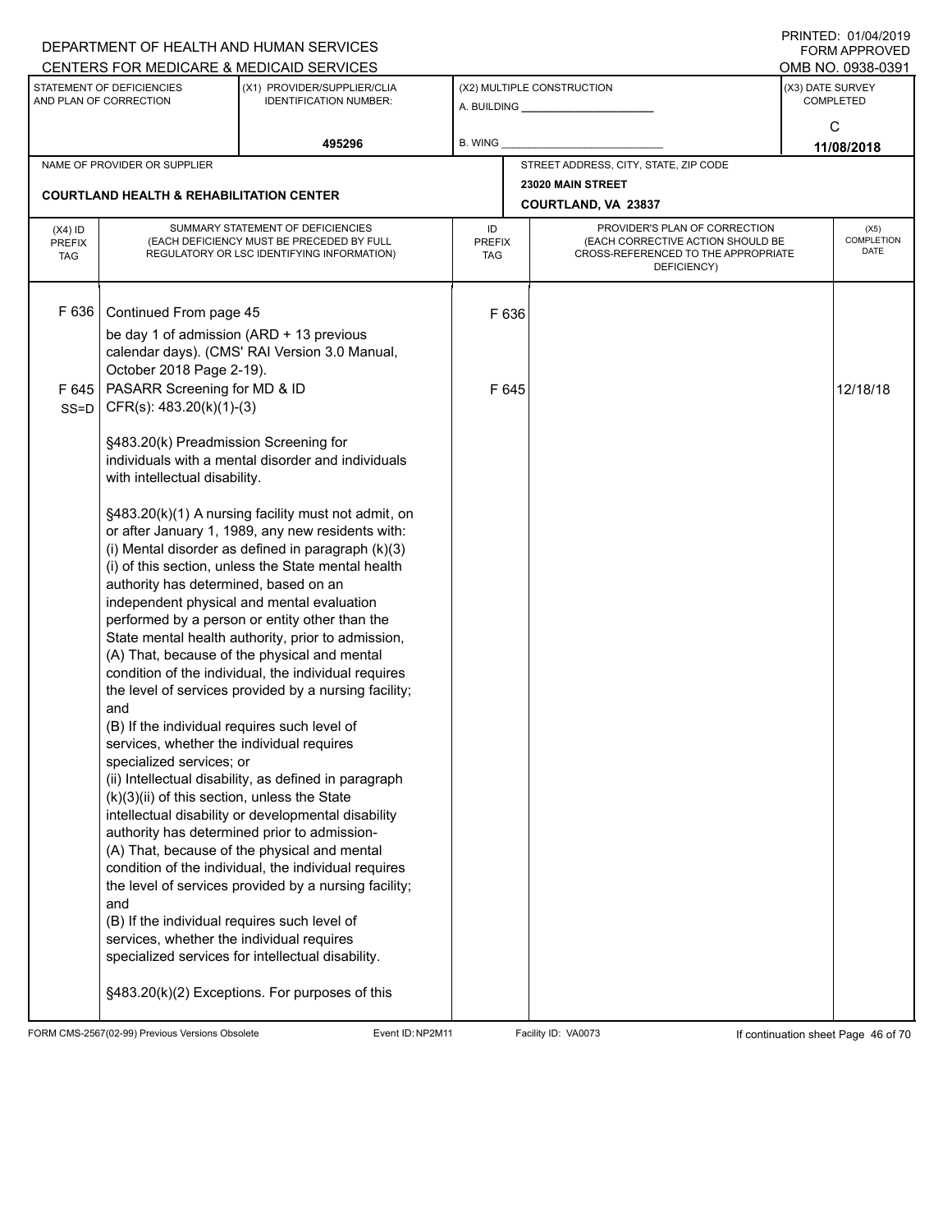DEPARTMENT OF HEALTH AND HUMAN SERVICES
CENTERS FOR MEDICARE & MEDICAID SERVICES

PRINTED: 01/04/2019
FORM APPROVED
OMB NO. 0938-0391

| STATEMENT OF DEFICIENCIES AND PLAN OF CORRECTION | (X1) PROVIDER/SUPPLIER/CLIA IDENTIFICATION NUMBER: | (X2) MULTIPLE CONSTRUCTION | (X3) DATE SURVEY COMPLETED |
|---|---|---|---|
| | 495296 | A. BUILDING ______ B. WING ______ | C 11/08/2018 |

| NAME OF PROVIDER OR SUPPLIER | STREET ADDRESS, CITY, STATE, ZIP CODE |
|---|---|
| COURTLAND HEALTH & REHABILITATION CENTER | 23020 MAIN STREET COURTLAND, VA 23837 |

| (X4) ID PREFIX TAG | SUMMARY STATEMENT OF DEFICIENCIES (EACH DEFICIENCY MUST BE PRECEDED BY FULL REGULATORY OR LSC IDENTIFYING INFORMATION) | ID PREFIX TAG | PROVIDER'S PLAN OF CORRECTION (EACH CORRECTIVE ACTION SHOULD BE CROSS-REFERENCED TO THE APPROPRIATE DEFICIENCY) | (X5) COMPLETION DATE |
|---|---|---|---|---|
| F 636 | Continued From page 45<br>be day 1 of admission (ARD + 13 previous calendar days). (CMS' RAI Version 3.0 Manual, October 2018 Page 2-19). | F 636 | | |
| F 645 SS=D | PASARR Screening for MD & ID<br>CFR(s): 483.20(k)(1)-(3)<br><br>§483.20(k) Preadmission Screening for individuals with a mental disorder and individuals with intellectual disability.<br><br>§483.20(k)(1) A nursing facility must not admit, on or after January 1, 1989, any new residents with:<br>(i) Mental disorder as defined in paragraph (k)(3)(i) of this section, unless the State mental health authority has determined, based on an independent physical and mental evaluation performed by a person or entity other than the State mental health authority, prior to admission,<br>(A) That, because of the physical and mental condition of the individual, the individual requires the level of services provided by a nursing facility; and<br>(B) If the individual requires such level of services, whether the individual requires specialized services; or<br>(ii) Intellectual disability, as defined in paragraph (k)(3)(ii) of this section, unless the State intellectual disability or developmental disability authority has determined prior to admission-<br>(A) That, because of the physical and mental condition of the individual, the individual requires the level of services provided by a nursing facility; and<br>(B) If the individual requires such level of services, whether the individual requires specialized services for intellectual disability.<br><br>§483.20(k)(2) Exceptions. For purposes of this | F 645 | | 12/18/18 |

FORM CMS-2567(02-99) Previous Versions Obsolete Event ID: NP2M11 Facility ID: VA0073 If continuation sheet Page 46 of 70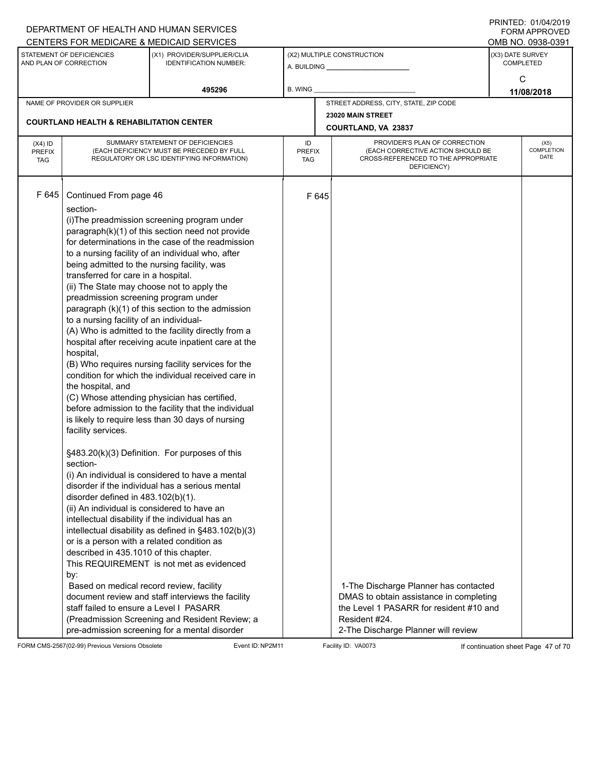DEPARTMENT OF HEALTH AND HUMAN SERVICES
CENTERS FOR MEDICARE & MEDICAID SERVICES

PRINTED: 01/04/2019
FORM APPROVED
OMB NO. 0938-0391

| STATEMENT OF DEFICIENCIES AND PLAN OF CORRECTION | (X1) PROVIDER/SUPPLIER/CLIA IDENTIFICATION NUMBER: | (X2) MULTIPLE CONSTRUCTION | (X3) DATE SURVEY COMPLETED |
|---|---|---|---|
| | 495296 | A. BUILDING<br>B. WING | C<br>11/08/2018 |

| NAME OF PROVIDER OR SUPPLIER | STREET ADDRESS, CITY, STATE, ZIP CODE |
|---|---|
| COURTLAND HEALTH & REHABILITATION CENTER | 23020 MAIN STREET<br>COURTLAND, VA 23837 |

| (X4) ID PREFIX TAG | SUMMARY STATEMENT OF DEFICIENCIES (EACH DEFICIENCY MUST BE PRECEDED BY FULL REGULATORY OR LSC IDENTIFYING INFORMATION) | ID PREFIX TAG | PROVIDER'S PLAN OF CORRECTION (EACH CORRECTIVE ACTION SHOULD BE CROSS-REFERENCED TO THE APPROPRIATE DEFICIENCY) | (X5) COMPLETION DATE |
|---|---|---|---|---|
| F 645 | Continued From page 46<br>section-<br>(i)The preadmission screening program under paragraph(k)(1) of this section need not provide for determinations in the case of the readmission to a nursing facility of an individual who, after being admitted to the nursing facility, was transferred for care in a hospital.<br>(ii) The State may choose not to apply the preadmission screening program under paragraph (k)(1) of this section to the admission to a nursing facility of an individual-<br>(A) Who is admitted to the facility directly from a hospital after receiving acute inpatient care at the hospital,<br>(B) Who requires nursing facility services for the condition for which the individual received care in the hospital, and<br>(C) Whose attending physician has certified, before admission to the facility that the individual is likely to require less than 30 days of nursing facility services.<br><br>§483.20(k)(3) Definition. For purposes of this section-<br>(i) An individual is considered to have a mental disorder if the individual has a serious mental disorder defined in 483.102(b)(1).<br>(ii) An individual is considered to have an intellectual disability if the individual has an intellectual disability as defined in §483.102(b)(3) or is a person with a related condition as described in 435.1010 of this chapter.<br>This REQUIREMENT is not met as evidenced by:<br>Based on medical record review, facility document review and staff interviews the facility staff failed to ensure a Level I PASARR (Preadmission Screening and Resident Review; a pre-admission screening for a mental disorder | F 645 | 1-The Discharge Planner has contacted DMAS to obtain assistance in completing the Level 1 PASARR for resident #10 and Resident #24.<br>2-The Discharge Planner will review | |

FORM CMS-2567(02-99) Previous Versions Obsolete Event ID: NP2M11 Facility ID: VA0073 If continuation sheet Page 47 of 70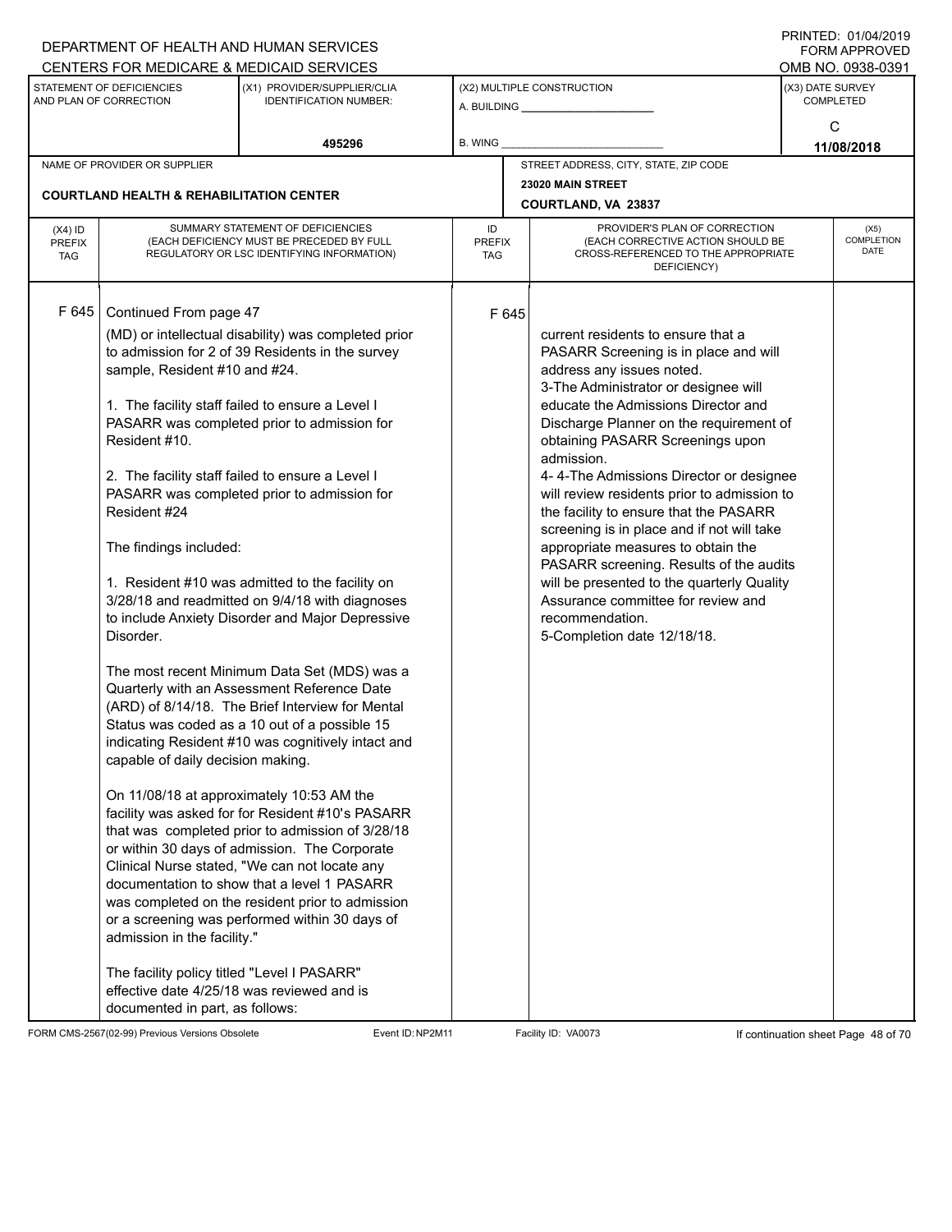DEPARTMENT OF HEALTH AND HUMAN SERVICES
CENTERS FOR MEDICARE & MEDICAID SERVICES

PRINTED: 01/04/2019
FORM APPROVED
OMB NO. 0938-0391

| STATEMENT OF DEFICIENCIES AND PLAN OF CORRECTION | (X1) PROVIDER/SUPPLIER/CLIA IDENTIFICATION NUMBER: | (X2) MULTIPLE CONSTRUCTION | (X3) DATE SURVEY COMPLETED |
|---|---|---|---|
| | 495296 | A. BUILDING ______ B. WING ______ | C 11/08/2018 |

| NAME OF PROVIDER OR SUPPLIER | STREET ADDRESS, CITY, STATE, ZIP CODE |
|---|---|
| COURTLAND HEALTH & REHABILITATION CENTER | 23020 MAIN STREET COURTLAND, VA 23837 |

| (X4) ID PREFIX TAG | SUMMARY STATEMENT OF DEFICIENCIES (EACH DEFICIENCY MUST BE PRECEDED BY FULL REGULATORY OR LSC IDENTIFYING INFORMATION) | ID PREFIX TAG | PROVIDER'S PLAN OF CORRECTION (EACH CORRECTIVE ACTION SHOULD BE CROSS-REFERENCED TO THE APPROPRIATE DEFICIENCY) | (X5) COMPLETION DATE |
|---|---|---|---|---|
| F 645 | Continued From page 47<br>(MD) or intellectual disability) was completed prior to admission for 2 of 39 Residents in the survey sample, Resident #10 and #24.<br><br>1. The facility staff failed to ensure a Level I PASARR was completed prior to admission for Resident #10.<br><br>2. The facility staff failed to ensure a Level I PASARR was completed prior to admission for Resident #24<br><br>The findings included:<br><br>1. Resident #10 was admitted to the facility on 3/28/18 and readmitted on 9/4/18 with diagnoses to include Anxiety Disorder and Major Depressive Disorder.<br><br>The most recent Minimum Data Set (MDS) was a Quarterly with an Assessment Reference Date (ARD) of 8/14/18. The Brief Interview for Mental Status was coded as a 10 out of a possible 15 indicating Resident #10 was cognitively intact and capable of daily decision making.<br><br>On 11/08/18 at approximately 10:53 AM the facility was asked for for Resident #10's PASARR that was completed prior to admission of 3/28/18 or within 30 days of admission. The Corporate Clinical Nurse stated, "We can not locate any documentation to show that a level 1 PASARR was completed on the resident prior to admission or a screening was performed within 30 days of admission in the facility."<br><br>The facility policy titled "Level I PASARR" effective date 4/25/18 was reviewed and is documented in part, as follows: | F 645 | current residents to ensure that a PASARR Screening is in place and will address any issues noted.<br>3-The Administrator or designee will educate the Admissions Director and Discharge Planner on the requirement of obtaining PASARR Screenings upon admission.<br>4- 4-The Admissions Director or designee will review residents prior to admission to the facility to ensure that the PASARR screening is in place and if not will take appropriate measures to obtain the PASARR screening. Results of the audits will be presented to the quarterly Quality Assurance committee for review and recommendation.<br>5-Completion date 12/18/18. | |

FORM CMS-2567(02-99) Previous Versions Obsolete Event ID: NP2M11 Facility ID: VA0073 If continuation sheet Page 48 of 70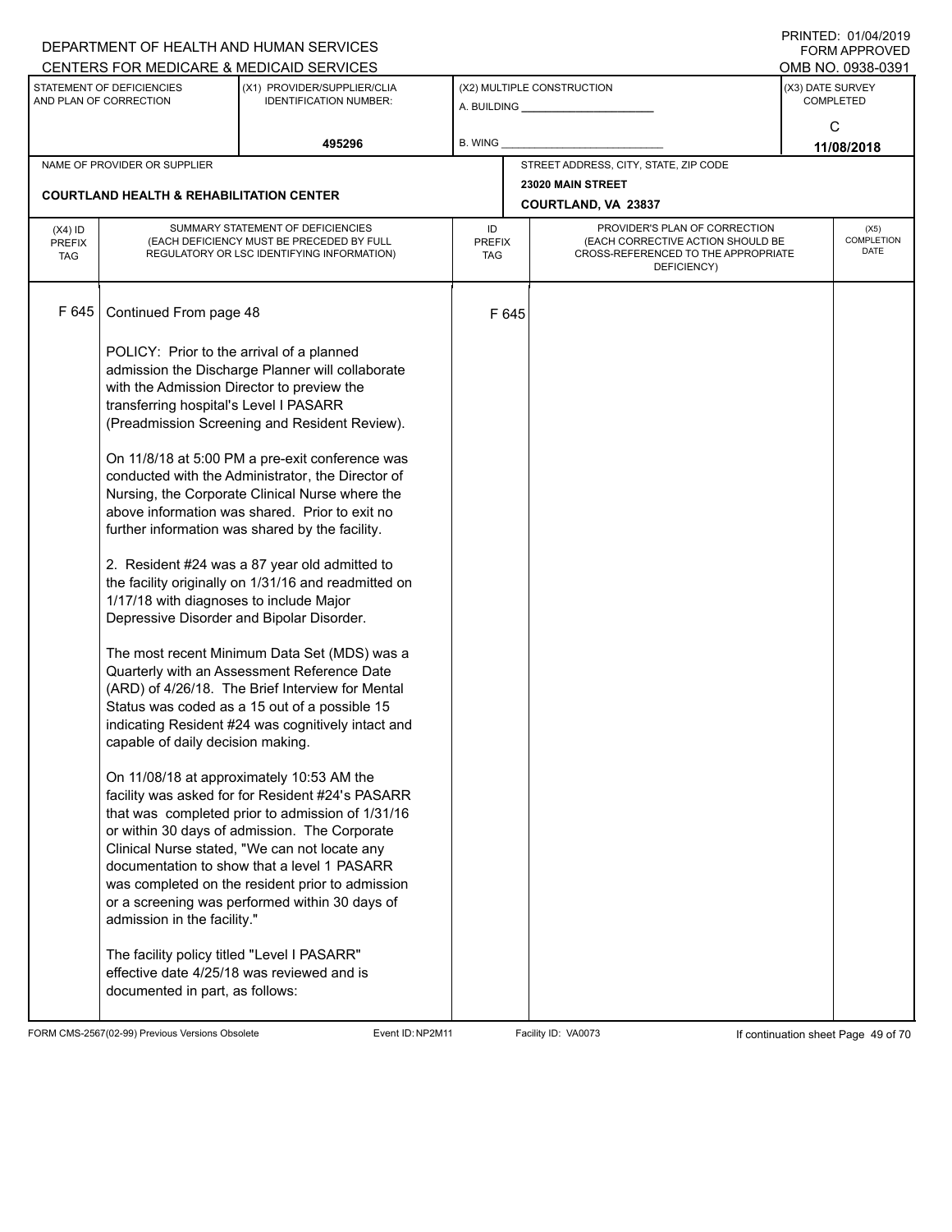DEPARTMENT OF HEALTH AND HUMAN SERVICES
CENTERS FOR MEDICARE & MEDICAID SERVICES

PRINTED: 01/04/2019
FORM APPROVED
OMB NO. 0938-0391

| STATEMENT OF DEFICIENCIES AND PLAN OF CORRECTION | (X1) PROVIDER/SUPPLIER/CLIA IDENTIFICATION NUMBER: | (X2) MULTIPLE CONSTRUCTION | (X3) DATE SURVEY COMPLETED |
|---|---|---|---|
| | 495296 | A. BUILDING ______ B. WING ______ | C 11/08/2018 |

NAME OF PROVIDER OR SUPPLIER: **COURTLAND HEALTH & REHABILITATION CENTER**

STREET ADDRESS, CITY, STATE, ZIP CODE: **23020 MAIN STREET COURTLAND, VA 23837**

| (X4) ID PREFIX TAG | SUMMARY STATEMENT OF DEFICIENCIES (EACH DEFICIENCY MUST BE PRECEDED BY FULL REGULATORY OR LSC IDENTIFYING INFORMATION) | ID PREFIX TAG | PROVIDER'S PLAN OF CORRECTION (EACH CORRECTIVE ACTION SHOULD BE CROSS-REFERENCED TO THE APPROPRIATE DEFICIENCY) | (X5) COMPLETION DATE |
|---|---|---|---|---|
| F 645 | Continued From page 48 | F 645 | | |

POLICY: Prior to the arrival of a planned admission the Discharge Planner will collaborate with the Admission Director to preview the transferring hospital's Level I PASARR (Preadmission Screening and Resident Review).

On 11/8/18 at 5:00 PM a pre-exit conference was conducted with the Administrator, the Director of Nursing, the Corporate Clinical Nurse where the above information was shared. Prior to exit no further information was shared by the facility.

2. Resident #24 was a 87 year old admitted to the facility originally on 1/31/16 and readmitted on 1/17/18 with diagnoses to include Major Depressive Disorder and Bipolar Disorder.

The most recent Minimum Data Set (MDS) was a Quarterly with an Assessment Reference Date (ARD) of 4/26/18. The Brief Interview for Mental Status was coded as a 15 out of a possible 15 indicating Resident #24 was cognitively intact and capable of daily decision making.

On 11/08/18 at approximately 10:53 AM the facility was asked for for Resident #24's PASARR that was completed prior to admission of 1/31/16 or within 30 days of admission. The Corporate Clinical Nurse stated, "We can not locate any documentation to show that a level 1 PASARR was completed on the resident prior to admission or a screening was performed within 30 days of admission in the facility."

The facility policy titled "Level I PASARR" effective date 4/25/18 was reviewed and is documented in part, as follows:

FORM CMS-2567(02-99) Previous Versions Obsolete Event ID: NP2M11 Facility ID: VA0073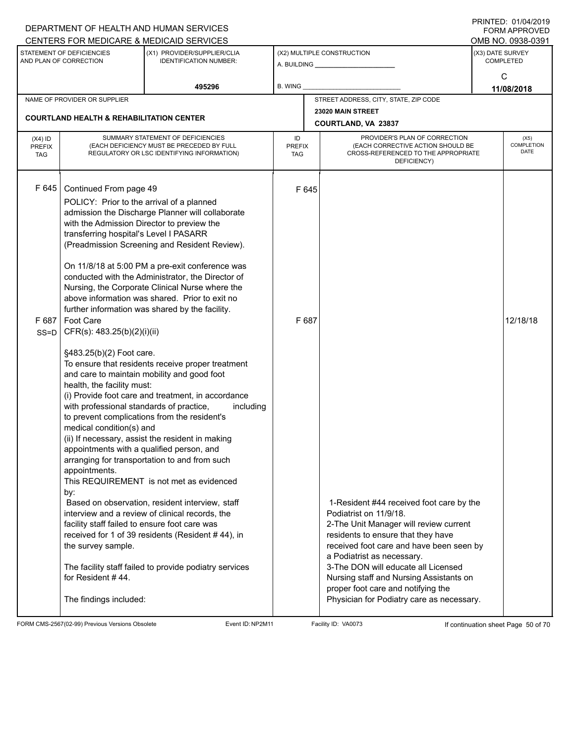DEPARTMENT OF HEALTH AND HUMAN SERVICES
CENTERS FOR MEDICARE & MEDICAID SERVICES

PRINTED: 01/04/2019
FORM APPROVED
OMB NO. 0938-0391

| STATEMENT OF DEFICIENCIES AND PLAN OF CORRECTION | (X1) PROVIDER/SUPPLIER/CLIA IDENTIFICATION NUMBER: | (X2) MULTIPLE CONSTRUCTION | (X3) DATE SURVEY COMPLETED |
|---|---|---|---|
| | 495296 | A. BUILDING ___ B. WING ___ | C 11/08/2018 |

NAME OF PROVIDER OR SUPPLIER: COURTLAND HEALTH & REHABILITATION CENTER

STREET ADDRESS, CITY, STATE, ZIP CODE: 23020 MAIN STREET, COURTLAND, VA 23837

| (X4) ID PREFIX TAG | SUMMARY STATEMENT OF DEFICIENCIES (EACH DEFICIENCY MUST BE PRECEDED BY FULL REGULATORY OR LSC IDENTIFYING INFORMATION) | ID PREFIX TAG | PROVIDER'S PLAN OF CORRECTION (EACH CORRECTIVE ACTION SHOULD BE CROSS-REFERENCED TO THE APPROPRIATE DEFICIENCY) | (X5) COMPLETION DATE |
|---|---|---|---|---|
| F 645 | Continued From page 49<br><br>POLICY: Prior to the arrival of a planned admission the Discharge Planner will collaborate with the Admission Director to preview the transferring hospital's Level I PASARR (Preadmission Screening and Resident Review).<br><br>On 11/8/18 at 5:00 PM a pre-exit conference was conducted with the Administrator, the Director of Nursing, the Corporate Clinical Nurse where the above information was shared. Prior to exit no further information was shared by the facility. | F 645 | | |
| F 687 SS=D | Foot Care<br>CFR(s): 483.25(b)(2)(i)(ii)<br><br>§483.25(b)(2) Foot care.<br>To ensure that residents receive proper treatment and care to maintain mobility and good foot health, the facility must:<br>(i) Provide foot care and treatment, in accordance with professional standards of practice, including to prevent complications from the resident's medical condition(s) and<br>(ii) If necessary, assist the resident in making appointments with a qualified person, and arranging for transportation to and from such appointments.<br>This REQUIREMENT is not met as evidenced by:<br>Based on observation, resident interview, staff interview and a review of clinical records, the facility staff failed to ensure foot care was received for 1 of 39 residents (Resident # 44), in the survey sample.<br><br>The facility staff failed to provide podiatry services for Resident # 44.<br><br>The findings included: | F 687 | 1-Resident #44 received foot care by the Podiatrist on 11/9/18.<br>2-The Unit Manager will review current residents to ensure that they have received foot care and have been seen by a Podiatrist as necessary.<br>3-The DON will educate all Licensed Nursing staff and Nursing Assistants on proper foot care and notifying the Physician for Podiatry care as necessary. | 12/18/18 |

FORM CMS-2567(02-99) Previous Versions Obsolete    Event ID: NP2M11    Facility ID: VA0073    If continuation sheet Page 50 of 70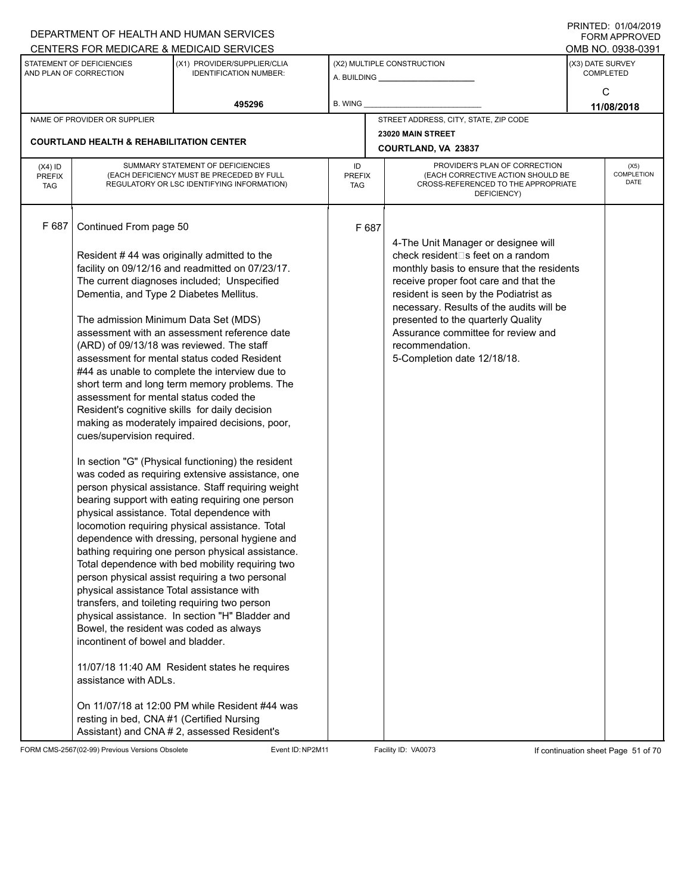DEPARTMENT OF HEALTH AND HUMAN SERVICES
CENTERS FOR MEDICARE & MEDICAID SERVICES

PRINTED: 01/04/2019
FORM APPROVED
OMB NO. 0938-0391

| STATEMENT OF DEFICIENCIES AND PLAN OF CORRECTION | (X1) PROVIDER/SUPPLIER/CLIA IDENTIFICATION NUMBER: | (X2) MULTIPLE CONSTRUCTION | (X3) DATE SURVEY COMPLETED |
|---|---|---|---|
| | 495296 | A. BUILDING ______ B. WING ______ | C 11/08/2018 |

NAME OF PROVIDER OR SUPPLIER: **COURTLAND HEALTH & REHABILITATION CENTER**

STREET ADDRESS, CITY, STATE, ZIP CODE: **23020 MAIN STREET, COURTLAND, VA 23837**

| (X4) ID PREFIX TAG | SUMMARY STATEMENT OF DEFICIENCIES (EACH DEFICIENCY MUST BE PRECEDED BY FULL REGULATORY OR LSC IDENTIFYING INFORMATION) | ID PREFIX TAG | PROVIDER'S PLAN OF CORRECTION (EACH CORRECTIVE ACTION SHOULD BE CROSS-REFERENCED TO THE APPROPRIATE DEFICIENCY) | (X5) COMPLETION DATE |
|---|---|---|---|---|
| F 687 | Continued From page 50<br><br>Resident # 44 was originally admitted to the facility on 09/12/16 and readmitted on 07/23/17. The current diagnoses included; Unspecified Dementia, and Type 2 Diabetes Mellitus.<br><br>The admission Minimum Data Set (MDS) assessment with an assessment reference date (ARD) of 09/13/18 was reviewed. The staff assessment for mental status coded Resident #44 as unable to complete the interview due to short term and long term memory problems. The assessment for mental status coded the Resident's cognitive skills for daily decision making as moderately impaired decisions, poor, cues/supervision required.<br><br>In section "G" (Physical functioning) the resident was coded as requiring extensive assistance, one person physical assistance. Staff requiring weight bearing support with eating requiring one person physical assistance. Total dependence with locomotion requiring physical assistance. Total dependence with dressing, personal hygiene and bathing requiring one person physical assistance. Total dependence with bed mobility requiring two person physical assist requiring a two personal physical assistance Total assistance with transfers, and toileting requiring two person physical assistance. In section "H" Bladder and Bowel, the resident was coded as always incontinent of bowel and bladder.<br><br>11/07/18 11:40 AM Resident states he requires assistance with ADLs.<br><br>On 11/07/18 at 12:00 PM while Resident #44 was resting in bed, CNA #1 (Certified Nursing Assistant) and CNA # 2, assessed Resident's | F 687 | 4-The Unit Manager or designee will check resident□s feet on a random monthly basis to ensure that the residents receive proper foot care and that the resident is seen by the Podiatrist as necessary. Results of the audits will be presented to the quarterly Quality Assurance committee for review and recommendation.<br>5-Completion date 12/18/18. | |

FORM CMS-2567(02-99) Previous Versions Obsolete Event ID: NP2M11 Facility ID: VA0073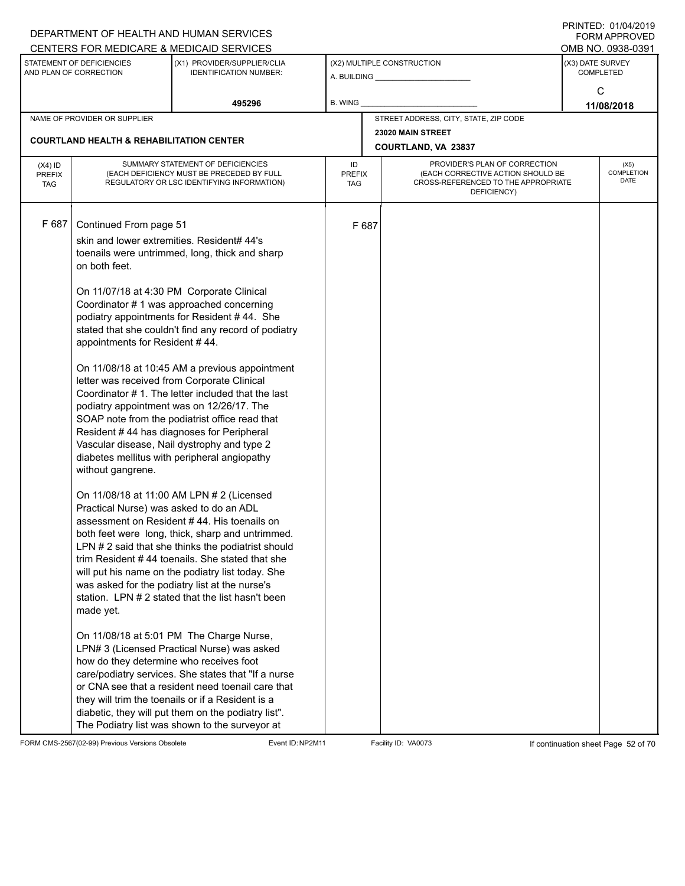DEPARTMENT OF HEALTH AND HUMAN SERVICES
CENTERS FOR MEDICARE & MEDICAID SERVICES

PRINTED: 01/04/2019
FORM APPROVED
OMB NO. 0938-0391

| STATEMENT OF DEFICIENCIES AND PLAN OF CORRECTION | (X1) PROVIDER/SUPPLIER/CLIA IDENTIFICATION NUMBER: | (X2) MULTIPLE CONSTRUCTION | (X3) DATE SURVEY COMPLETED |
|---|---|---|---|
| | 495296 | A. BUILDING ______ B. WING ______ | C 11/08/2018 |

NAME OF PROVIDER OR SUPPLIER: **COURTLAND HEALTH & REHABILITATION CENTER**

STREET ADDRESS, CITY, STATE, ZIP CODE: **23020 MAIN STREET, COURTLAND, VA 23837**

| (X4) ID PREFIX TAG | SUMMARY STATEMENT OF DEFICIENCIES (EACH DEFICIENCY MUST BE PRECEDED BY FULL REGULATORY OR LSC IDENTIFYING INFORMATION) | ID PREFIX TAG | PROVIDER'S PLAN OF CORRECTION (EACH CORRECTIVE ACTION SHOULD BE CROSS-REFERENCED TO THE APPROPRIATE DEFICIENCY) | (X5) COMPLETION DATE |
|---|---|---|---|---|
| F 687 | Continued From page 51 | F 687 | | |

skin and lower extremities. Resident# 44's toenails were untrimmed, long, thick and sharp on both feet.

On 11/07/18 at 4:30 PM Corporate Clinical Coordinator # 1 was approached concerning podiatry appointments for Resident # 44. She stated that she couldn't find any record of podiatry appointments for Resident # 44.

On 11/08/18 at 10:45 AM a previous appointment letter was received from Corporate Clinical Coordinator # 1. The letter included that the last podiatry appointment was on 12/26/17. The SOAP note from the podiatrist office read that Resident # 44 has diagnoses for Peripheral Vascular disease, Nail dystrophy and type 2 diabetes mellitus with peripheral angiopathy without gangrene.

On 11/08/18 at 11:00 AM LPN # 2 (Licensed Practical Nurse) was asked to do an ADL assessment on Resident # 44. His toenails on both feet were long, thick, sharp and untrimmed. LPN # 2 said that she thinks the podiatrist should trim Resident # 44 toenails. She stated that she will put his name on the podiatry list today. She was asked for the podiatry list at the nurse's station. LPN # 2 stated that the list hasn't been made yet.

On 11/08/18 at 5:01 PM The Charge Nurse, LPN# 3 (Licensed Practical Nurse) was asked how do they determine who receives foot care/podiatry services. She states that "If a nurse or CNA see that a resident need toenail care that they will trim the toenails or if a Resident is a diabetic, they will put them on the podiatry list". The Podiatry list was shown to the surveyor at

FORM CMS-2567(02-99) Previous Versions Obsolete | Event ID: NP2M11 | Facility ID: VA0073 | If continuation sheet Page 52 of 70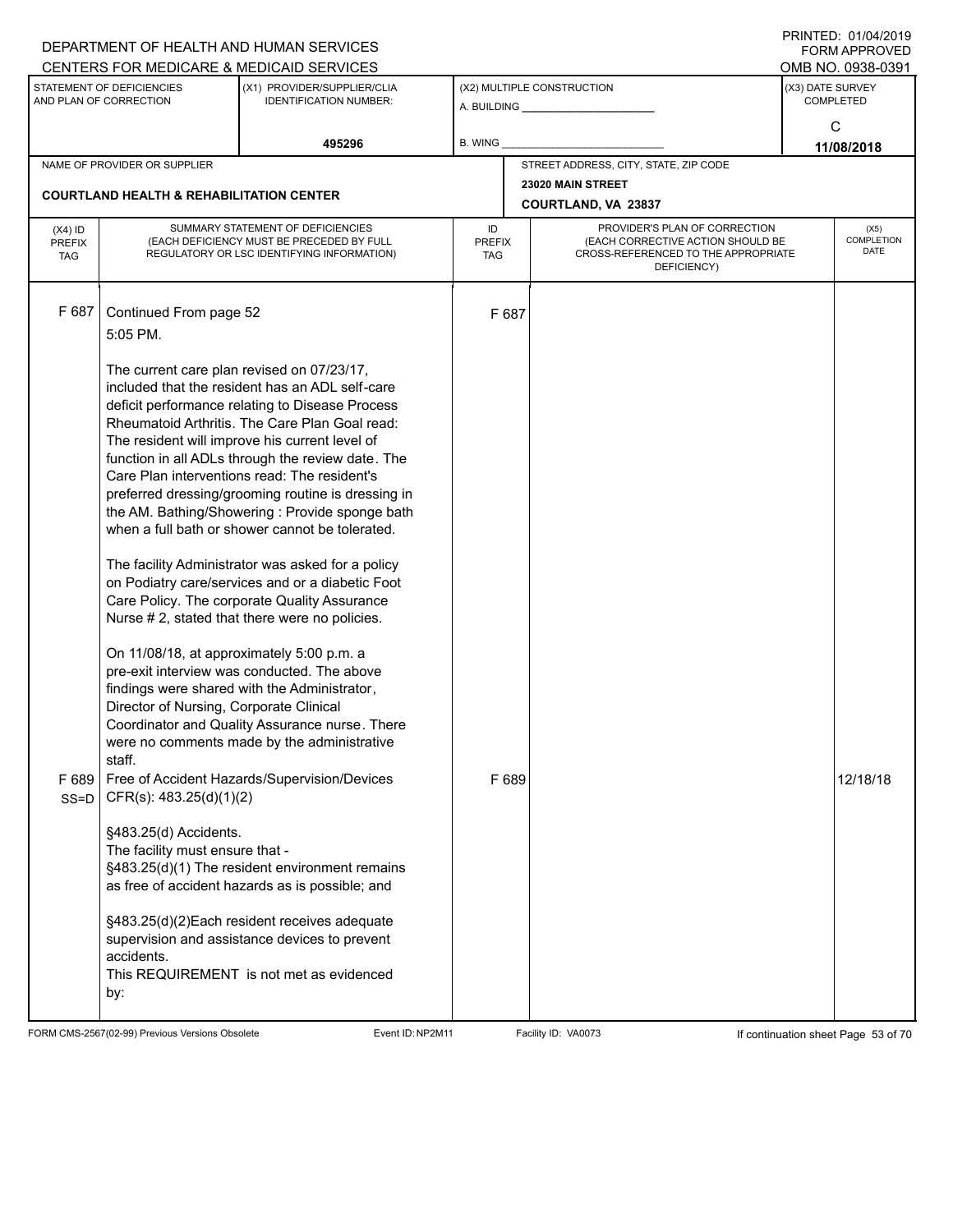DEPARTMENT OF HEALTH AND HUMAN SERVICES
CENTERS FOR MEDICARE & MEDICAID SERVICES

PRINTED: 01/04/2019
FORM APPROVED
OMB NO. 0938-0391

| STATEMENT OF DEFICIENCIES AND PLAN OF CORRECTION | (X1) PROVIDER/SUPPLIER/CLIA IDENTIFICATION NUMBER: | (X2) MULTIPLE CONSTRUCTION | (X3) DATE SURVEY COMPLETED |
|---|---|---|---|
| | 495296 | A. BUILDING ______ B. WING ______ | C 11/08/2018 |

| NAME OF PROVIDER OR SUPPLIER | STREET ADDRESS, CITY, STATE, ZIP CODE |
|---|---|
| COURTLAND HEALTH & REHABILITATION CENTER | 23020 MAIN STREET COURTLAND, VA 23837 |

| (X4) ID PREFIX TAG | SUMMARY STATEMENT OF DEFICIENCIES (EACH DEFICIENCY MUST BE PRECEDED BY FULL REGULATORY OR LSC IDENTIFYING INFORMATION) | ID PREFIX TAG | PROVIDER'S PLAN OF CORRECTION (EACH CORRECTIVE ACTION SHOULD BE CROSS-REFERENCED TO THE APPROPRIATE DEFICIENCY) | (X5) COMPLETION DATE |
|---|---|---|---|---|
| F 687 | Continued From page 52<br>5:05 PM.<br><br>The current care plan revised on 07/23/17, included that the resident has an ADL self-care deficit performance relating to Disease Process Rheumatoid Arthritis. The Care Plan Goal read: The resident will improve his current level of function in all ADLs through the review date. The Care Plan interventions read: The resident's preferred dressing/grooming routine is dressing in the AM. Bathing/Showering : Provide sponge bath when a full bath or shower cannot be tolerated.<br><br>The facility Administrator was asked for a policy on Podiatry care/services and or a diabetic Foot Care Policy. The corporate Quality Assurance Nurse # 2, stated that there were no policies.<br><br>On 11/08/18, at approximately 5:00 p.m. a pre-exit interview was conducted. The above findings were shared with the Administrator, Director of Nursing, Corporate Clinical Coordinator and Quality Assurance nurse. There were no comments made by the administrative staff. | F 687 | | |
| F 689 SS=D | Free of Accident Hazards/Supervision/Devices<br>CFR(s): 483.25(d)(1)(2)<br><br>§483.25(d) Accidents.<br>The facility must ensure that -<br>§483.25(d)(1) The resident environment remains as free of accident hazards as is possible; and<br><br>§483.25(d)(2)Each resident receives adequate supervision and assistance devices to prevent accidents.<br>This REQUIREMENT is not met as evidenced by: | F 689 | | 12/18/18 |

FORM CMS-2567(02-99) Previous Versions Obsolete    Event ID: NP2M11    Facility ID: VA0073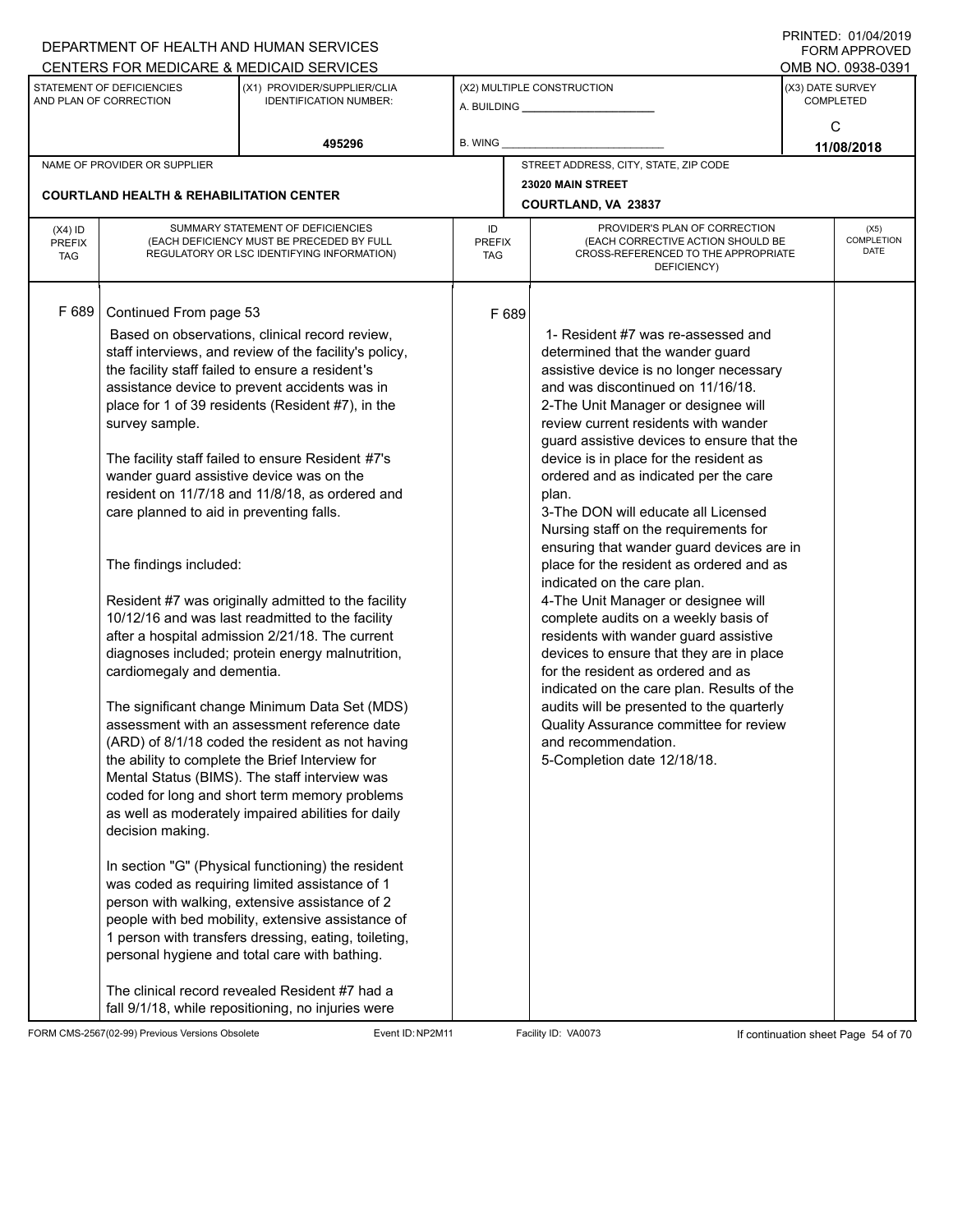DEPARTMENT OF HEALTH AND HUMAN SERVICES
CENTERS FOR MEDICARE & MEDICAID SERVICES

PRINTED: 01/04/2019
FORM APPROVED
OMB NO. 0938-0391

| STATEMENT OF DEFICIENCIES AND PLAN OF CORRECTION | (X1) PROVIDER/SUPPLIER/CLIA IDENTIFICATION NUMBER: | (X2) MULTIPLE CONSTRUCTION | (X3) DATE SURVEY COMPLETED |
|---|---|---|---|
| | 495296 | A. BUILDING ______ B. WING ______ | C 11/08/2018 |

| NAME OF PROVIDER OR SUPPLIER | STREET ADDRESS, CITY, STATE, ZIP CODE |
|---|---|
| COURTLAND HEALTH & REHABILITATION CENTER | 23020 MAIN STREET COURTLAND, VA 23837 |

| (X4) ID PREFIX TAG | SUMMARY STATEMENT OF DEFICIENCIES (EACH DEFICIENCY MUST BE PRECEDED BY FULL REGULATORY OR LSC IDENTIFYING INFORMATION) | ID PREFIX TAG | PROVIDER'S PLAN OF CORRECTION (EACH CORRECTIVE ACTION SHOULD BE CROSS-REFERENCED TO THE APPROPRIATE DEFICIENCY) | (X5) COMPLETION DATE |
|---|---|---|---|---|
| F 689 | Continued From page 53<br>Based on observations, clinical record review, staff interviews, and review of the facility's policy, the facility staff failed to ensure a resident's assistance device to prevent accidents was in place for 1 of 39 residents (Resident #7), in the survey sample.<br><br>The facility staff failed to ensure Resident #7's wander guard assistive device was on the resident on 11/7/18 and 11/8/18, as ordered and care planned to aid in preventing falls.<br><br>The findings included:<br><br>Resident #7 was originally admitted to the facility 10/12/16 and was last readmitted to the facility after a hospital admission 2/21/18. The current diagnoses included; protein energy malnutrition, cardiomegaly and dementia.<br><br>The significant change Minimum Data Set (MDS) assessment with an assessment reference date (ARD) of 8/1/18 coded the resident as not having the ability to complete the Brief Interview for Mental Status (BIMS). The staff interview was coded for long and short term memory problems as well as moderately impaired abilities for daily decision making.<br><br>In section "G" (Physical functioning) the resident was coded as requiring limited assistance of 1 person with walking, extensive assistance of 2 people with bed mobility, extensive assistance of 1 person with transfers dressing, eating, toileting, personal hygiene and total care with bathing.<br><br>The clinical record revealed Resident #7 had a fall 9/1/18, while repositioning, no injuries were | F 689 | 1- Resident #7 was re-assessed and determined that the wander guard assistive device is no longer necessary and was discontinued on 11/16/18.<br>2-The Unit Manager or designee will review current residents with wander guard assistive devices to ensure that the device is in place for the resident as ordered and as indicated per the care plan.<br>3-The DON will educate all Licensed Nursing staff on the requirements for ensuring that wander guard devices are in place for the resident as ordered and as indicated on the care plan.<br>4-The Unit Manager or designee will complete audits on a weekly basis of residents with wander guard assistive devices to ensure that they are in place for the resident as ordered and as indicated on the care plan. Results of the audits will be presented to the quarterly Quality Assurance committee for review and recommendation.<br>5-Completion date 12/18/18. | |

FORM CMS-2567(02-99) Previous Versions Obsolete Event ID: NP2M11 Facility ID: VA0073 If continuation sheet Page 54 of 70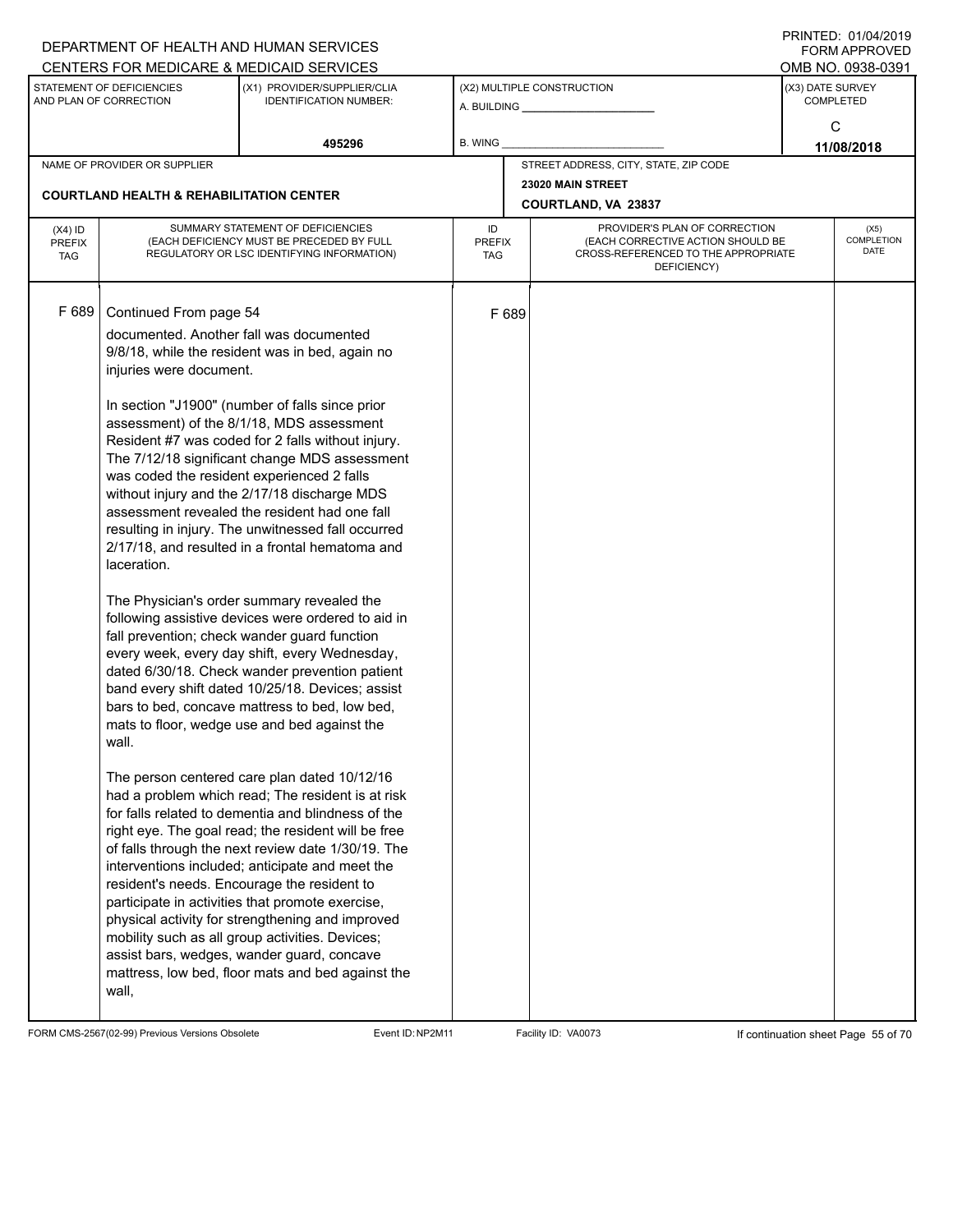DEPARTMENT OF HEALTH AND HUMAN SERVICES
CENTERS FOR MEDICARE & MEDICAID SERVICES

PRINTED: 01/04/2019
FORM APPROVED
OMB NO. 0938-0391

| STATEMENT OF DEFICIENCIES AND PLAN OF CORRECTION | (X1) PROVIDER/SUPPLIER/CLIA IDENTIFICATION NUMBER: | (X2) MULTIPLE CONSTRUCTION | (X3) DATE SURVEY COMPLETED |
|---|---|---|---|
| | 495296 | A. BUILDING ___ B. WING ___ | C 11/08/2018 |

| NAME OF PROVIDER OR SUPPLIER | STREET ADDRESS, CITY, STATE, ZIP CODE |
|---|---|
| COURTLAND HEALTH & REHABILITATION CENTER | 23020 MAIN STREET COURTLAND, VA 23837 |

| (X4) ID PREFIX TAG | SUMMARY STATEMENT OF DEFICIENCIES (EACH DEFICIENCY MUST BE PRECEDED BY FULL REGULATORY OR LSC IDENTIFYING INFORMATION) | ID PREFIX TAG | PROVIDER'S PLAN OF CORRECTION (EACH CORRECTIVE ACTION SHOULD BE CROSS-REFERENCED TO THE APPROPRIATE DEFICIENCY) | (X5) COMPLETION DATE |
|---|---|---|---|---|
| F 689 | Continued From page 54 | F 689 | | |

documented. Another fall was documented 9/8/18, while the resident was in bed, again no injuries were document.

In section "J1900" (number of falls since prior assessment) of the 8/1/18, MDS assessment Resident #7 was coded for 2 falls without injury. The 7/12/18 significant change MDS assessment was coded the resident experienced 2 falls without injury and the 2/17/18 discharge MDS assessment revealed the resident had one fall resulting in injury. The unwitnessed fall occurred 2/17/18, and resulted in a frontal hematoma and laceration.

The Physician's order summary revealed the following assistive devices were ordered to aid in fall prevention; check wander guard function every week, every day shift, every Wednesday, dated 6/30/18. Check wander prevention patient band every shift dated 10/25/18. Devices; assist bars to bed, concave mattress to bed, low bed, mats to floor, wedge use and bed against the wall.

The person centered care plan dated 10/12/16 had a problem which read; The resident is at risk for falls related to dementia and blindness of the right eye. The goal read; the resident will be free of falls through the next review date 1/30/19. The interventions included; anticipate and meet the resident's needs. Encourage the resident to participate in activities that promote exercise, physical activity for strengthening and improved mobility such as all group activities. Devices; assist bars, wedges, wander guard, concave mattress, low bed, floor mats and bed against the wall,

FORM CMS-2567(02-99) Previous Versions Obsolete Event ID: NP2M11 Facility ID: VA0073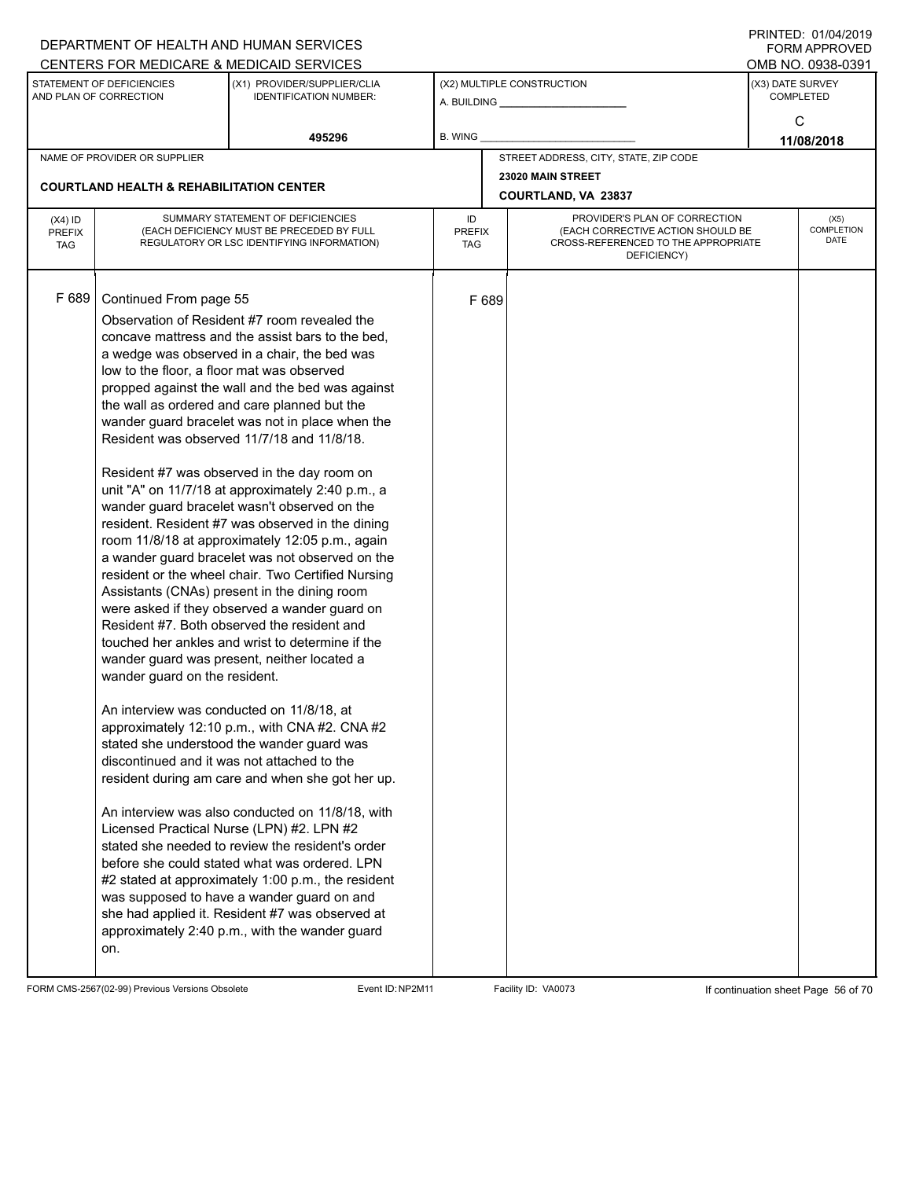DEPARTMENT OF HEALTH AND HUMAN SERVICES
CENTERS FOR MEDICARE & MEDICAID SERVICES

PRINTED: 01/04/2019
FORM APPROVED
OMB NO. 0938-0391

| STATEMENT OF DEFICIENCIES AND PLAN OF CORRECTION | (X1) PROVIDER/SUPPLIER/CLIA IDENTIFICATION NUMBER: | (X2) MULTIPLE CONSTRUCTION | (X3) DATE SURVEY COMPLETED |
|---|---|---|---|
| | 495296 | A. BUILDING ___ B. WING ___ | C 11/08/2018 |

| NAME OF PROVIDER OR SUPPLIER | STREET ADDRESS, CITY, STATE, ZIP CODE |
|---|---|
| COURTLAND HEALTH & REHABILITATION CENTER | 23020 MAIN STREET COURTLAND, VA 23837 |

| (X4) ID PREFIX TAG | SUMMARY STATEMENT OF DEFICIENCIES (EACH DEFICIENCY MUST BE PRECEDED BY FULL REGULATORY OR LSC IDENTIFYING INFORMATION) | ID PREFIX TAG | PROVIDER'S PLAN OF CORRECTION (EACH CORRECTIVE ACTION SHOULD BE CROSS-REFERENCED TO THE APPROPRIATE DEFICIENCY) | (X5) COMPLETION DATE |
|---|---|---|---|---|
| F 689 | Continued From page 55 | F 689 | | |

Observation of Resident #7 room revealed the concave mattress and the assist bars to the bed, a wedge was observed in a chair, the bed was low to the floor, a floor mat was observed propped against the wall and the bed was against the wall as ordered and care planned but the wander guard bracelet was not in place when the Resident was observed 11/7/18 and 11/8/18.

Resident #7 was observed in the day room on unit "A" on 11/7/18 at approximately 2:40 p.m., a wander guard bracelet wasn't observed on the resident. Resident #7 was observed in the dining room 11/8/18 at approximately 12:05 p.m., again a wander guard bracelet was not observed on the resident or the wheel chair. Two Certified Nursing Assistants (CNAs) present in the dining room were asked if they observed a wander guard on Resident #7. Both observed the resident and touched her ankles and wrist to determine if the wander guard was present, neither located a wander guard on the resident.

An interview was conducted on 11/8/18, at approximately 12:10 p.m., with CNA #2. CNA #2 stated she understood the wander guard was discontinued and it was not attached to the resident during am care and when she got her up.

An interview was also conducted on 11/8/18, with Licensed Practical Nurse (LPN) #2. LPN #2 stated she needed to review the resident's order before she could stated what was ordered. LPN #2 stated at approximately 1:00 p.m., the resident was supposed to have a wander guard on and she had applied it. Resident #7 was observed at approximately 2:40 p.m., with the wander guard on.

FORM CMS-2567(02-99) Previous Versions Obsolete Event ID: NP2M11 Facility ID: VA0073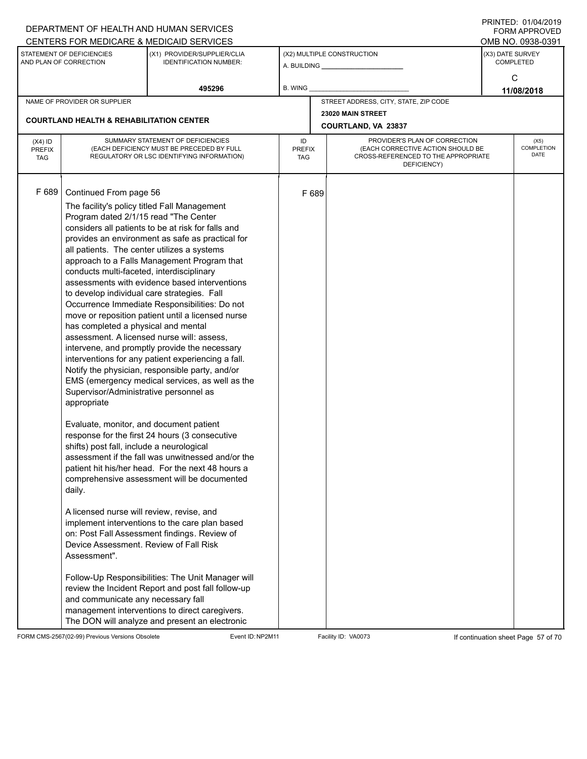DEPARTMENT OF HEALTH AND HUMAN SERVICES
CENTERS FOR MEDICARE & MEDICAID SERVICES

PRINTED: 01/04/2019
FORM APPROVED
OMB NO. 0938-0391

| STATEMENT OF DEFICIENCIES AND PLAN OF CORRECTION | (X1) PROVIDER/SUPPLIER/CLIA IDENTIFICATION NUMBER: | (X2) MULTIPLE CONSTRUCTION | (X3) DATE SURVEY COMPLETED |
|---|---|---|---|
| | 495296 | A. BUILDING ___ B. WING ___ | C 11/08/2018 |

NAME OF PROVIDER OR SUPPLIER: **COURTLAND HEALTH & REHABILITATION CENTER**

STREET ADDRESS, CITY, STATE, ZIP CODE: **23020 MAIN STREET, COURTLAND, VA 23837**

| (X4) ID PREFIX TAG | SUMMARY STATEMENT OF DEFICIENCIES (EACH DEFICIENCY MUST BE PRECEDED BY FULL REGULATORY OR LSC IDENTIFYING INFORMATION) | ID PREFIX TAG | PROVIDER'S PLAN OF CORRECTION (EACH CORRECTIVE ACTION SHOULD BE CROSS-REFERENCED TO THE APPROPRIATE DEFICIENCY) | (X5) COMPLETION DATE |
|---|---|---|---|---|
| F 689 | Continued From page 56 | F 689 | | |

The facility's policy titled Fall Management Program dated 2/1/15 read "The Center considers all patients to be at risk for falls and provides an environment as safe as practical for all patients. The center utilizes a systems approach to a Falls Management Program that conducts multi-faceted, interdisciplinary assessments with evidence based interventions to develop individual care strategies. Fall Occurrence Immediate Responsibilities: Do not move or reposition patient until a licensed nurse has completed a physical and mental assessment. A licensed nurse will: assess, intervene, and promptly provide the necessary interventions for any patient experiencing a fall. Notify the physician, responsible party, and/or EMS (emergency medical services, as well as the Supervisor/Administrative personnel as appropriate

Evaluate, monitor, and document patient response for the first 24 hours (3 consecutive shifts) post fall, include a neurological assessment if the fall was unwitnessed and/or the patient hit his/her head. For the next 48 hours a comprehensive assessment will be documented daily.

A licensed nurse will review, revise, and implement interventions to the care plan based on: Post Fall Assessment findings. Review of Device Assessment. Review of Fall Risk Assessment".

Follow-Up Responsibilities: The Unit Manager will review the Incident Report and post fall follow-up and communicate any necessary fall management interventions to direct caregivers. The DON will analyze and present an electronic

FORM CMS-2567(02-99) Previous Versions Obsolete | Event ID: NP2M11 | Facility ID: VA0073 | If continuation sheet Page 57 of 70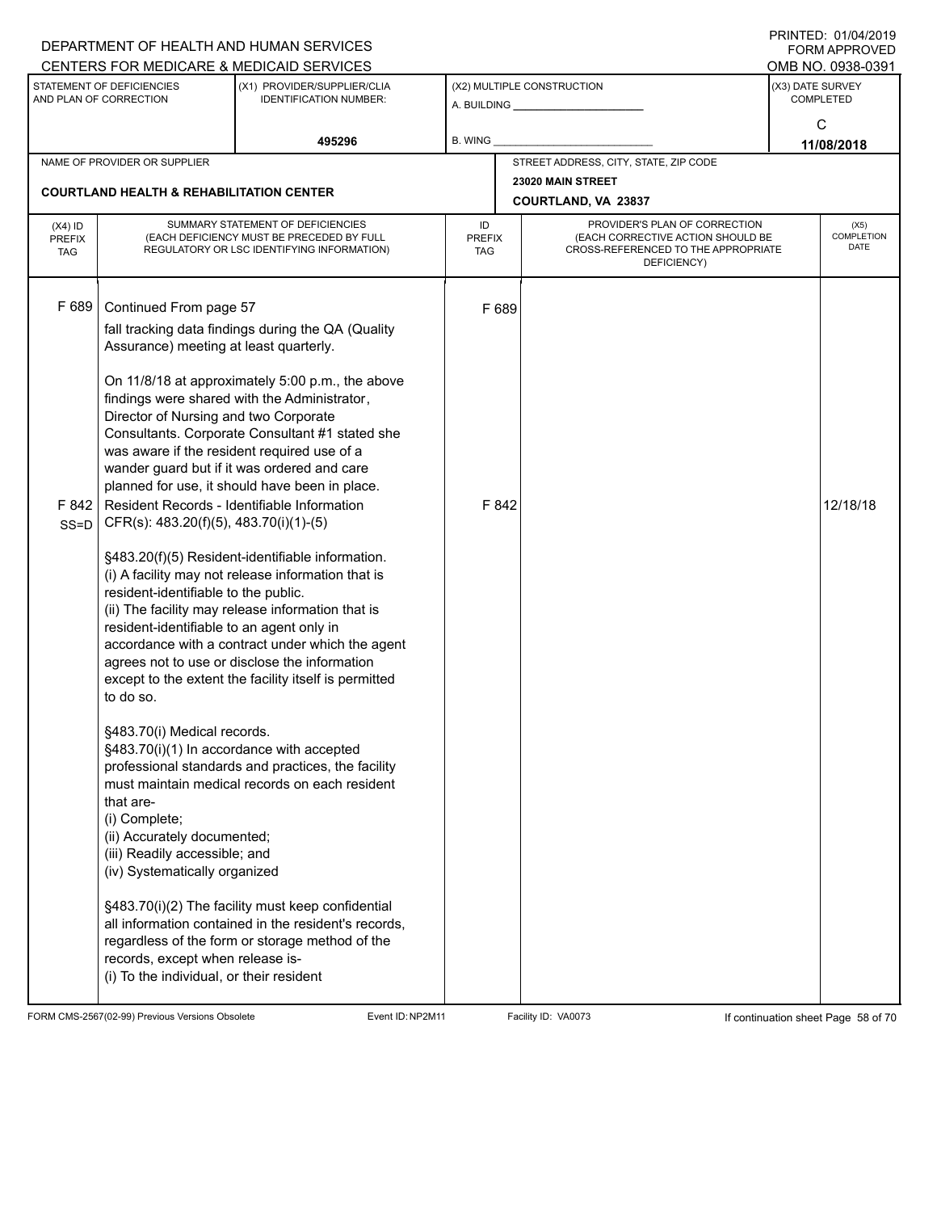DEPARTMENT OF HEALTH AND HUMAN SERVICES
CENTERS FOR MEDICARE & MEDICAID SERVICES

PRINTED: 01/04/2019
FORM APPROVED
OMB NO. 0938-0391

| STATEMENT OF DEFICIENCIES AND PLAN OF CORRECTION | (X1) PROVIDER/SUPPLIER/CLIA IDENTIFICATION NUMBER: | (X2) MULTIPLE CONSTRUCTION | (X3) DATE SURVEY COMPLETED |
|---|---|---|---|
| | 495296 | A. BUILDING ______ B. WING ______ | C 11/08/2018 |

NAME OF PROVIDER OR SUPPLIER: **COURTLAND HEALTH & REHABILITATION CENTER**

STREET ADDRESS, CITY, STATE, ZIP CODE: **23020 MAIN STREET, COURTLAND, VA 23837**

| (X4) ID PREFIX TAG | SUMMARY STATEMENT OF DEFICIENCIES (EACH DEFICIENCY MUST BE PRECEDED BY FULL REGULATORY OR LSC IDENTIFYING INFORMATION) | ID PREFIX TAG | PROVIDER'S PLAN OF CORRECTION (EACH CORRECTIVE ACTION SHOULD BE CROSS-REFERENCED TO THE APPROPRIATE DEFICIENCY) | (X5) COMPLETION DATE |
|---|---|---|---|---|
| F 689 | Continued From page 57<br>fall tracking data findings during the QA (Quality Assurance) meeting at least quarterly.<br><br>On 11/8/18 at approximately 5:00 p.m., the above findings were shared with the Administrator, Director of Nursing and two Corporate Consultants. Corporate Consultant #1 stated she was aware if the resident required use of a wander guard but if it was ordered and care planned for use, it should have been in place. | F 689 | | |
| F 842 SS=D | Resident Records - Identifiable Information<br>CFR(s): 483.20(f)(5), 483.70(i)(1)-(5)<br><br>§483.20(f)(5) Resident-identifiable information.<br>(i) A facility may not release information that is resident-identifiable to the public.<br>(ii) The facility may release information that is resident-identifiable to an agent only in accordance with a contract under which the agent agrees not to use or disclose the information except to the extent the facility itself is permitted to do so.<br><br>§483.70(i) Medical records.<br>§483.70(i)(1) In accordance with accepted professional standards and practices, the facility must maintain medical records on each resident that are-<br>(i) Complete;<br>(ii) Accurately documented;<br>(iii) Readily accessible; and<br>(iv) Systematically organized<br><br>§483.70(i)(2) The facility must keep confidential all information contained in the resident's records, regardless of the form or storage method of the records, except when release is-<br>(i) To the individual, or their resident | F 842 | | 12/18/18 |

FORM CMS-2567(02-99) Previous Versions Obsolete Event ID: NP2M11 Facility ID: VA0073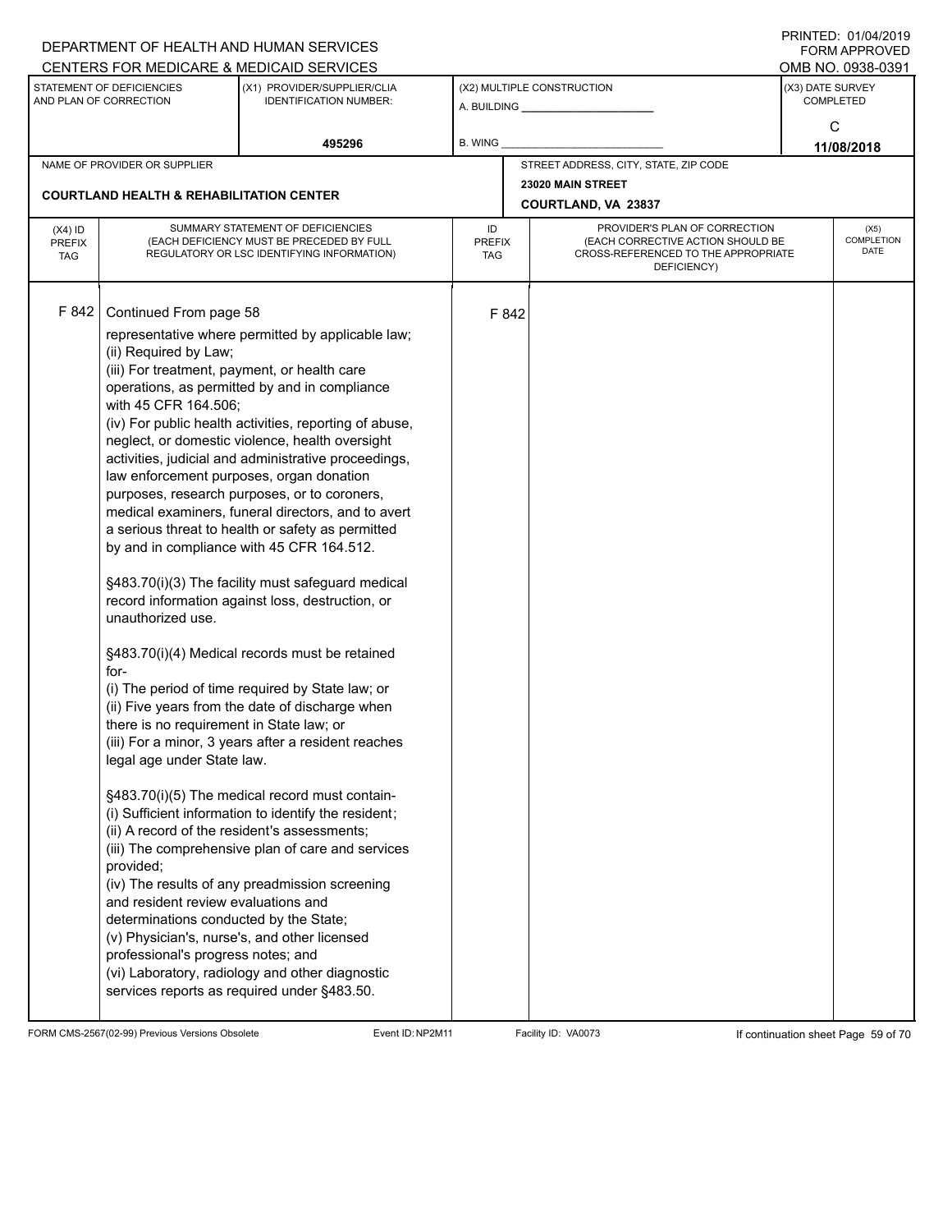DEPARTMENT OF HEALTH AND HUMAN SERVICES
CENTERS FOR MEDICARE & MEDICAID SERVICES

PRINTED: 01/04/2019
FORM APPROVED
OMB NO. 0938-0391

| STATEMENT OF DEFICIENCIES AND PLAN OF CORRECTION | (X1) PROVIDER/SUPPLIER/CLIA IDENTIFICATION NUMBER: | (X2) MULTIPLE CONSTRUCTION | (X3) DATE SURVEY COMPLETED |
|---|---|---|---|
| | 495296 | A. BUILDING ______ B. WING ______ | C 11/08/2018 |

| NAME OF PROVIDER OR SUPPLIER | STREET ADDRESS, CITY, STATE, ZIP CODE |
|---|---|
| COURTLAND HEALTH & REHABILITATION CENTER | 23020 MAIN STREET COURTLAND, VA 23837 |

| (X4) ID PREFIX TAG | SUMMARY STATEMENT OF DEFICIENCIES (EACH DEFICIENCY MUST BE PRECEDED BY FULL REGULATORY OR LSC IDENTIFYING INFORMATION) | ID PREFIX TAG | PROVIDER'S PLAN OF CORRECTION (EACH CORRECTIVE ACTION SHOULD BE CROSS-REFERENCED TO THE APPROPRIATE DEFICIENCY) | (X5) COMPLETION DATE |
|---|---|---|---|---|
| F 842 | Continued From page 58 | F 842 | | |

representative where permitted by applicable law;
(ii) Required by Law;
(iii) For treatment, payment, or health care operations, as permitted by and in compliance with 45 CFR 164.506;
(iv) For public health activities, reporting of abuse, neglect, or domestic violence, health oversight activities, judicial and administrative proceedings, law enforcement purposes, organ donation purposes, research purposes, or to coroners, medical examiners, funeral directors, and to avert a serious threat to health or safety as permitted by and in compliance with 45 CFR 164.512.

§483.70(i)(3) The facility must safeguard medical record information against loss, destruction, or unauthorized use.

§483.70(i)(4) Medical records must be retained for-
(i) The period of time required by State law; or
(ii) Five years from the date of discharge when there is no requirement in State law; or
(iii) For a minor, 3 years after a resident reaches legal age under State law.

§483.70(i)(5) The medical record must contain-
(i) Sufficient information to identify the resident;
(ii) A record of the resident's assessments;
(iii) The comprehensive plan of care and services provided;
(iv) The results of any preadmission screening and resident review evaluations and determinations conducted by the State;
(v) Physician's, nurse's, and other licensed professional's progress notes; and
(vi) Laboratory, radiology and other diagnostic services reports as required under §483.50.

FORM CMS-2567(02-99) Previous Versions Obsolete Event ID: NP2M11 Facility ID: VA0073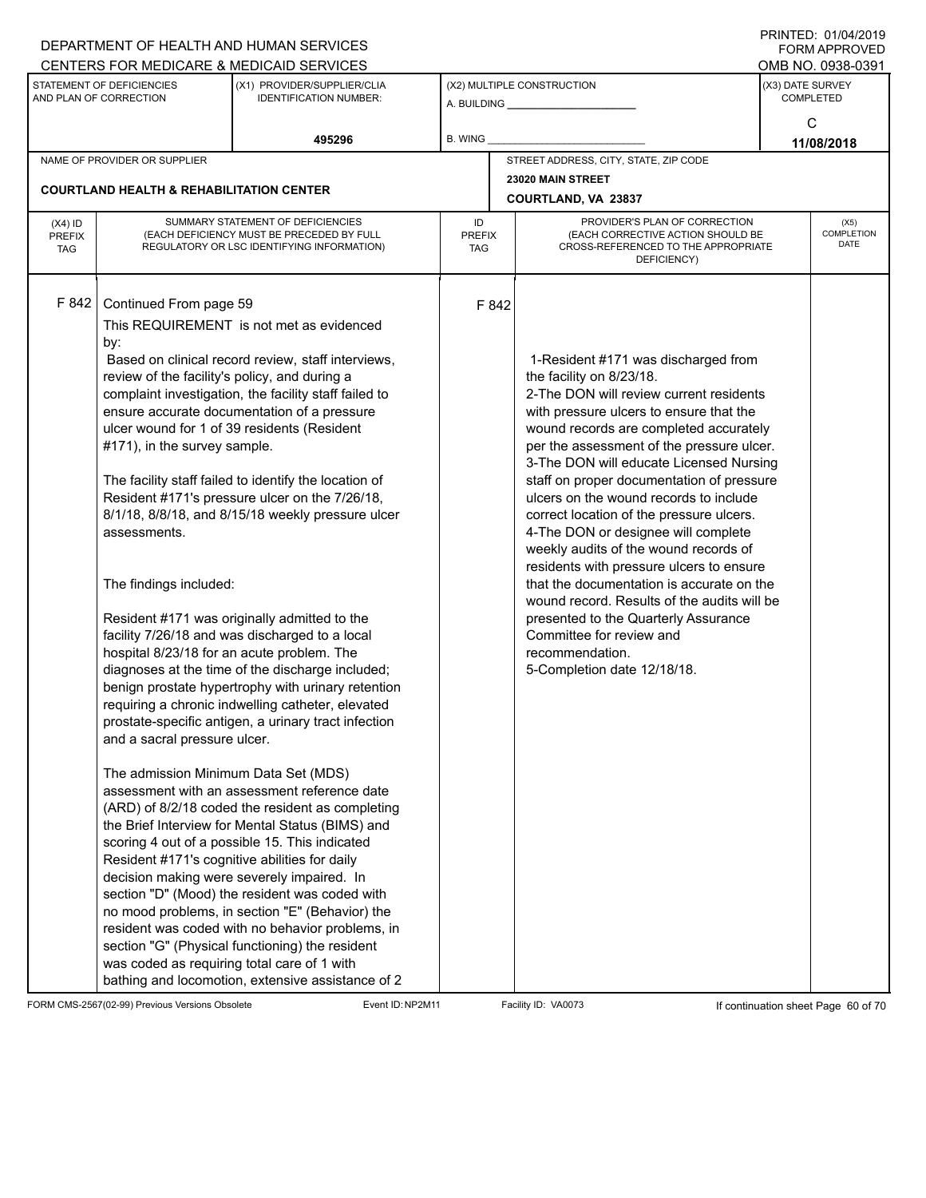DEPARTMENT OF HEALTH AND HUMAN SERVICES
CENTERS FOR MEDICARE & MEDICAID SERVICES

PRINTED: 01/04/2019
FORM APPROVED
OMB NO. 0938-0391

| STATEMENT OF DEFICIENCIES AND PLAN OF CORRECTION | (X1) PROVIDER/SUPPLIER/CLIA IDENTIFICATION NUMBER: | (X2) MULTIPLE CONSTRUCTION | (X3) DATE SURVEY COMPLETED |
|---|---|---|---|
| | 495296 | A. BUILDING ______ B. WING ______ | C 11/08/2018 |

| NAME OF PROVIDER OR SUPPLIER | STREET ADDRESS, CITY, STATE, ZIP CODE |
|---|---|
| COURTLAND HEALTH & REHABILITATION CENTER | 23020 MAIN STREET COURTLAND, VA 23837 |

| (X4) ID PREFIX TAG | SUMMARY STATEMENT OF DEFICIENCIES (EACH DEFICIENCY MUST BE PRECEDED BY FULL REGULATORY OR LSC IDENTIFYING INFORMATION) | ID PREFIX TAG | PROVIDER'S PLAN OF CORRECTION (EACH CORRECTIVE ACTION SHOULD BE CROSS-REFERENCED TO THE APPROPRIATE DEFICIENCY) | (X5) COMPLETION DATE |
|---|---|---|---|---|
| F 842 | Continued From page 59<br>This REQUIREMENT is not met as evidenced by:<br>Based on clinical record review, staff interviews, review of the facility's policy, and during a complaint investigation, the facility staff failed to ensure accurate documentation of a pressure ulcer wound for 1 of 39 residents (Resident #171), in the survey sample.<br><br>The facility staff failed to identify the location of Resident #171's pressure ulcer on the 7/26/18, 8/1/18, 8/8/18, and 8/15/18 weekly pressure ulcer assessments.<br><br>The findings included:<br><br>Resident #171 was originally admitted to the facility 7/26/18 and was discharged to a local hospital 8/23/18 for an acute problem. The diagnoses at the time of the discharge included; benign prostate hypertrophy with urinary retention requiring a chronic indwelling catheter, elevated prostate-specific antigen, a urinary tract infection and a sacral pressure ulcer.<br><br>The admission Minimum Data Set (MDS) assessment with an assessment reference date (ARD) of 8/2/18 coded the resident as completing the Brief Interview for Mental Status (BIMS) and scoring 4 out of a possible 15. This indicated Resident #171's cognitive abilities for daily decision making were severely impaired. In section "D" (Mood) the resident was coded with no mood problems, in section "E" (Behavior) the resident was coded with no behavior problems, in section "G" (Physical functioning) the resident was coded as requiring total care of 1 with bathing and locomotion, extensive assistance of 2 | F 842 | 1-Resident #171 was discharged from the facility on 8/23/18.<br>2-The DON will review current residents with pressure ulcers to ensure that the wound records are completed accurately per the assessment of the pressure ulcer.<br>3-The DON will educate Licensed Nursing staff on proper documentation of pressure ulcers on the wound records to include correct location of the pressure ulcers.<br>4-The DON or designee will complete weekly audits of the wound records of residents with pressure ulcers to ensure that the documentation is accurate on the wound record. Results of the audits will be presented to the Quarterly Assurance Committee for review and recommendation.<br>5-Completion date 12/18/18. | |

FORM CMS-2567(02-99) Previous Versions Obsolete Event ID: NP2M11 Facility ID: VA0073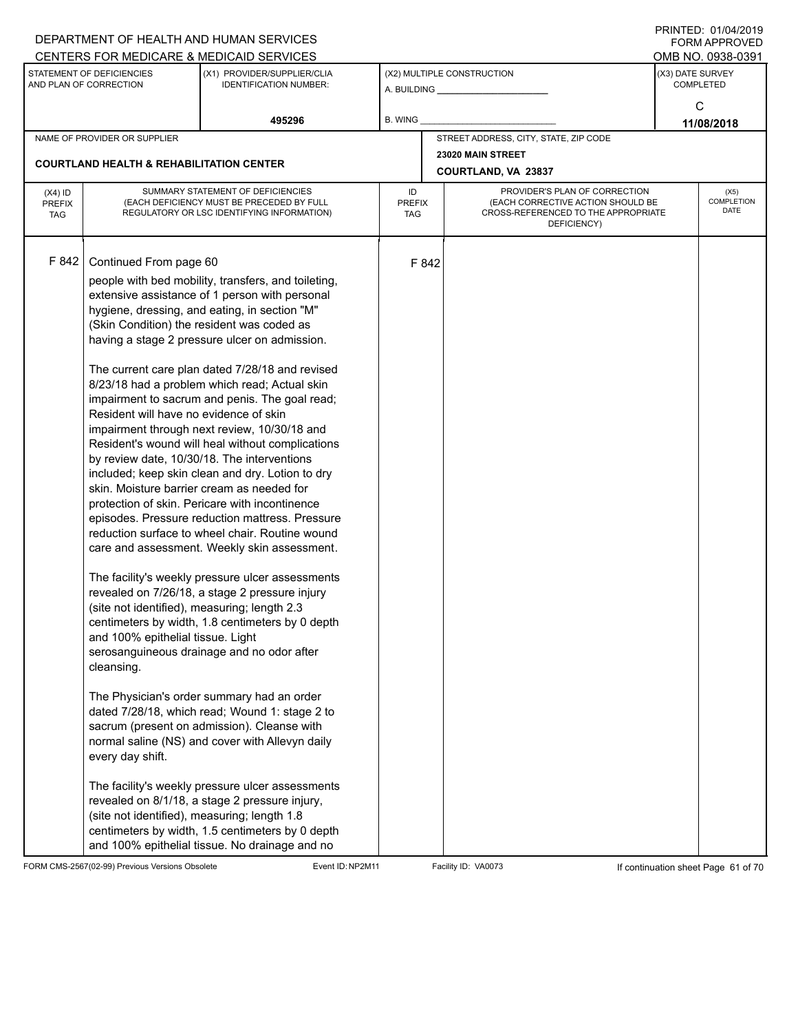DEPARTMENT OF HEALTH AND HUMAN SERVICES
CENTERS FOR MEDICARE & MEDICAID SERVICES

PRINTED: 01/04/2019
FORM APPROVED
OMB NO. 0938-0391

| STATEMENT OF DEFICIENCIES AND PLAN OF CORRECTION | (X1) PROVIDER/SUPPLIER/CLIA IDENTIFICATION NUMBER: | (X2) MULTIPLE CONSTRUCTION | (X3) DATE SURVEY COMPLETED |
|---|---|---|---|
| | 495296 | A. BUILDING ______ B. WING ______ | C 11/08/2018 |

NAME OF PROVIDER OR SUPPLIER: COURTLAND HEALTH & REHABILITATION CENTER

STREET ADDRESS, CITY, STATE, ZIP CODE: 23020 MAIN STREET, COURTLAND, VA 23837

| (X4) ID PREFIX TAG | SUMMARY STATEMENT OF DEFICIENCIES (EACH DEFICIENCY MUST BE PRECEDED BY FULL REGULATORY OR LSC IDENTIFYING INFORMATION) | ID PREFIX TAG | PROVIDER'S PLAN OF CORRECTION (EACH CORRECTIVE ACTION SHOULD BE CROSS-REFERENCED TO THE APPROPRIATE DEFICIENCY) | (X5) COMPLETION DATE |
|---|---|---|---|---|
| F 842 | Continued From page 60 | F 842 | | |

people with bed mobility, transfers, and toileting, extensive assistance of 1 person with personal hygiene, dressing, and eating, in section "M" (Skin Condition) the resident was coded as having a stage 2 pressure ulcer on admission.

The current care plan dated 7/28/18 and revised 8/23/18 had a problem which read; Actual skin impairment to sacrum and penis. The goal read; Resident will have no evidence of skin impairment through next review, 10/30/18 and Resident's wound will heal without complications by review date, 10/30/18. The interventions included; keep skin clean and dry. Lotion to dry skin. Moisture barrier cream as needed for protection of skin. Pericare with incontinence episodes. Pressure reduction mattress. Pressure reduction surface to wheel chair. Routine wound care and assessment. Weekly skin assessment.

The facility's weekly pressure ulcer assessments revealed on 7/26/18, a stage 2 pressure injury (site not identified), measuring; length 2.3 centimeters by width, 1.8 centimeters by 0 depth and 100% epithelial tissue. Light serosanguineous drainage and no odor after cleansing.

The Physician's order summary had an order dated 7/28/18, which read; Wound 1: stage 2 to sacrum (present on admission). Cleanse with normal saline (NS) and cover with Allevyn daily every day shift.

The facility's weekly pressure ulcer assessments revealed on 8/1/18, a stage 2 pressure injury, (site not identified), measuring; length 1.8 centimeters by width, 1.5 centimeters by 0 depth and 100% epithelial tissue. No drainage and no

FORM CMS-2567(02-99) Previous Versions Obsolete | Event ID: NP2M11 | Facility ID: VA0073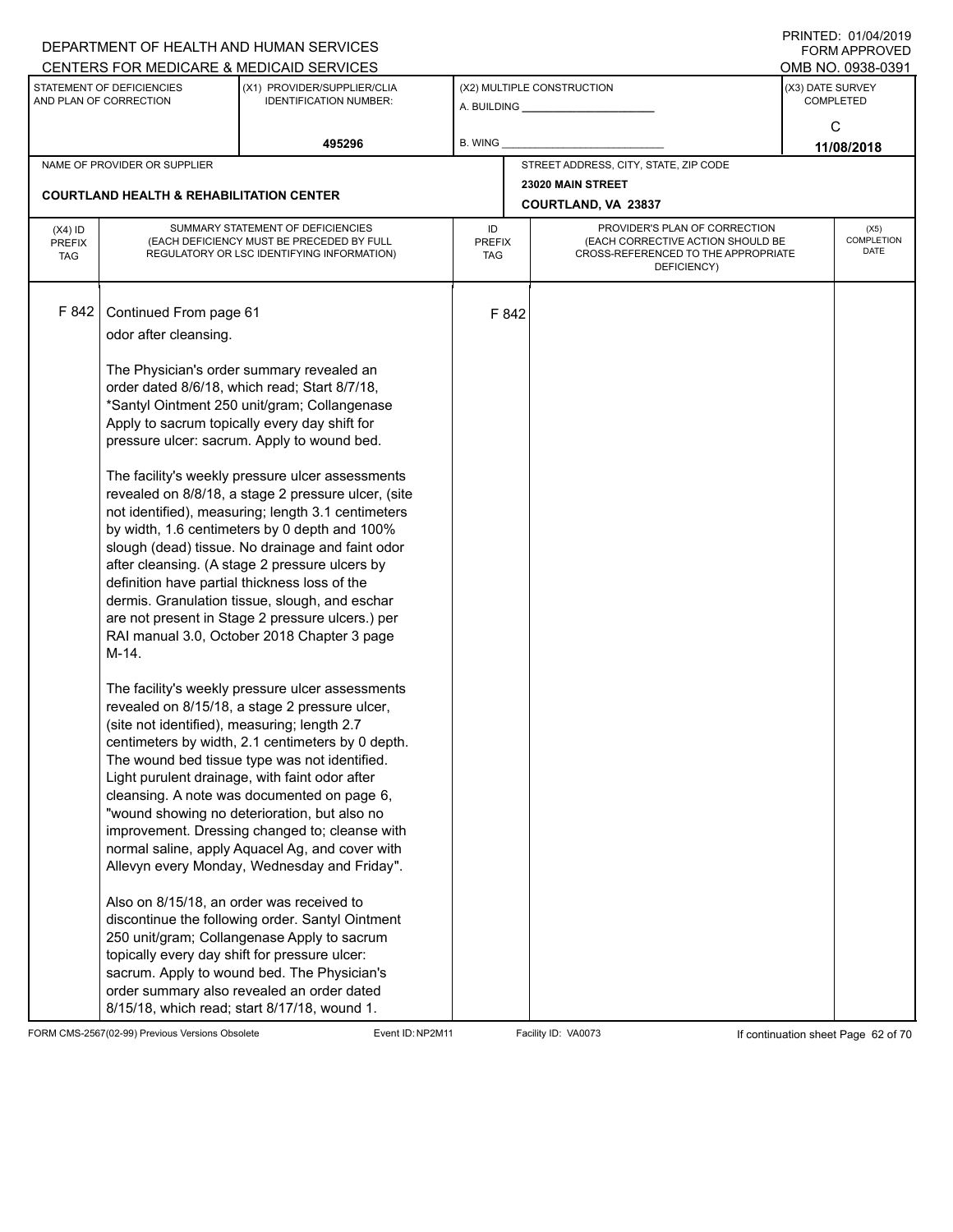DEPARTMENT OF HEALTH AND HUMAN SERVICES
CENTERS FOR MEDICARE & MEDICAID SERVICES

PRINTED: 01/04/2019
FORM APPROVED
OMB NO. 0938-0391

| STATEMENT OF DEFICIENCIES AND PLAN OF CORRECTION | (X1) PROVIDER/SUPPLIER/CLIA IDENTIFICATION NUMBER: | (X2) MULTIPLE CONSTRUCTION | (X3) DATE SURVEY COMPLETED |
|---|---|---|---|
| | 495296 | A. BUILDING ______ B. WING ______ | C 11/08/2018 |

NAME OF PROVIDER OR SUPPLIER: **COURTLAND HEALTH & REHABILITATION CENTER**

STREET ADDRESS, CITY, STATE, ZIP CODE: 23020 MAIN STREET, COURTLAND, VA 23837

| (X4) ID PREFIX TAG | SUMMARY STATEMENT OF DEFICIENCIES (EACH DEFICIENCY MUST BE PRECEDED BY FULL REGULATORY OR LSC IDENTIFYING INFORMATION) | ID PREFIX TAG | PROVIDER'S PLAN OF CORRECTION (EACH CORRECTIVE ACTION SHOULD BE CROSS-REFERENCED TO THE APPROPRIATE DEFICIENCY) | (X5) COMPLETION DATE |
|---|---|---|---|---|
| F 842 | Continued From page 61<br>odor after cleansing.<br><br>The Physician's order summary revealed an order dated 8/6/18, which read; Start 8/7/18, *Santyl Ointment 250 unit/gram; Collangenase Apply to sacrum topically every day shift for pressure ulcer: sacrum. Apply to wound bed.<br><br>The facility's weekly pressure ulcer assessments revealed on 8/8/18, a stage 2 pressure ulcer, (site not identified), measuring; length 3.1 centimeters by width, 1.6 centimeters by 0 depth and 100% slough (dead) tissue. No drainage and faint odor after cleansing. (A stage 2 pressure ulcers by definition have partial thickness loss of the dermis. Granulation tissue, slough, and eschar are not present in Stage 2 pressure ulcers.) per RAI manual 3.0, October 2018 Chapter 3 page M-14.<br><br>The facility's weekly pressure ulcer assessments revealed on 8/15/18, a stage 2 pressure ulcer, (site not identified), measuring; length 2.7 centimeters by width, 2.1 centimeters by 0 depth. The wound bed tissue type was not identified. Light purulent drainage, with faint odor after cleansing. A note was documented on page 6, "wound showing no deterioration, but also no improvement. Dressing changed to; cleanse with normal saline, apply Aquacel Ag, and cover with Allevyn every Monday, Wednesday and Friday".<br><br>Also on 8/15/18, an order was received to discontinue the following order. Santyl Ointment 250 unit/gram; Collangenase Apply to sacrum topically every day shift for pressure ulcer: sacrum. Apply to wound bed. The Physician's order summary also revealed an order dated 8/15/18, which read; start 8/17/18, wound 1. | F 842 | | |

FORM CMS-2567(02-99) Previous Versions Obsolete  Event ID: NP2M11  Facility ID: VA0073  If continuation sheet Page 62 of 70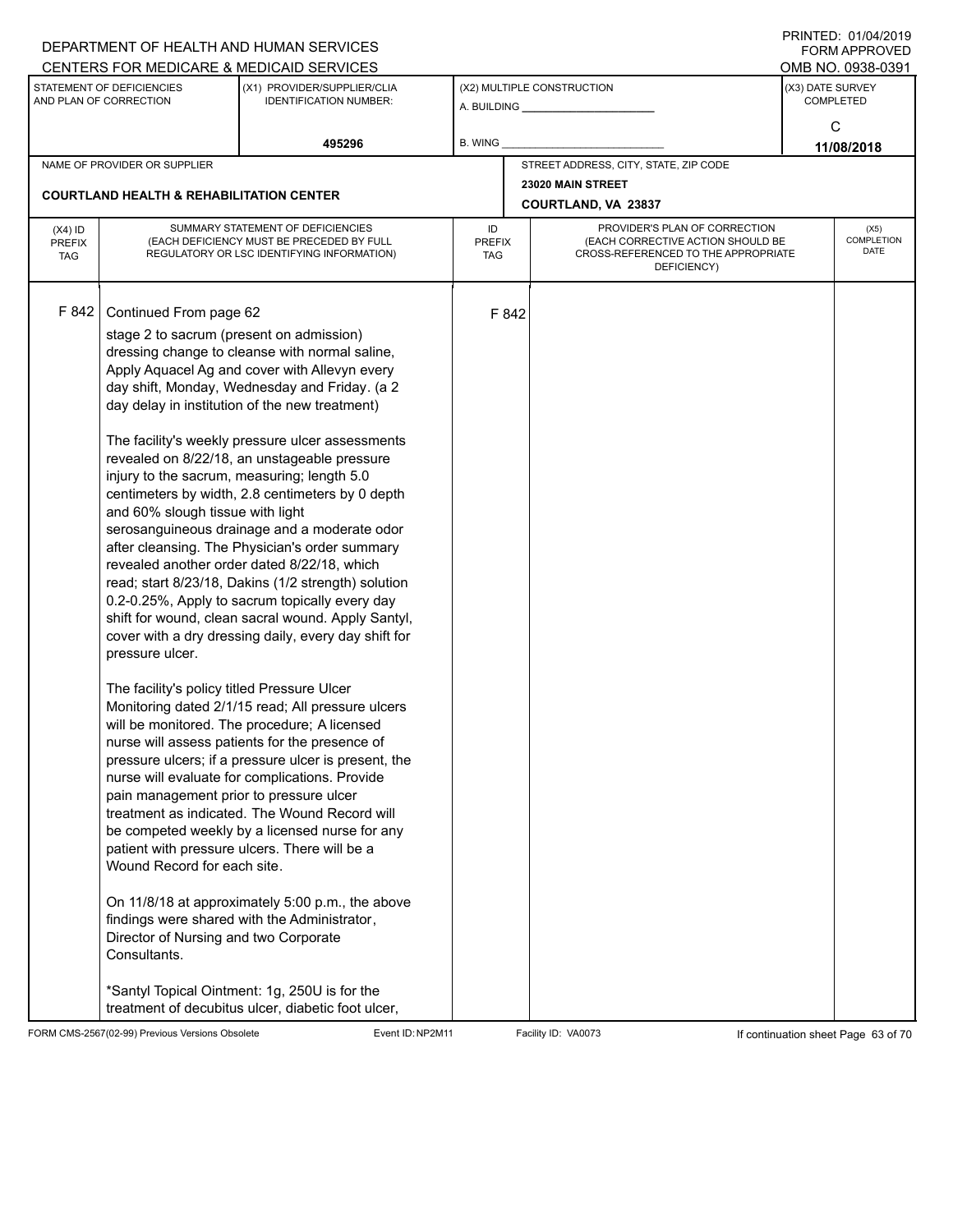DEPARTMENT OF HEALTH AND HUMAN SERVICES
CENTERS FOR MEDICARE & MEDICAID SERVICES

PRINTED: 01/04/2019
FORM APPROVED
OMB NO. 0938-0391

| STATEMENT OF DEFICIENCIES AND PLAN OF CORRECTION | (X1) PROVIDER/SUPPLIER/CLIA IDENTIFICATION NUMBER: | (X2) MULTIPLE CONSTRUCTION | (X3) DATE SURVEY COMPLETED |
|---|---|---|---|
| | 495296 | A. BUILDING ___ B. WING ___ | C 11/08/2018 |

NAME OF PROVIDER OR SUPPLIER: **COURTLAND HEALTH & REHABILITATION CENTER**

STREET ADDRESS, CITY, STATE, ZIP CODE: 23020 MAIN STREET, COURTLAND, VA 23837

| (X4) ID PREFIX TAG | SUMMARY STATEMENT OF DEFICIENCIES (EACH DEFICIENCY MUST BE PRECEDED BY FULL REGULATORY OR LSC IDENTIFYING INFORMATION) | ID PREFIX TAG | PROVIDER'S PLAN OF CORRECTION (EACH CORRECTIVE ACTION SHOULD BE CROSS-REFERENCED TO THE APPROPRIATE DEFICIENCY) | (X5) COMPLETION DATE |
|---|---|---|---|---|
| F 842 | Continued From page 62 | F 842 | | |

stage 2 to sacrum (present on admission) dressing change to cleanse with normal saline, Apply Aquacel Ag and cover with Allevyn every day shift, Monday, Wednesday and Friday. (a 2 day delay in institution of the new treatment)

The facility's weekly pressure ulcer assessments revealed on 8/22/18, an unstageable pressure injury to the sacrum, measuring; length 5.0 centimeters by width, 2.8 centimeters by 0 depth and 60% slough tissue with light serosanguineous drainage and a moderate odor after cleansing. The Physician's order summary revealed another order dated 8/22/18, which read; start 8/23/18, Dakins (1/2 strength) solution 0.2-0.25%, Apply to sacrum topically every day shift for wound, clean sacral wound. Apply Santyl, cover with a dry dressing daily, every day shift for pressure ulcer.

The facility's policy titled Pressure Ulcer Monitoring dated 2/1/15 read; All pressure ulcers will be monitored. The procedure; A licensed nurse will assess patients for the presence of pressure ulcers; if a pressure ulcer is present, the nurse will evaluate for complications. Provide pain management prior to pressure ulcer treatment as indicated. The Wound Record will be competed weekly by a licensed nurse for any patient with pressure ulcers. There will be a Wound Record for each site.

On 11/8/18 at approximately 5:00 p.m., the above findings were shared with the Administrator, Director of Nursing and two Corporate Consultants.

*Santyl Topical Ointment: 1g, 250U is for the treatment of decubitus ulcer, diabetic foot ulcer,

FORM CMS-2567(02-99) Previous Versions Obsolete Event ID: NP2M11 Facility ID: VA0073 If continuation sheet Page 63 of 70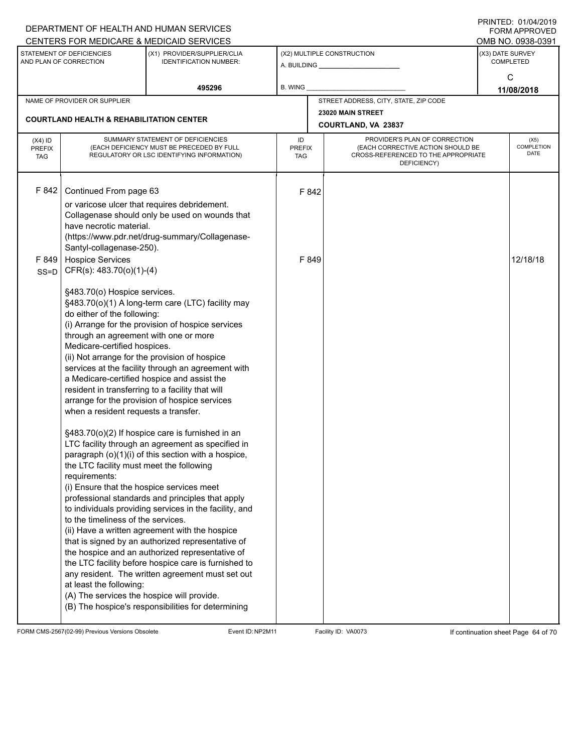DEPARTMENT OF HEALTH AND HUMAN SERVICES
CENTERS FOR MEDICARE & MEDICAID SERVICES

PRINTED: 01/04/2019
FORM APPROVED
OMB NO. 0938-0391

| STATEMENT OF DEFICIENCIES AND PLAN OF CORRECTION | (X1) PROVIDER/SUPPLIER/CLIA IDENTIFICATION NUMBER: | (X2) MULTIPLE CONSTRUCTION | (X3) DATE SURVEY COMPLETED |
|---|---|---|---|
| | 495296 | A. BUILDING ______ B. WING ______ | C 11/08/2018 |

NAME OF PROVIDER OR SUPPLIER: COURTLAND HEALTH & REHABILITATION CENTER

STREET ADDRESS, CITY, STATE, ZIP CODE: 23020 MAIN STREET, COURTLAND, VA 23837

| (X4) ID PREFIX TAG | SUMMARY STATEMENT OF DEFICIENCIES (EACH DEFICIENCY MUST BE PRECEDED BY FULL REGULATORY OR LSC IDENTIFYING INFORMATION) | ID PREFIX TAG | PROVIDER'S PLAN OF CORRECTION (EACH CORRECTIVE ACTION SHOULD BE CROSS-REFERENCED TO THE APPROPRIATE DEFICIENCY) | (X5) COMPLETION DATE |
|---|---|---|---|---|
| F 842 | Continued From page 63<br>or varicose ulcer that requires debridement. Collagenase should only be used on wounds that have necrotic material. (https://www.pdr.net/drug-summary/Collagenase-Santyl-collagenase-250). | F 842 | | |
| F 849 SS=D | Hospice Services<br>CFR(s): 483.70(o)(1)-(4)<br><br>§483.70(o) Hospice services.<br>§483.70(o)(1) A long-term care (LTC) facility may do either of the following:<br>(i) Arrange for the provision of hospice services through an agreement with one or more Medicare-certified hospices.<br>(ii) Not arrange for the provision of hospice services at the facility through an agreement with a Medicare-certified hospice and assist the resident in transferring to a facility that will arrange for the provision of hospice services when a resident requests a transfer.<br><br>§483.70(o)(2) If hospice care is furnished in an LTC facility through an agreement as specified in paragraph (o)(1)(i) of this section with a hospice, the LTC facility must meet the following requirements:<br>(i) Ensure that the hospice services meet professional standards and principles that apply to individuals providing services in the facility, and to the timeliness of the services.<br>(ii) Have a written agreement with the hospice that is signed by an authorized representative of the hospice and an authorized representative of the LTC facility before hospice care is furnished to any resident. The written agreement must set out at least the following:<br>(A) The services the hospice will provide.<br>(B) The hospice's responsibilities for determining | F 849 | | 12/18/18 |

FORM CMS-2567(02-99) Previous Versions Obsolete Event ID: NP2M11 Facility ID: VA0073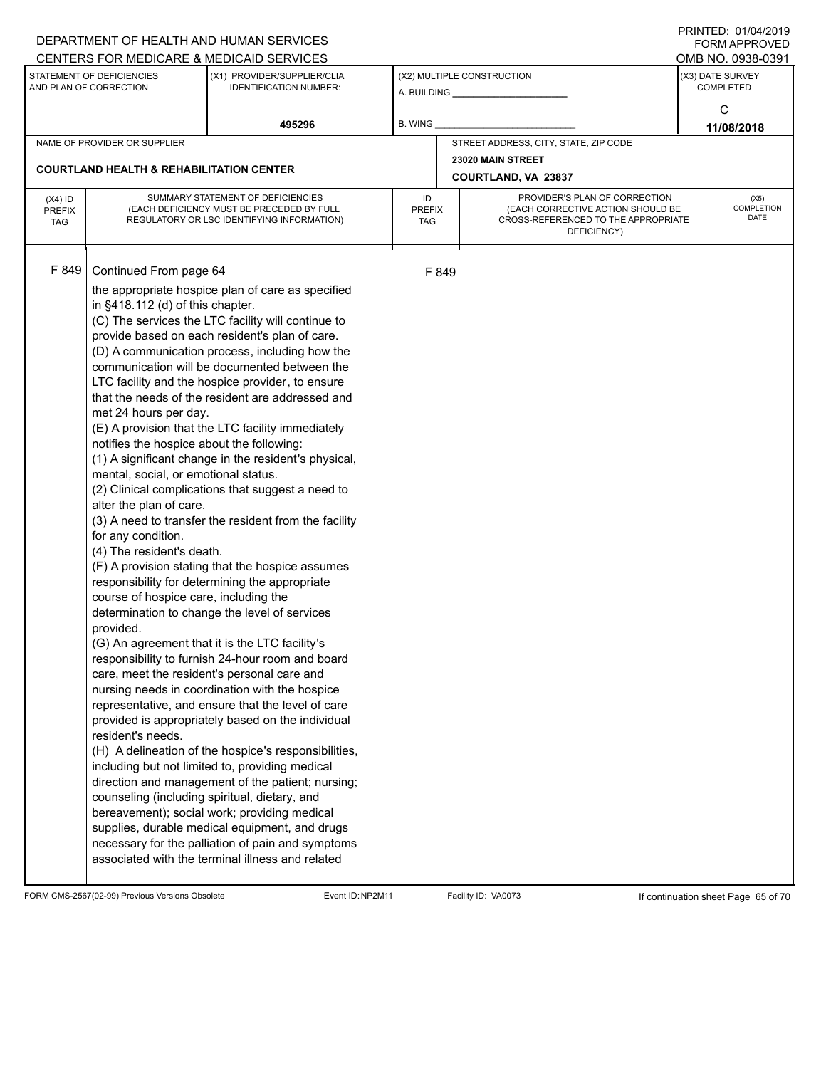DEPARTMENT OF HEALTH AND HUMAN SERVICES
CENTERS FOR MEDICARE & MEDICAID SERVICES

PRINTED: 01/04/2019
FORM APPROVED
OMB NO. 0938-0391

| STATEMENT OF DEFICIENCIES AND PLAN OF CORRECTION | (X1) PROVIDER/SUPPLIER/CLIA IDENTIFICATION NUMBER: | (X2) MULTIPLE CONSTRUCTION | (X3) DATE SURVEY COMPLETED |
|---|---|---|---|
| | 495296 | A. BUILDING ______ B. WING ______ | C 11/08/2018 |

| NAME OF PROVIDER OR SUPPLIER | STREET ADDRESS, CITY, STATE, ZIP CODE |
|---|---|
| COURTLAND HEALTH & REHABILITATION CENTER | 23020 MAIN STREET COURTLAND, VA 23837 |

| (X4) ID PREFIX TAG | SUMMARY STATEMENT OF DEFICIENCIES (EACH DEFICIENCY MUST BE PRECEDED BY FULL REGULATORY OR LSC IDENTIFYING INFORMATION) | ID PREFIX TAG | PROVIDER'S PLAN OF CORRECTION (EACH CORRECTIVE ACTION SHOULD BE CROSS-REFERENCED TO THE APPROPRIATE DEFICIENCY) | (X5) COMPLETION DATE |
|---|---|---|---|---|
| F 849 | Continued From page 64<br>the appropriate hospice plan of care as specified in §418.112 (d) of this chapter.<br>(C) The services the LTC facility will continue to provide based on each resident's plan of care.<br>(D) A communication process, including how the communication will be documented between the LTC facility and the hospice provider, to ensure that the needs of the resident are addressed and met 24 hours per day.<br>(E) A provision that the LTC facility immediately notifies the hospice about the following:<br>(1) A significant change in the resident's physical, mental, social, or emotional status.<br>(2) Clinical complications that suggest a need to alter the plan of care.<br>(3) A need to transfer the resident from the facility for any condition.<br>(4) The resident's death.<br>(F) A provision stating that the hospice assumes responsibility for determining the appropriate course of hospice care, including the determination to change the level of services provided.<br>(G) An agreement that it is the LTC facility's responsibility to furnish 24-hour room and board care, meet the resident's personal care and nursing needs in coordination with the hospice representative, and ensure that the level of care provided is appropriately based on the individual resident's needs.<br>(H) A delineation of the hospice's responsibilities, including but not limited to, providing medical direction and management of the patient; nursing; counseling (including spiritual, dietary, and bereavement); social work; providing medical supplies, durable medical equipment, and drugs necessary for the palliation of pain and symptoms associated with the terminal illness and related | F 849 | | |

FORM CMS-2567(02-99) Previous Versions Obsolete Event ID: NP2M11 Facility ID: VA0073 If continuation sheet Page 65 of 70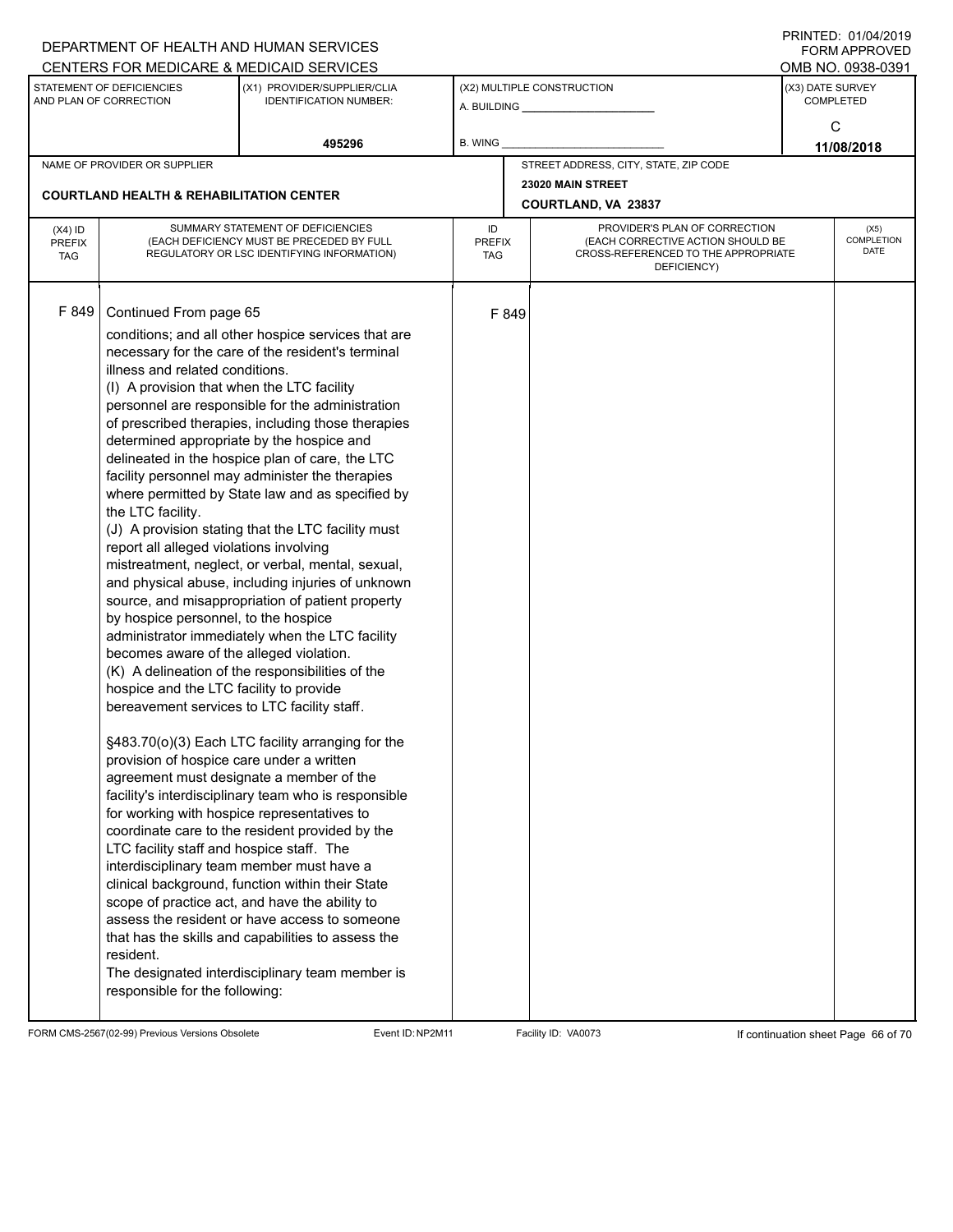DEPARTMENT OF HEALTH AND HUMAN SERVICES
CENTERS FOR MEDICARE & MEDICAID SERVICES

PRINTED: 01/04/2019
FORM APPROVED
OMB NO. 0938-0391

| STATEMENT OF DEFICIENCIES AND PLAN OF CORRECTION | (X1) PROVIDER/SUPPLIER/CLIA IDENTIFICATION NUMBER: | (X2) MULTIPLE CONSTRUCTION | (X3) DATE SURVEY COMPLETED |
|---|---|---|---|
| | 495296 | A. BUILDING ______ B. WING ______ | C 11/08/2018 |

| NAME OF PROVIDER OR SUPPLIER | STREET ADDRESS, CITY, STATE, ZIP CODE |
|---|---|
| COURTLAND HEALTH & REHABILITATION CENTER | 23020 MAIN STREET COURTLAND, VA 23837 |

| (X4) ID PREFIX TAG | SUMMARY STATEMENT OF DEFICIENCIES (EACH DEFICIENCY MUST BE PRECEDED BY FULL REGULATORY OR LSC IDENTIFYING INFORMATION) | ID PREFIX TAG | PROVIDER'S PLAN OF CORRECTION (EACH CORRECTIVE ACTION SHOULD BE CROSS-REFERENCED TO THE APPROPRIATE DEFICIENCY) | (X5) COMPLETION DATE |
|---|---|---|---|---|
| F 849 | Continued From page 65 | F 849 | | |

conditions; and all other hospice services that are necessary for the care of the resident's terminal illness and related conditions.

(I) A provision that when the LTC facility personnel are responsible for the administration of prescribed therapies, including those therapies determined appropriate by the hospice and delineated in the hospice plan of care, the LTC facility personnel may administer the therapies where permitted by State law and as specified by the LTC facility.

(J) A provision stating that the LTC facility must report all alleged violations involving mistreatment, neglect, or verbal, mental, sexual, and physical abuse, including injuries of unknown source, and misappropriation of patient property by hospice personnel, to the hospice administrator immediately when the LTC facility becomes aware of the alleged violation.

(K) A delineation of the responsibilities of the hospice and the LTC facility to provide bereavement services to LTC facility staff.

§483.70(o)(3) Each LTC facility arranging for the provision of hospice care under a written agreement must designate a member of the facility's interdisciplinary team who is responsible for working with hospice representatives to coordinate care to the resident provided by the LTC facility staff and hospice staff. The interdisciplinary team member must have a clinical background, function within their State scope of practice act, and have the ability to assess the resident or have access to someone that has the skills and capabilities to assess the resident.

The designated interdisciplinary team member is responsible for the following:

FORM CMS-2567(02-99) Previous Versions Obsolete Event ID: NP2M11 Facility ID: VA0073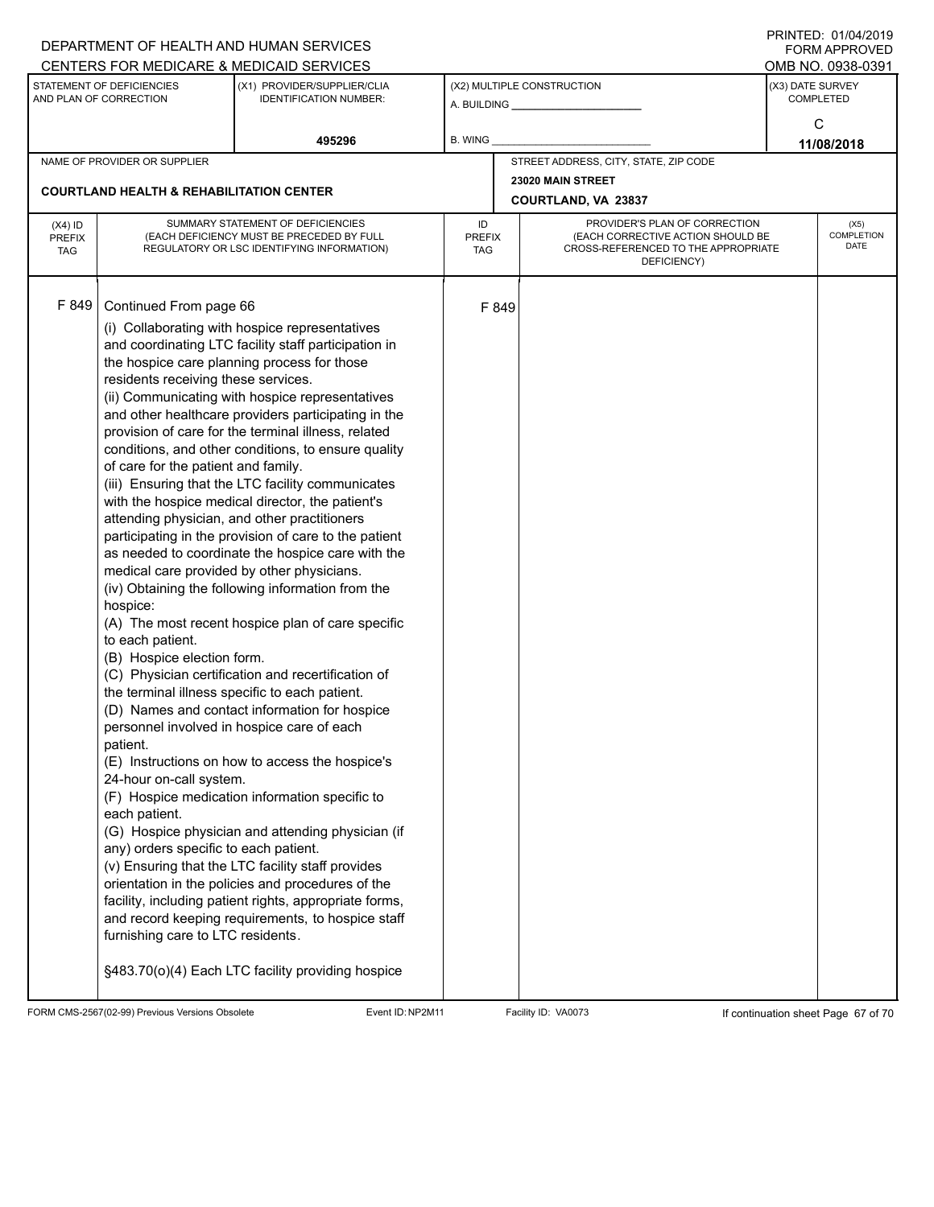DEPARTMENT OF HEALTH AND HUMAN SERVICES
CENTERS FOR MEDICARE & MEDICAID SERVICES

PRINTED: 01/04/2019
FORM APPROVED
OMB NO. 0938-0391

| STATEMENT OF DEFICIENCIES AND PLAN OF CORRECTION | (X1) PROVIDER/SUPPLIER/CLIA IDENTIFICATION NUMBER: | (X2) MULTIPLE CONSTRUCTION | (X3) DATE SURVEY COMPLETED |
|---|---|---|---|
| | 495296 | A. BUILDING ___ B. WING ___ | C 11/08/2018 |

| NAME OF PROVIDER OR SUPPLIER | STREET ADDRESS, CITY, STATE, ZIP CODE |
|---|---|
| COURTLAND HEALTH & REHABILITATION CENTER | 23020 MAIN STREET COURTLAND, VA 23837 |

| (X4) ID PREFIX TAG | SUMMARY STATEMENT OF DEFICIENCIES (EACH DEFICIENCY MUST BE PRECEDED BY FULL REGULATORY OR LSC IDENTIFYING INFORMATION) | ID PREFIX TAG | PROVIDER'S PLAN OF CORRECTION (EACH CORRECTIVE ACTION SHOULD BE CROSS-REFERENCED TO THE APPROPRIATE DEFICIENCY) | (X5) COMPLETION DATE |
|---|---|---|---|---|
| F 849 | Continued From page 66<br>(i) Collaborating with hospice representatives and coordinating LTC facility staff participation in the hospice care planning process for those residents receiving these services.<br>(ii) Communicating with hospice representatives and other healthcare providers participating in the provision of care for the terminal illness, related conditions, and other conditions, to ensure quality of care for the patient and family.<br>(iii) Ensuring that the LTC facility communicates with the hospice medical director, the patient's attending physician, and other practitioners participating in the provision of care to the patient as needed to coordinate the hospice care with the medical care provided by other physicians.<br>(iv) Obtaining the following information from the hospice:<br>(A) The most recent hospice plan of care specific to each patient.<br>(B) Hospice election form.<br>(C) Physician certification and recertification of the terminal illness specific to each patient.<br>(D) Names and contact information for hospice personnel involved in hospice care of each patient.<br>(E) Instructions on how to access the hospice's 24-hour on-call system.<br>(F) Hospice medication information specific to each patient.<br>(G) Hospice physician and attending physician (if any) orders specific to each patient.<br>(v) Ensuring that the LTC facility staff provides orientation in the policies and procedures of the facility, including patient rights, appropriate forms, and record keeping requirements, to hospice staff furnishing care to LTC residents.<br><br>§483.70(o)(4) Each LTC facility providing hospice | F 849 | | |

FORM CMS-2567(02-99) Previous Versions Obsolete | Event ID: NP2M11 | Facility ID: VA0073 | If continuation sheet Page 67 of 70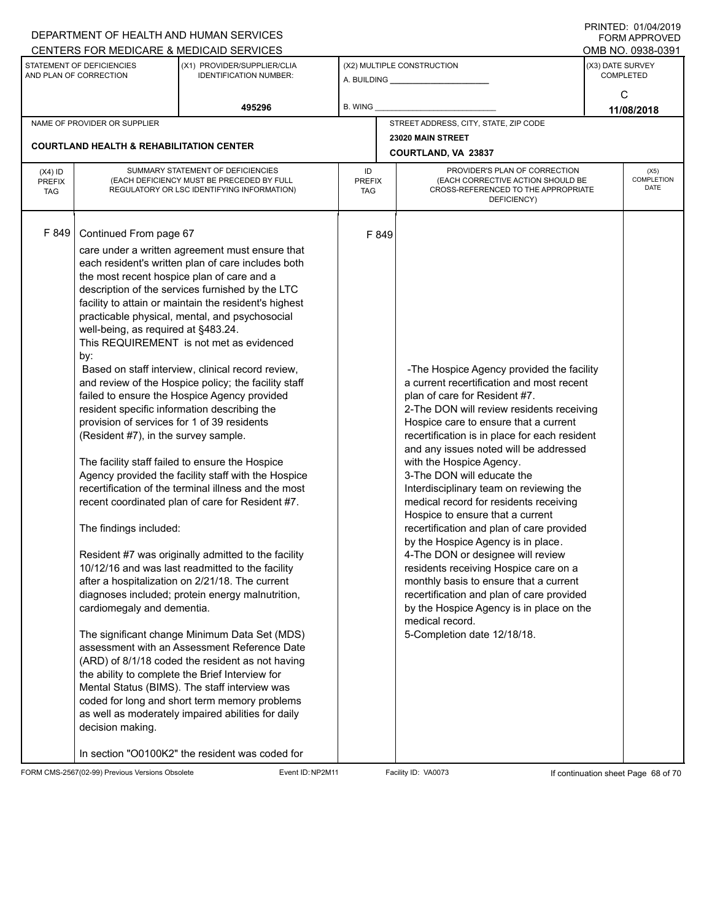DEPARTMENT OF HEALTH AND HUMAN SERVICES
CENTERS FOR MEDICARE & MEDICAID SERVICES

PRINTED: 01/04/2019
FORM APPROVED
OMB NO. 0938-0391

| STATEMENT OF DEFICIENCIES AND PLAN OF CORRECTION | (X1) PROVIDER/SUPPLIER/CLIA IDENTIFICATION NUMBER: | (X2) MULTIPLE CONSTRUCTION | (X3) DATE SURVEY COMPLETED |
|---|---|---|---|
| | 495296 | A. BUILDING ______ B. WING ______ | C 11/08/2018 |

| NAME OF PROVIDER OR SUPPLIER | STREET ADDRESS, CITY, STATE, ZIP CODE |
|---|---|
| COURTLAND HEALTH & REHABILITATION CENTER | 23020 MAIN STREET COURTLAND, VA 23837 |

| (X4) ID PREFIX TAG | SUMMARY STATEMENT OF DEFICIENCIES (EACH DEFICIENCY MUST BE PRECEDED BY FULL REGULATORY OR LSC IDENTIFYING INFORMATION) | ID PREFIX TAG | PROVIDER'S PLAN OF CORRECTION (EACH CORRECTIVE ACTION SHOULD BE CROSS-REFERENCED TO THE APPROPRIATE DEFICIENCY) | (X5) COMPLETION DATE |
|---|---|---|---|---|
| F 849 | Continued From page 67<br>care under a written agreement must ensure that each resident's written plan of care includes both the most recent hospice plan of care and a description of the services furnished by the LTC facility to attain or maintain the resident's highest practicable physical, mental, and psychosocial well-being, as required at §483.24.<br>This REQUIREMENT is not met as evidenced by:<br>Based on staff interview, clinical record review, and review of the Hospice policy; the facility staff failed to ensure the Hospice Agency provided resident specific information describing the provision of services for 1 of 39 residents (Resident #7), in the survey sample.<br><br>The facility staff failed to ensure the Hospice Agency provided the facility staff with the Hospice recertification of the terminal illness and the most recent coordinated plan of care for Resident #7.<br><br>The findings included:<br><br>Resident #7 was originally admitted to the facility 10/12/16 and was last readmitted to the facility after a hospitalization on 2/21/18. The current diagnoses included; protein energy malnutrition, cardiomegaly and dementia.<br><br>The significant change Minimum Data Set (MDS) assessment with an Assessment Reference Date (ARD) of 8/1/18 coded the resident as not having the ability to complete the Brief Interview for Mental Status (BIMS). The staff interview was coded for long and short term memory problems as well as moderately impaired abilities for daily decision making.<br><br>In section "O0100K2" the resident was coded for | F 849 | -The Hospice Agency provided the facility a current recertification and most recent plan of care for Resident #7.<br>2-The DON will review residents receiving Hospice care to ensure that a current recertification is in place for each resident and any issues noted will be addressed with the Hospice Agency.<br>3-The DON will educate the Interdisciplinary team on reviewing the medical record for residents receiving Hospice to ensure that a current recertification and plan of care provided by the Hospice Agency is in place.<br>4-The DON or designee will review residents receiving Hospice care on a monthly basis to ensure that a current recertification and plan of care provided by the Hospice Agency is in place on the medical record.<br>5-Completion date 12/18/18. | |

FORM CMS-2567(02-99) Previous Versions Obsolete Event ID: NP2M11 Facility ID: VA0073 If continuation sheet Page 68 of 70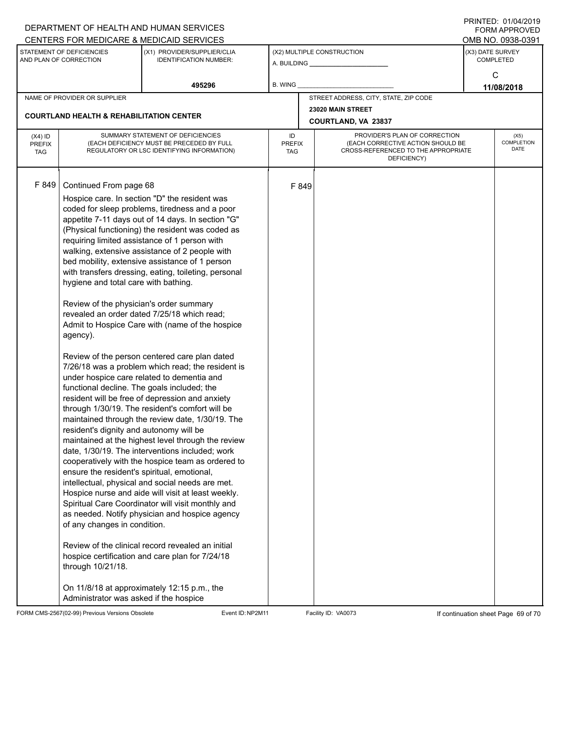DEPARTMENT OF HEALTH AND HUMAN SERVICES
CENTERS FOR MEDICARE & MEDICAID SERVICES

PRINTED: 01/04/2019
FORM APPROVED
OMB NO. 0938-0391

| STATEMENT OF DEFICIENCIES AND PLAN OF CORRECTION | (X1) PROVIDER/SUPPLIER/CLIA IDENTIFICATION NUMBER: | (X2) MULTIPLE CONSTRUCTION | (X3) DATE SURVEY COMPLETED |
|---|---|---|---|
| | 495296 | A. BUILDING ______ B. WING ______ | C 11/08/2018 |

| NAME OF PROVIDER OR SUPPLIER | STREET ADDRESS, CITY, STATE, ZIP CODE |
|---|---|
| COURTLAND HEALTH & REHABILITATION CENTER | 23020 MAIN STREET COURTLAND, VA 23837 |

| (X4) ID PREFIX TAG | SUMMARY STATEMENT OF DEFICIENCIES (EACH DEFICIENCY MUST BE PRECEDED BY FULL REGULATORY OR LSC IDENTIFYING INFORMATION) | ID PREFIX TAG | PROVIDER'S PLAN OF CORRECTION (EACH CORRECTIVE ACTION SHOULD BE CROSS-REFERENCED TO THE APPROPRIATE DEFICIENCY) | (X5) COMPLETION DATE |
|---|---|---|---|---|
| F 849 | Continued From page 68 | F 849 | | |

Hospice care. In section "D" the resident was coded for sleep problems, tiredness and a poor appetite 7-11 days out of 14 days. In section "G" (Physical functioning) the resident was coded as requiring limited assistance of 1 person with walking, extensive assistance of 2 people with bed mobility, extensive assistance of 1 person with transfers dressing, eating, toileting, personal hygiene and total care with bathing.

Review of the physician's order summary revealed an order dated 7/25/18 which read; Admit to Hospice Care with (name of the hospice agency).

Review of the person centered care plan dated 7/26/18 was a problem which read; the resident is under hospice care related to dementia and functional decline. The goals included; the resident will be free of depression and anxiety through 1/30/19. The resident's comfort will be maintained through the review date, 1/30/19. The resident's dignity and autonomy will be maintained at the highest level through the review date, 1/30/19. The interventions included; work cooperatively with the hospice team as ordered to ensure the resident's spiritual, emotional, intellectual, physical and social needs are met. Hospice nurse and aide will visit at least weekly. Spiritual Care Coordinator will visit monthly and as needed. Notify physician and hospice agency of any changes in condition.

Review of the clinical record revealed an initial hospice certification and care plan for 7/24/18 through 10/21/18.

On 11/8/18 at approximately 12:15 p.m., the Administrator was asked if the hospice

FORM CMS-2567(02-99) Previous Versions Obsolete Event ID: NP2M11 Facility ID: VA0073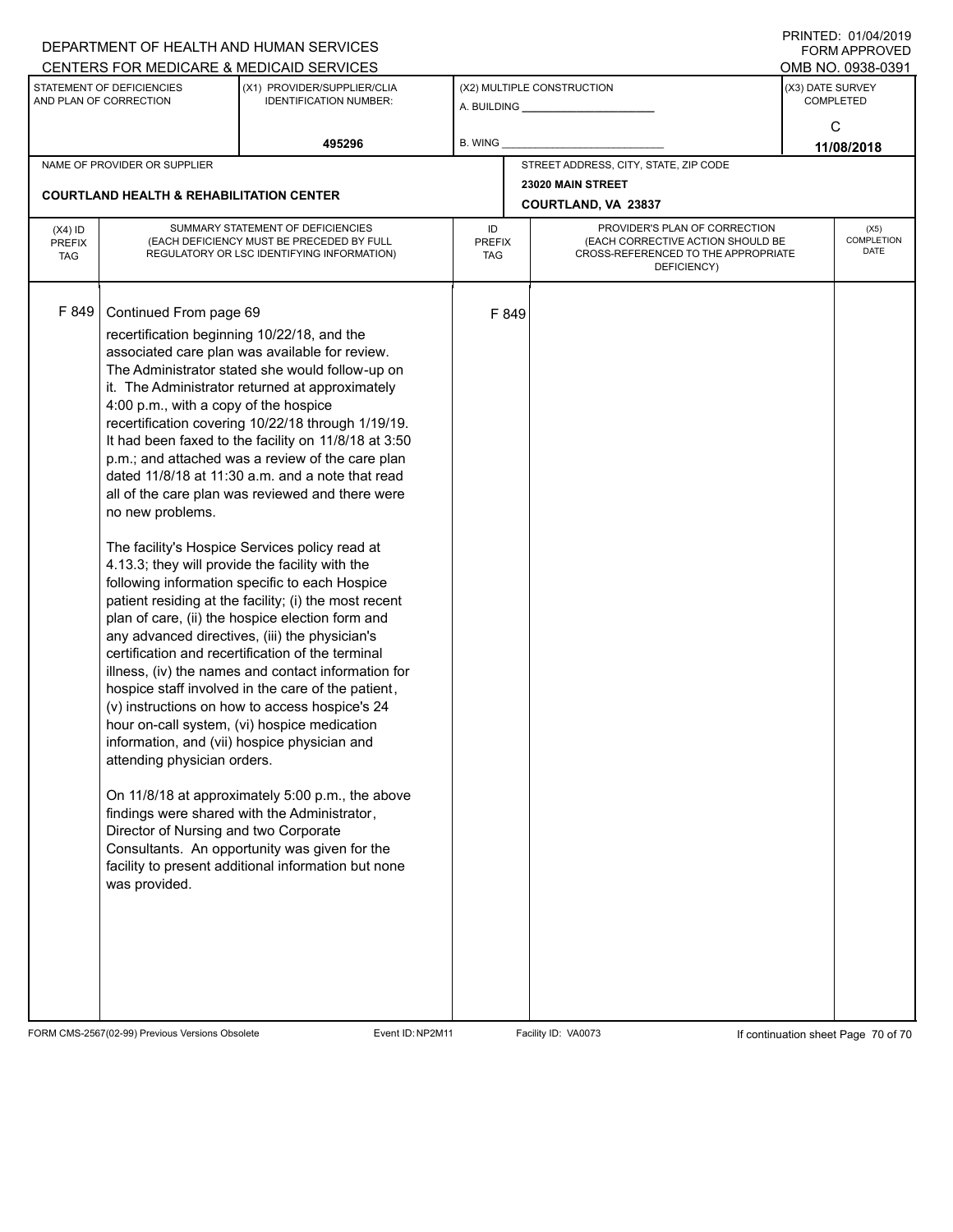DEPARTMENT OF HEALTH AND HUMAN SERVICES
CENTERS FOR MEDICARE & MEDICAID SERVICES

PRINTED: 01/04/2019
FORM APPROVED
OMB NO. 0938-0391

| STATEMENT OF DEFICIENCIES AND PLAN OF CORRECTION | (X1) PROVIDER/SUPPLIER/CLIA IDENTIFICATION NUMBER: | (X2) MULTIPLE CONSTRUCTION | (X3) DATE SURVEY COMPLETED |
|---|---|---|---|
| | 495296 | A. BUILDING _______ B. WING _______ | C 11/08/2018 |

NAME OF PROVIDER OR SUPPLIER: **COURTLAND HEALTH & REHABILITATION CENTER**

STREET ADDRESS, CITY, STATE, ZIP CODE: **23020 MAIN STREET, COURTLAND, VA 23837**

| (X4) ID PREFIX TAG | SUMMARY STATEMENT OF DEFICIENCIES (EACH DEFICIENCY MUST BE PRECEDED BY FULL REGULATORY OR LSC IDENTIFYING INFORMATION) | ID PREFIX TAG | PROVIDER'S PLAN OF CORRECTION (EACH CORRECTIVE ACTION SHOULD BE CROSS-REFERENCED TO THE APPROPRIATE DEFICIENCY) | (X5) COMPLETION DATE |
|---|---|---|---|---|
| F 849 | Continued From page 69 | F 849 | | |

recertification beginning 10/22/18, and the associated care plan was available for review. The Administrator stated she would follow-up on it. The Administrator returned at approximately 4:00 p.m., with a copy of the hospice recertification covering 10/22/18 through 1/19/19. It had been faxed to the facility on 11/8/18 at 3:50 p.m.; and attached was a review of the care plan dated 11/8/18 at 11:30 a.m. and a note that read all of the care plan was reviewed and there were no new problems.

The facility's Hospice Services policy read at 4.13.3; they will provide the facility with the following information specific to each Hospice patient residing at the facility; (i) the most recent plan of care, (ii) the hospice election form and any advanced directives, (iii) the physician's certification and recertification of the terminal illness, (iv) the names and contact information for hospice staff involved in the care of the patient, (v) instructions on how to access hospice's 24 hour on-call system, (vi) hospice medication information, and (vii) hospice physician and attending physician orders.

On 11/8/18 at approximately 5:00 p.m., the above findings were shared with the Administrator, Director of Nursing and two Corporate Consultants. An opportunity was given for the facility to present additional information but none was provided.

FORM CMS-2567(02-99) Previous Versions Obsolete    Event ID: NP2M11    Facility ID: VA0073